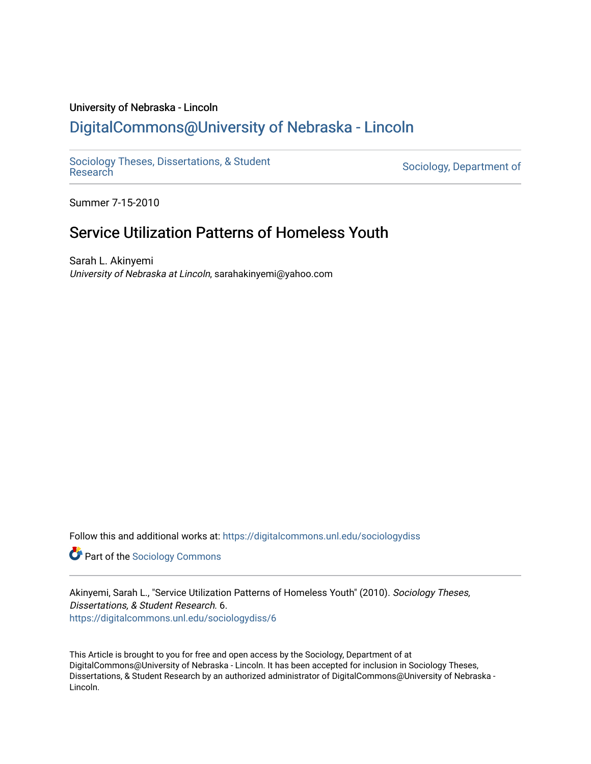University of Nebraska - Lincoln

# DigitalCommons@University of Nebraska - Lincoln

Sociology Theses, Dissertations, & Student Research

Sociology, Department of

Summer 7-15-2010

## Service Utilization Patterns of Homeless Youth

Sarah L. Akinyemi
*University of Nebraska at Lincoln*, sarahakinyemi@yahoo.com

Follow this and additional works at: https://digitalcommons.unl.edu/sociologydiss

Part of the Sociology Commons

Akinyemi, Sarah L., "Service Utilization Patterns of Homeless Youth" (2010). *Sociology Theses, Dissertations, & Student Research*. 6.
https://digitalcommons.unl.edu/sociologydiss/6

This Article is brought to you for free and open access by the Sociology, Department of at DigitalCommons@University of Nebraska - Lincoln. It has been accepted for inclusion in Sociology Theses, Dissertations, & Student Research by an authorized administrator of DigitalCommons@University of Nebraska - Lincoln.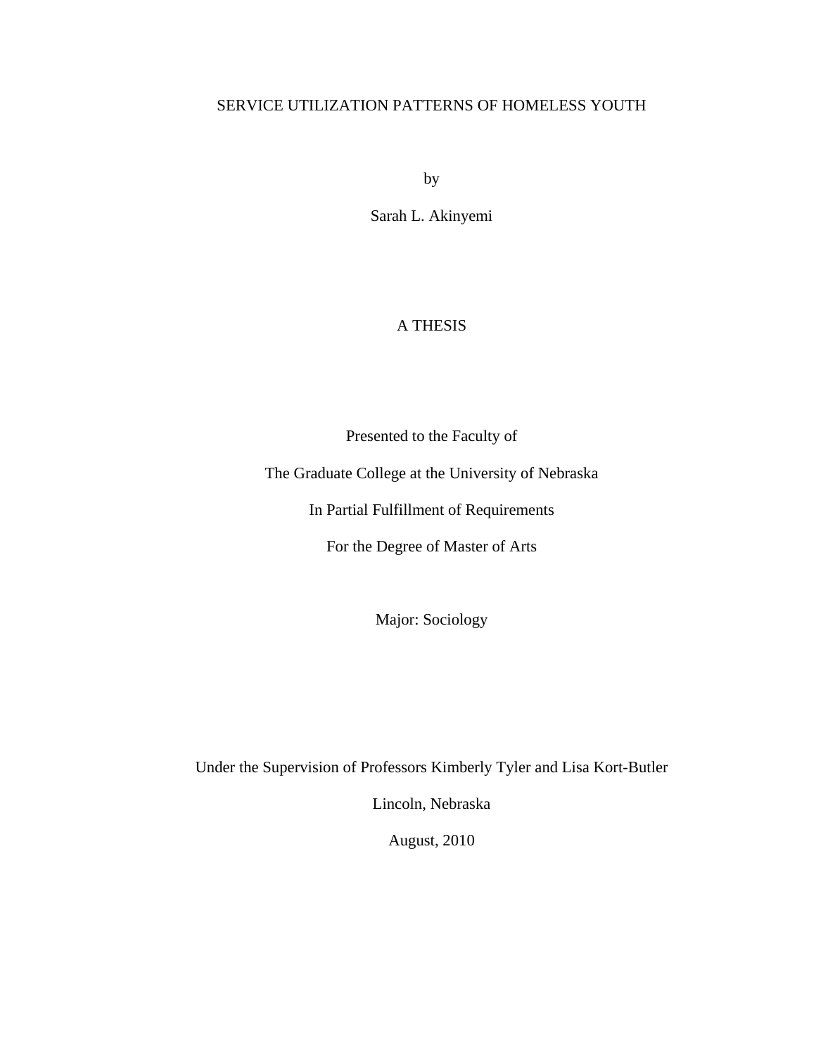# SERVICE UTILIZATION PATTERNS OF HOMELESS YOUTH

by

Sarah L. Akinyemi

A THESIS

Presented to the Faculty of

The Graduate College at the University of Nebraska

In Partial Fulfillment of Requirements

For the Degree of Master of Arts

Major: Sociology

Under the Supervision of Professors Kimberly Tyler and Lisa Kort-Butler

Lincoln, Nebraska

August, 2010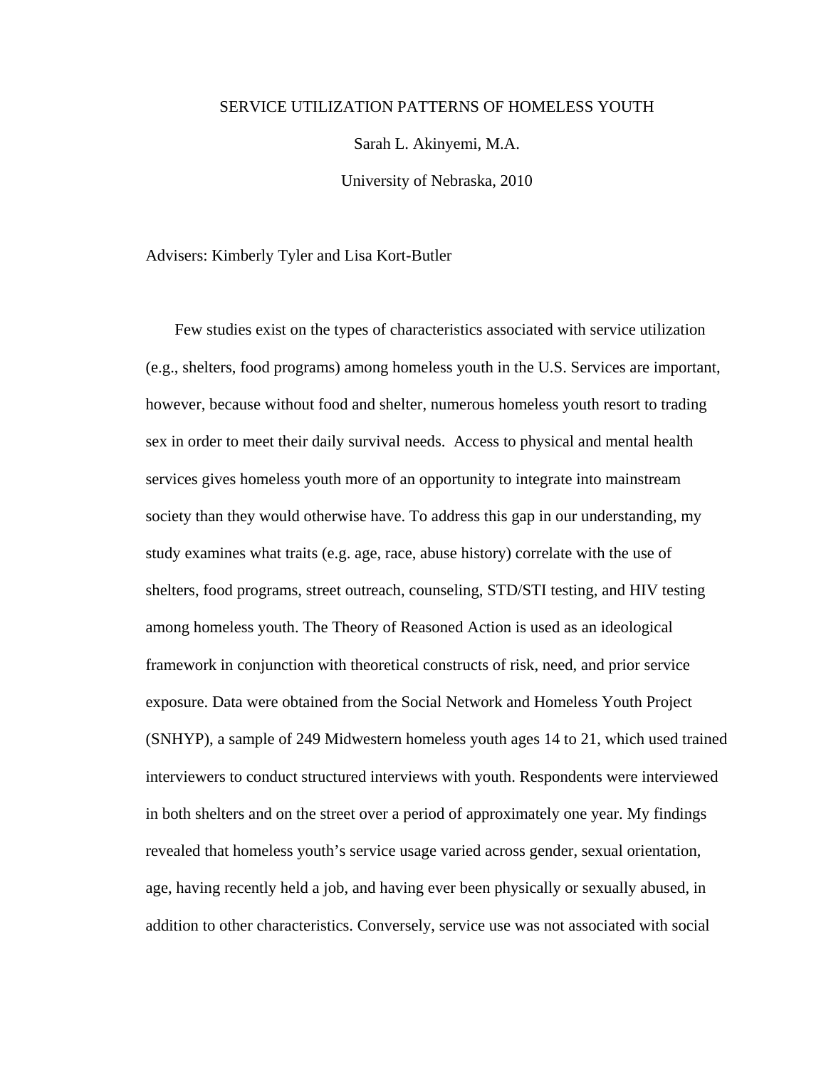SERVICE UTILIZATION PATTERNS OF HOMELESS YOUTH

Sarah L. Akinyemi, M.A.

University of Nebraska, 2010

Advisers: Kimberly Tyler and Lisa Kort-Butler

Few studies exist on the types of characteristics associated with service utilization (e.g., shelters, food programs) among homeless youth in the U.S. Services are important, however, because without food and shelter, numerous homeless youth resort to trading sex in order to meet their daily survival needs. Access to physical and mental health services gives homeless youth more of an opportunity to integrate into mainstream society than they would otherwise have. To address this gap in our understanding, my study examines what traits (e.g. age, race, abuse history) correlate with the use of shelters, food programs, street outreach, counseling, STD/STI testing, and HIV testing among homeless youth. The Theory of Reasoned Action is used as an ideological framework in conjunction with theoretical constructs of risk, need, and prior service exposure. Data were obtained from the Social Network and Homeless Youth Project (SNHYP), a sample of 249 Midwestern homeless youth ages 14 to 21, which used trained interviewers to conduct structured interviews with youth. Respondents were interviewed in both shelters and on the street over a period of approximately one year. My findings revealed that homeless youth's service usage varied across gender, sexual orientation, age, having recently held a job, and having ever been physically or sexually abused, in addition to other characteristics. Conversely, service use was not associated with social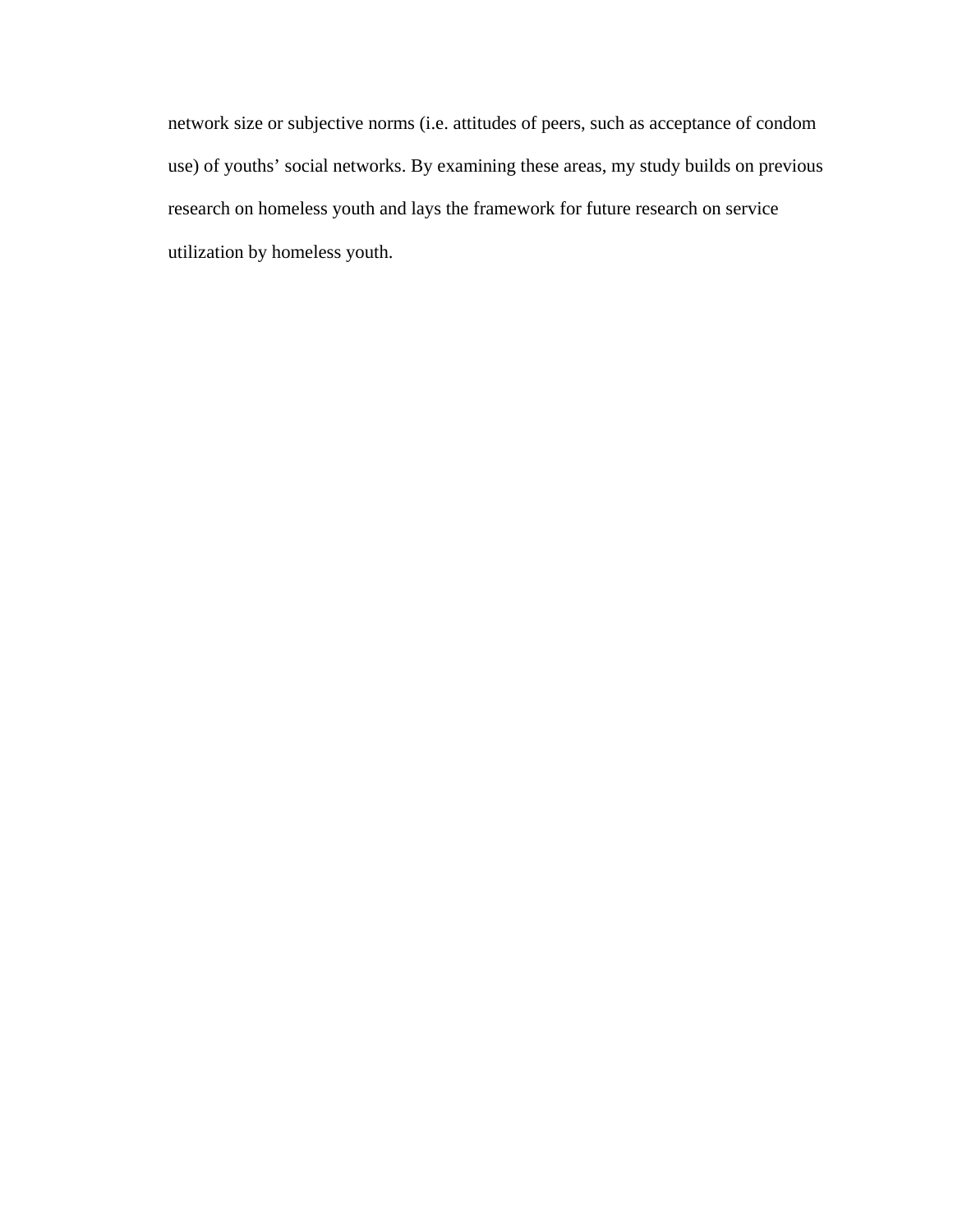network size or subjective norms (i.e. attitudes of peers, such as acceptance of condom use) of youths' social networks. By examining these areas, my study builds on previous research on homeless youth and lays the framework for future research on service utilization by homeless youth.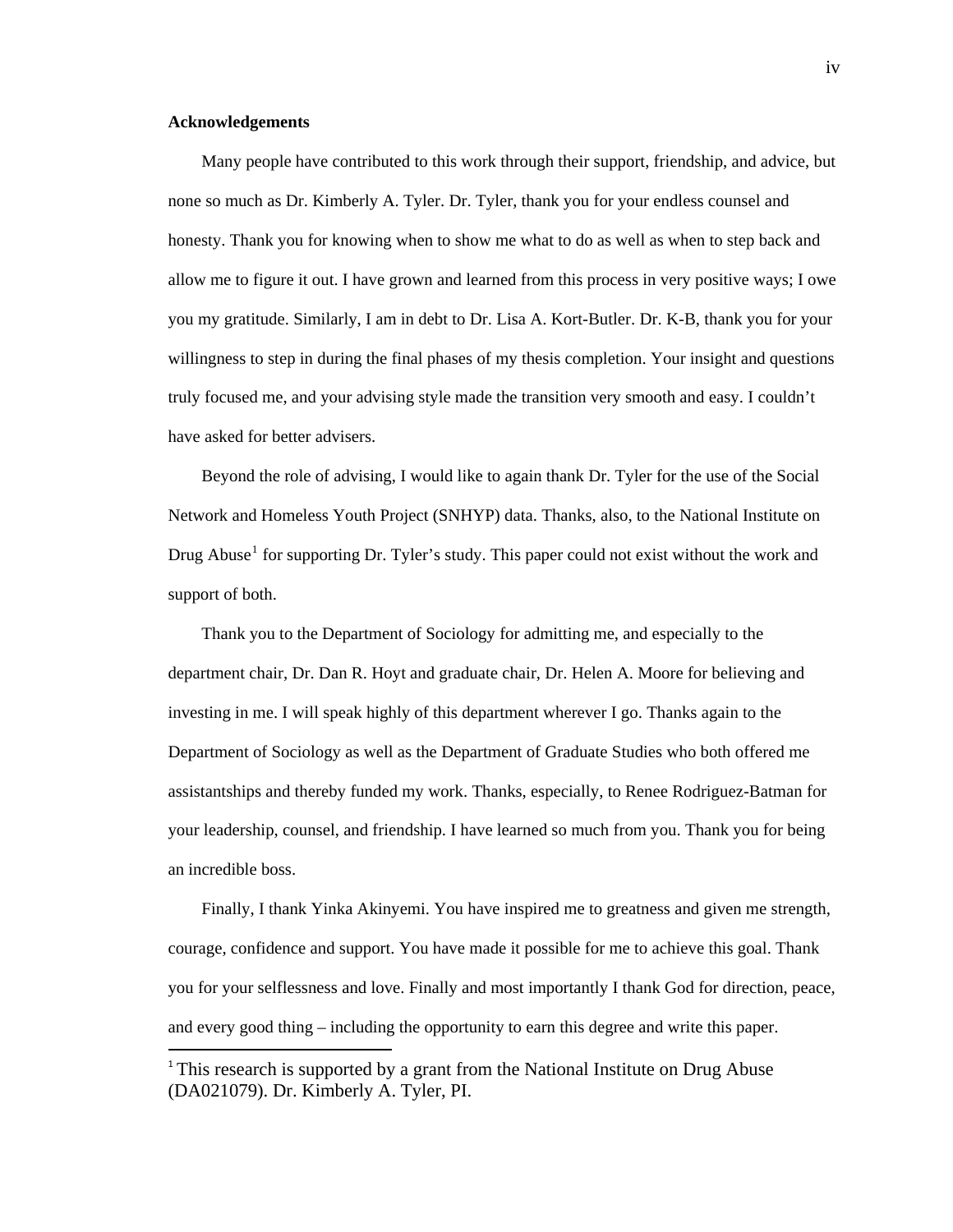**Acknowledgements**

Many people have contributed to this work through their support, friendship, and advice, but none so much as Dr. Kimberly A. Tyler. Dr. Tyler, thank you for your endless counsel and honesty. Thank you for knowing when to show me what to do as well as when to step back and allow me to figure it out. I have grown and learned from this process in very positive ways; I owe you my gratitude. Similarly, I am in debt to Dr. Lisa A. Kort-Butler. Dr. K-B, thank you for your willingness to step in during the final phases of my thesis completion. Your insight and questions truly focused me, and your advising style made the transition very smooth and easy. I couldn't have asked for better advisers.

Beyond the role of advising, I would like to again thank Dr. Tyler for the use of the Social Network and Homeless Youth Project (SNHYP) data. Thanks, also, to the National Institute on Drug Abuse[1] for supporting Dr. Tyler's study. This paper could not exist without the work and support of both.

Thank you to the Department of Sociology for admitting me, and especially to the department chair, Dr. Dan R. Hoyt and graduate chair, Dr. Helen A. Moore for believing and investing in me. I will speak highly of this department wherever I go. Thanks again to the Department of Sociology as well as the Department of Graduate Studies who both offered me assistantships and thereby funded my work. Thanks, especially, to Renee Rodriguez-Batman for your leadership, counsel, and friendship. I have learned so much from you. Thank you for being an incredible boss.

Finally, I thank Yinka Akinyemi. You have inspired me to greatness and given me strength, courage, confidence and support. You have made it possible for me to achieve this goal. Thank you for your selflessness and love. Finally and most importantly I thank God for direction, peace, and every good thing – including the opportunity to earn this degree and write this paper.

---

[1] This research is supported by a grant from the National Institute on Drug Abuse (DA021079). Dr. Kimberly A. Tyler, PI.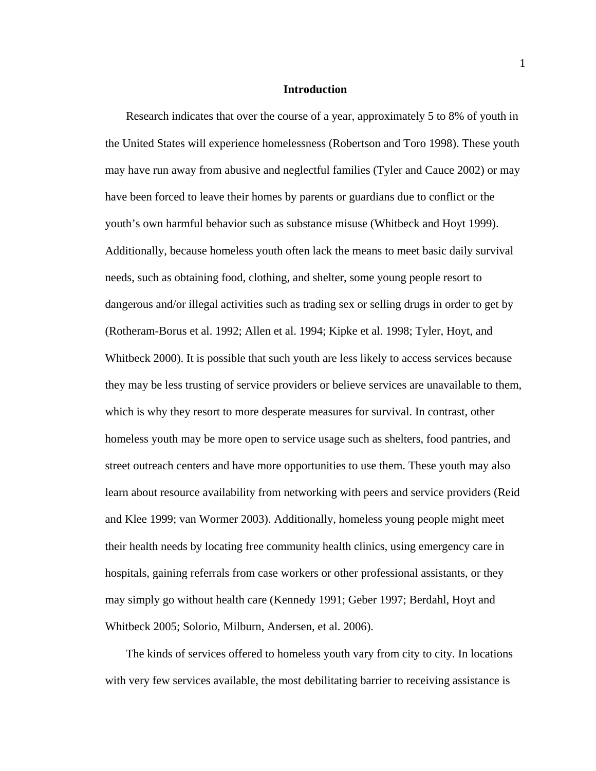## Introduction

Research indicates that over the course of a year, approximately 5 to 8% of youth in the United States will experience homelessness (Robertson and Toro 1998). These youth may have run away from abusive and neglectful families (Tyler and Cauce 2002) or may have been forced to leave their homes by parents or guardians due to conflict or the youth's own harmful behavior such as substance misuse (Whitbeck and Hoyt 1999). Additionally, because homeless youth often lack the means to meet basic daily survival needs, such as obtaining food, clothing, and shelter, some young people resort to dangerous and/or illegal activities such as trading sex or selling drugs in order to get by (Rotheram-Borus et al. 1992; Allen et al. 1994; Kipke et al. 1998; Tyler, Hoyt, and Whitbeck 2000). It is possible that such youth are less likely to access services because they may be less trusting of service providers or believe services are unavailable to them, which is why they resort to more desperate measures for survival. In contrast, other homeless youth may be more open to service usage such as shelters, food pantries, and street outreach centers and have more opportunities to use them. These youth may also learn about resource availability from networking with peers and service providers (Reid and Klee 1999; van Wormer 2003). Additionally, homeless young people might meet their health needs by locating free community health clinics, using emergency care in hospitals, gaining referrals from case workers or other professional assistants, or they may simply go without health care (Kennedy 1991; Geber 1997; Berdahl, Hoyt and Whitbeck 2005; Solorio, Milburn, Andersen, et al. 2006).

The kinds of services offered to homeless youth vary from city to city. In locations with very few services available, the most debilitating barrier to receiving assistance is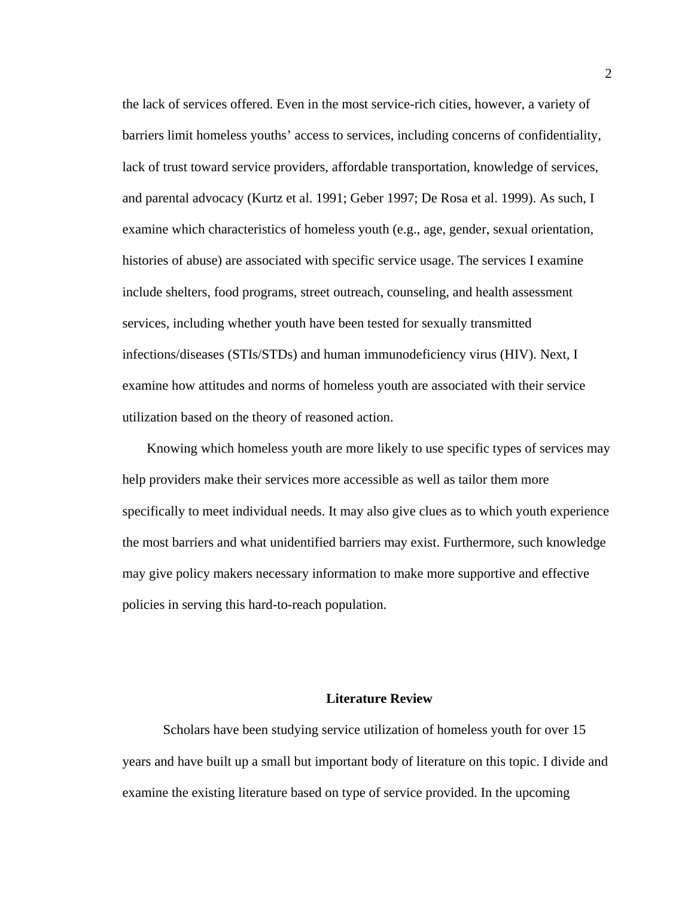the lack of services offered. Even in the most service-rich cities, however, a variety of barriers limit homeless youths' access to services, including concerns of confidentiality, lack of trust toward service providers, affordable transportation, knowledge of services, and parental advocacy (Kurtz et al. 1991; Geber 1997; De Rosa et al. 1999). As such, I examine which characteristics of homeless youth (e.g., age, gender, sexual orientation, histories of abuse) are associated with specific service usage. The services I examine include shelters, food programs, street outreach, counseling, and health assessment services, including whether youth have been tested for sexually transmitted infections/diseases (STIs/STDs) and human immunodeficiency virus (HIV). Next, I examine how attitudes and norms of homeless youth are associated with their service utilization based on the theory of reasoned action.

Knowing which homeless youth are more likely to use specific types of services may help providers make their services more accessible as well as tailor them more specifically to meet individual needs. It may also give clues as to which youth experience the most barriers and what unidentified barriers may exist. Furthermore, such knowledge may give policy makers necessary information to make more supportive and effective policies in serving this hard-to-reach population.

## Literature Review

Scholars have been studying service utilization of homeless youth for over 15 years and have built up a small but important body of literature on this topic. I divide and examine the existing literature based on type of service provided. In the upcoming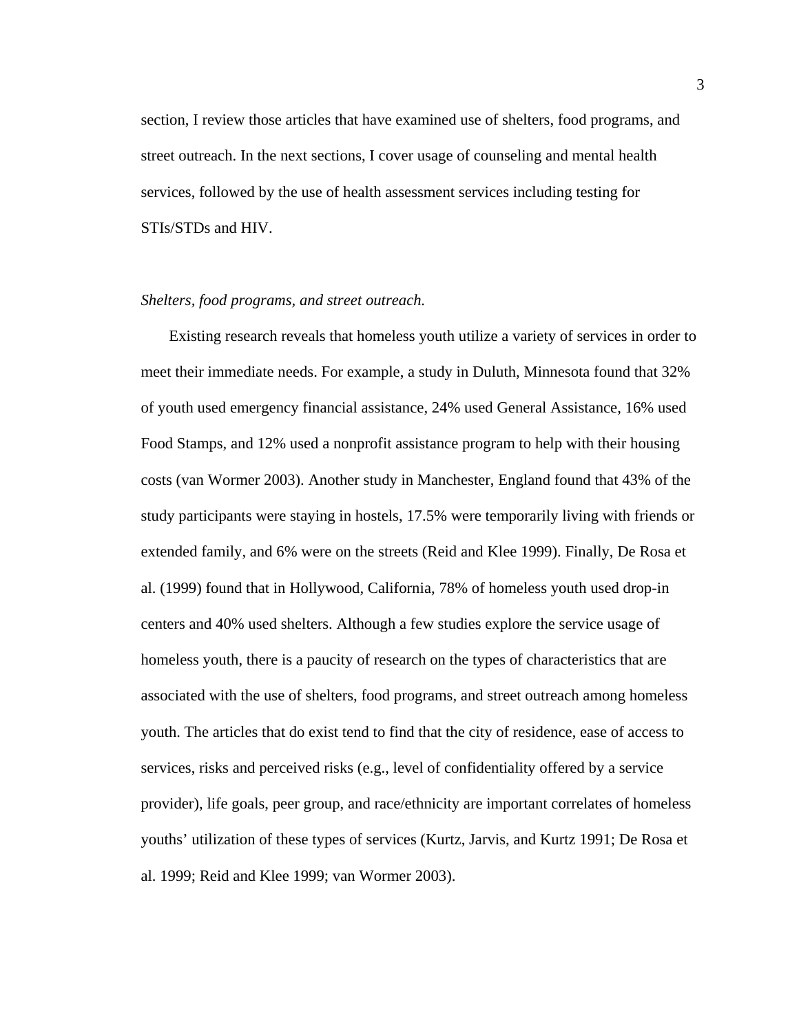section, I review those articles that have examined use of shelters, food programs, and street outreach. In the next sections, I cover usage of counseling and mental health services, followed by the use of health assessment services including testing for STIs/STDs and HIV.

*Shelters, food programs, and street outreach.*

Existing research reveals that homeless youth utilize a variety of services in order to meet their immediate needs. For example, a study in Duluth, Minnesota found that 32% of youth used emergency financial assistance, 24% used General Assistance, 16% used Food Stamps, and 12% used a nonprofit assistance program to help with their housing costs (van Wormer 2003). Another study in Manchester, England found that 43% of the study participants were staying in hostels, 17.5% were temporarily living with friends or extended family, and 6% were on the streets (Reid and Klee 1999). Finally, De Rosa et al. (1999) found that in Hollywood, California, 78% of homeless youth used drop-in centers and 40% used shelters. Although a few studies explore the service usage of homeless youth, there is a paucity of research on the types of characteristics that are associated with the use of shelters, food programs, and street outreach among homeless youth. The articles that do exist tend to find that the city of residence, ease of access to services, risks and perceived risks (e.g., level of confidentiality offered by a service provider), life goals, peer group, and race/ethnicity are important correlates of homeless youths' utilization of these types of services (Kurtz, Jarvis, and Kurtz 1991; De Rosa et al. 1999; Reid and Klee 1999; van Wormer 2003).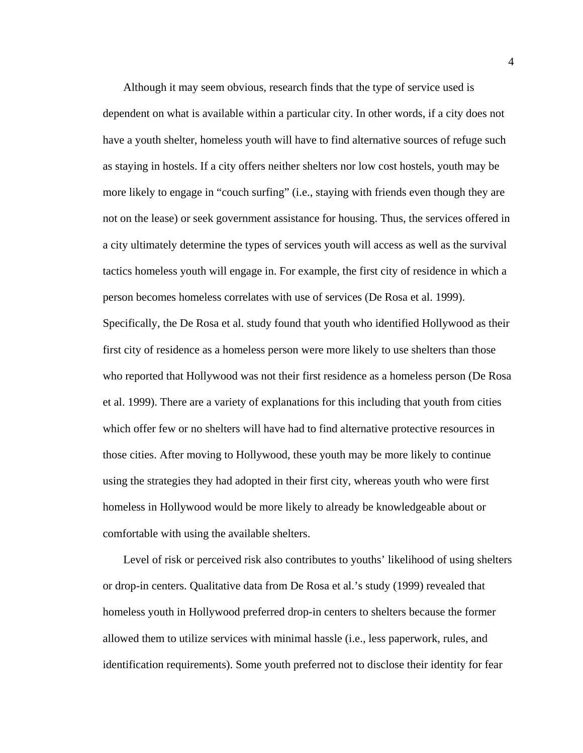Although it may seem obvious, research finds that the type of service used is dependent on what is available within a particular city. In other words, if a city does not have a youth shelter, homeless youth will have to find alternative sources of refuge such as staying in hostels. If a city offers neither shelters nor low cost hostels, youth may be more likely to engage in "couch surfing" (i.e., staying with friends even though they are not on the lease) or seek government assistance for housing. Thus, the services offered in a city ultimately determine the types of services youth will access as well as the survival tactics homeless youth will engage in. For example, the first city of residence in which a person becomes homeless correlates with use of services (De Rosa et al. 1999). Specifically, the De Rosa et al. study found that youth who identified Hollywood as their first city of residence as a homeless person were more likely to use shelters than those who reported that Hollywood was not their first residence as a homeless person (De Rosa et al. 1999). There are a variety of explanations for this including that youth from cities which offer few or no shelters will have had to find alternative protective resources in those cities. After moving to Hollywood, these youth may be more likely to continue using the strategies they had adopted in their first city, whereas youth who were first homeless in Hollywood would be more likely to already be knowledgeable about or comfortable with using the available shelters.

Level of risk or perceived risk also contributes to youths' likelihood of using shelters or drop-in centers. Qualitative data from De Rosa et al.'s study (1999) revealed that homeless youth in Hollywood preferred drop-in centers to shelters because the former allowed them to utilize services with minimal hassle (i.e., less paperwork, rules, and identification requirements). Some youth preferred not to disclose their identity for fear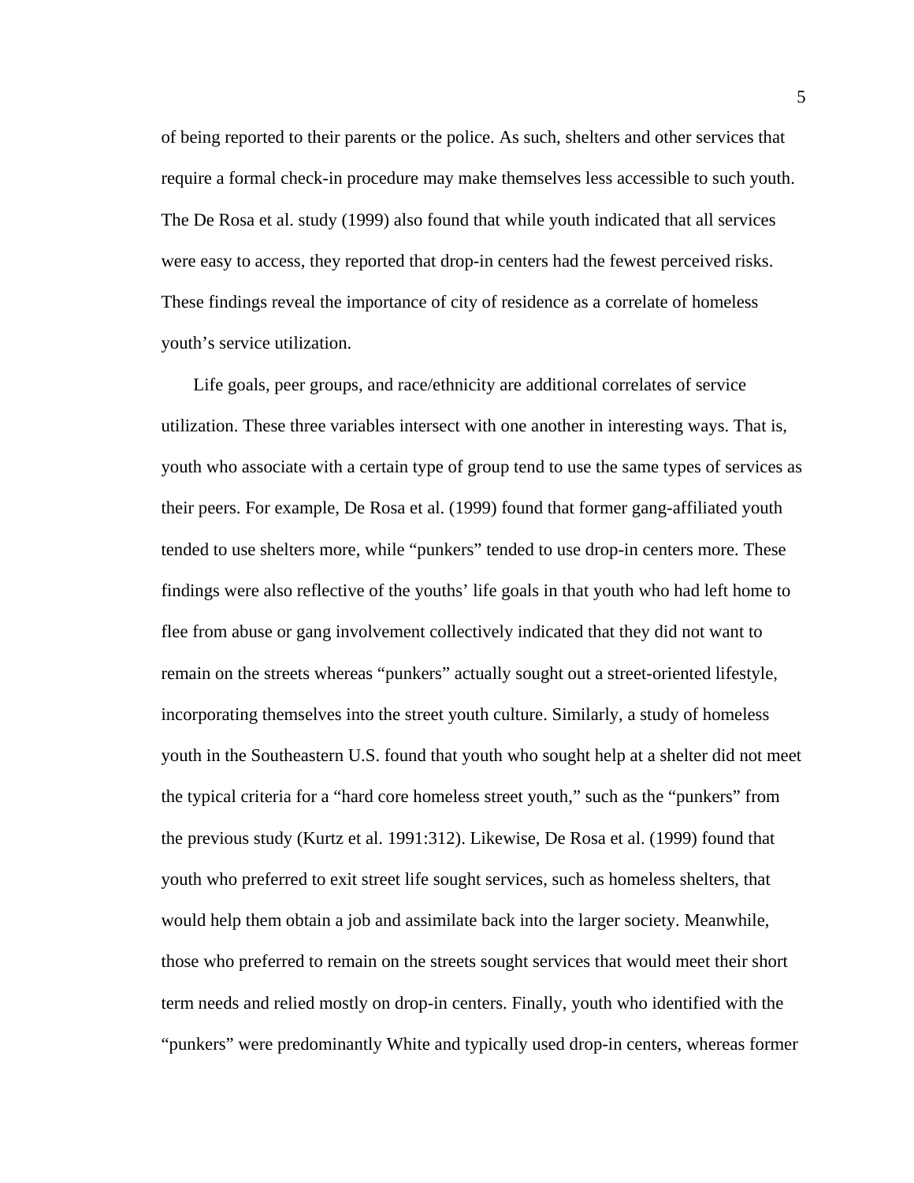of being reported to their parents or the police. As such, shelters and other services that require a formal check-in procedure may make themselves less accessible to such youth. The De Rosa et al. study (1999) also found that while youth indicated that all services were easy to access, they reported that drop-in centers had the fewest perceived risks. These findings reveal the importance of city of residence as a correlate of homeless youth's service utilization.

Life goals, peer groups, and race/ethnicity are additional correlates of service utilization. These three variables intersect with one another in interesting ways. That is, youth who associate with a certain type of group tend to use the same types of services as their peers. For example, De Rosa et al. (1999) found that former gang-affiliated youth tended to use shelters more, while "punkers" tended to use drop-in centers more. These findings were also reflective of the youths' life goals in that youth who had left home to flee from abuse or gang involvement collectively indicated that they did not want to remain on the streets whereas "punkers" actually sought out a street-oriented lifestyle, incorporating themselves into the street youth culture. Similarly, a study of homeless youth in the Southeastern U.S. found that youth who sought help at a shelter did not meet the typical criteria for a "hard core homeless street youth," such as the "punkers" from the previous study (Kurtz et al. 1991:312). Likewise, De Rosa et al. (1999) found that youth who preferred to exit street life sought services, such as homeless shelters, that would help them obtain a job and assimilate back into the larger society. Meanwhile, those who preferred to remain on the streets sought services that would meet their short term needs and relied mostly on drop-in centers. Finally, youth who identified with the "punkers" were predominantly White and typically used drop-in centers, whereas former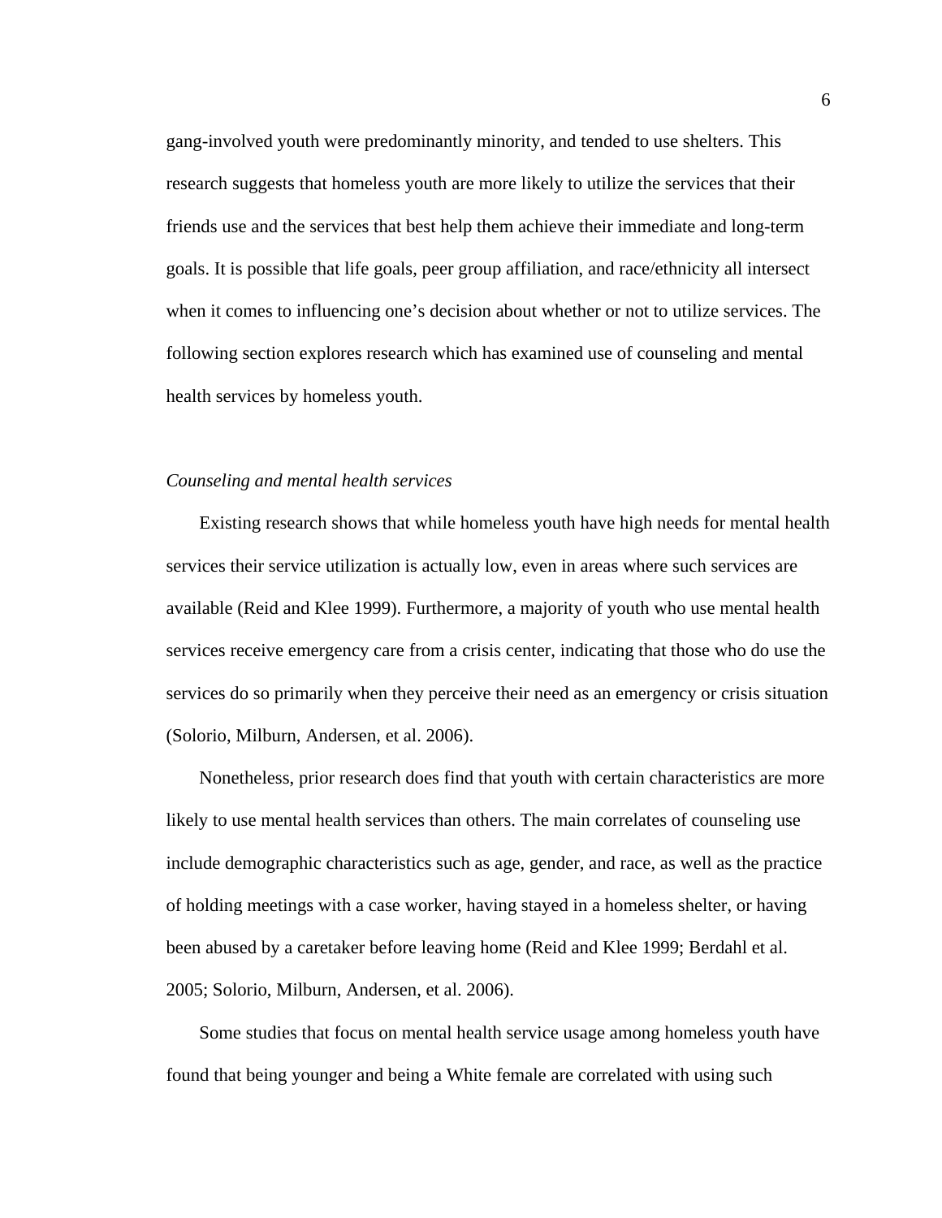gang-involved youth were predominantly minority, and tended to use shelters. This research suggests that homeless youth are more likely to utilize the services that their friends use and the services that best help them achieve their immediate and long-term goals. It is possible that life goals, peer group affiliation, and race/ethnicity all intersect when it comes to influencing one's decision about whether or not to utilize services. The following section explores research which has examined use of counseling and mental health services by homeless youth.

*Counseling and mental health services*

Existing research shows that while homeless youth have high needs for mental health services their service utilization is actually low, even in areas where such services are available (Reid and Klee 1999). Furthermore, a majority of youth who use mental health services receive emergency care from a crisis center, indicating that those who do use the services do so primarily when they perceive their need as an emergency or crisis situation (Solorio, Milburn, Andersen, et al. 2006).

Nonetheless, prior research does find that youth with certain characteristics are more likely to use mental health services than others. The main correlates of counseling use include demographic characteristics such as age, gender, and race, as well as the practice of holding meetings with a case worker, having stayed in a homeless shelter, or having been abused by a caretaker before leaving home (Reid and Klee 1999; Berdahl et al. 2005; Solorio, Milburn, Andersen, et al. 2006).

Some studies that focus on mental health service usage among homeless youth have found that being younger and being a White female are correlated with using such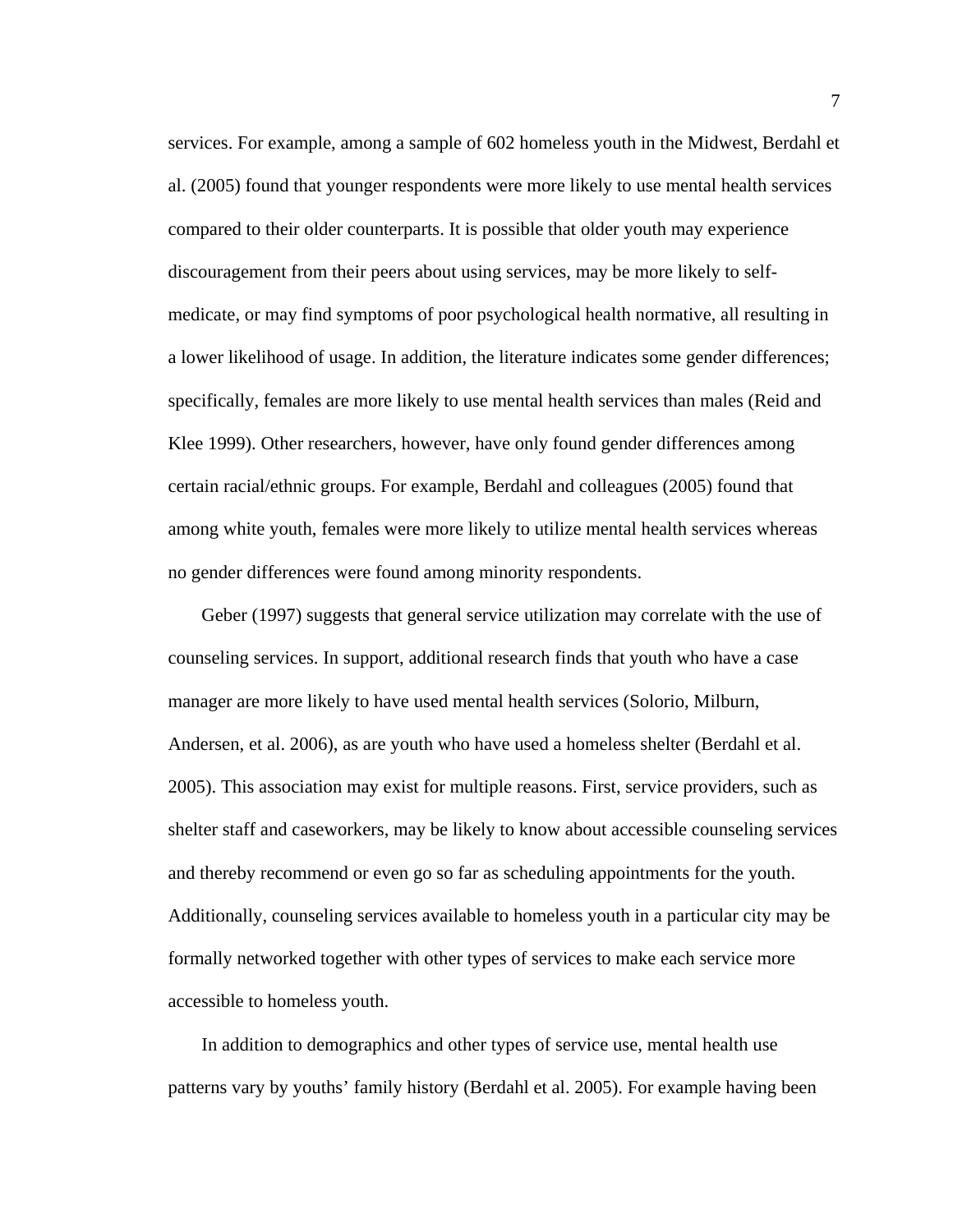services. For example, among a sample of 602 homeless youth in the Midwest, Berdahl et al. (2005) found that younger respondents were more likely to use mental health services compared to their older counterparts. It is possible that older youth may experience discouragement from their peers about using services, may be more likely to self-medicate, or may find symptoms of poor psychological health normative, all resulting in a lower likelihood of usage. In addition, the literature indicates some gender differences; specifically, females are more likely to use mental health services than males (Reid and Klee 1999). Other researchers, however, have only found gender differences among certain racial/ethnic groups. For example, Berdahl and colleagues (2005) found that among white youth, females were more likely to utilize mental health services whereas no gender differences were found among minority respondents.

Geber (1997) suggests that general service utilization may correlate with the use of counseling services. In support, additional research finds that youth who have a case manager are more likely to have used mental health services (Solorio, Milburn, Andersen, et al. 2006), as are youth who have used a homeless shelter (Berdahl et al. 2005). This association may exist for multiple reasons. First, service providers, such as shelter staff and caseworkers, may be likely to know about accessible counseling services and thereby recommend or even go so far as scheduling appointments for the youth. Additionally, counseling services available to homeless youth in a particular city may be formally networked together with other types of services to make each service more accessible to homeless youth.

In addition to demographics and other types of service use, mental health use patterns vary by youths' family history (Berdahl et al. 2005). For example having been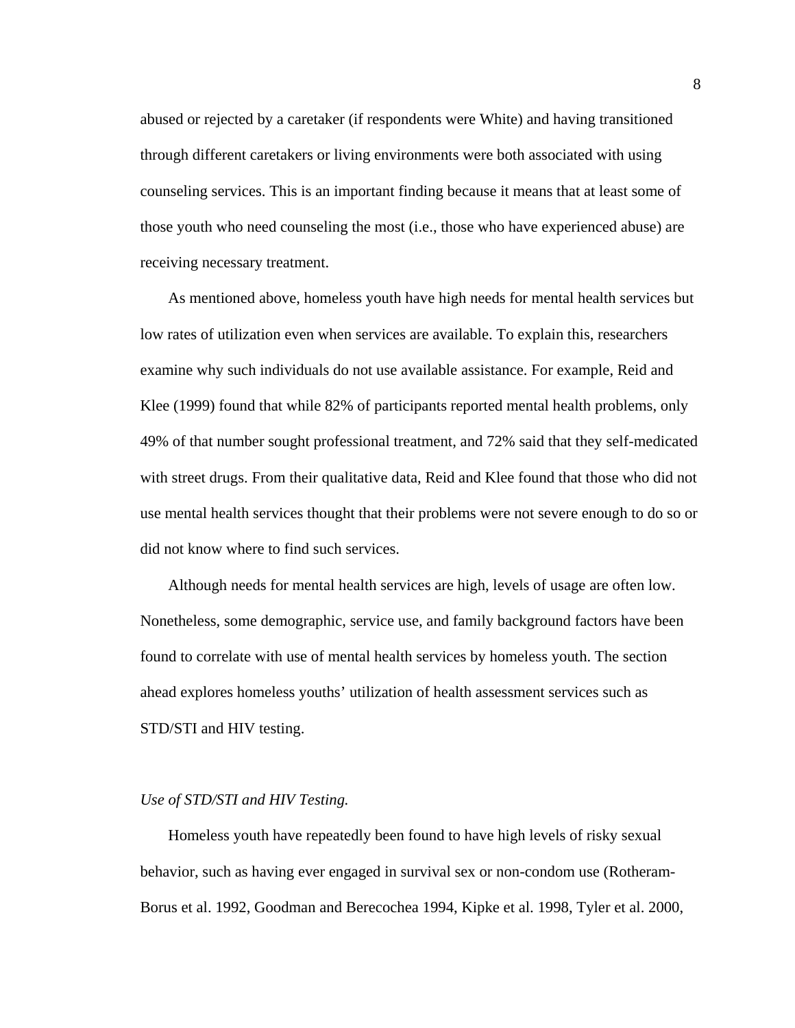abused or rejected by a caretaker (if respondents were White) and having transitioned through different caretakers or living environments were both associated with using counseling services. This is an important finding because it means that at least some of those youth who need counseling the most (i.e., those who have experienced abuse) are receiving necessary treatment.

As mentioned above, homeless youth have high needs for mental health services but low rates of utilization even when services are available. To explain this, researchers examine why such individuals do not use available assistance. For example, Reid and Klee (1999) found that while 82% of participants reported mental health problems, only 49% of that number sought professional treatment, and 72% said that they self-medicated with street drugs. From their qualitative data, Reid and Klee found that those who did not use mental health services thought that their problems were not severe enough to do so or did not know where to find such services.

Although needs for mental health services are high, levels of usage are often low. Nonetheless, some demographic, service use, and family background factors have been found to correlate with use of mental health services by homeless youth. The section ahead explores homeless youths' utilization of health assessment services such as STD/STI and HIV testing.

*Use of STD/STI and HIV Testing.*

Homeless youth have repeatedly been found to have high levels of risky sexual behavior, such as having ever engaged in survival sex or non-condom use (Rotheram-Borus et al. 1992, Goodman and Berecochea 1994, Kipke et al. 1998, Tyler et al. 2000,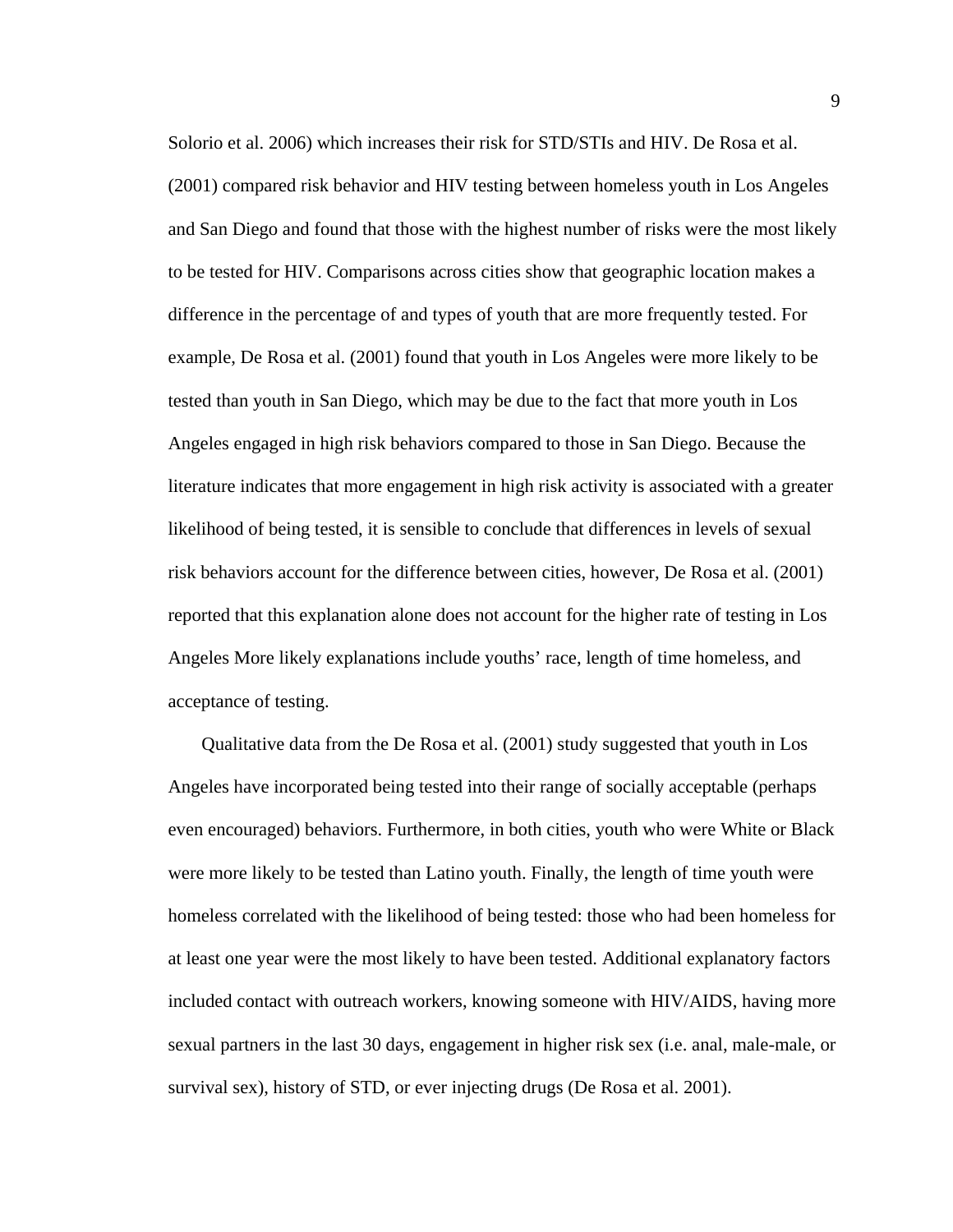Solorio et al. 2006) which increases their risk for STD/STIs and HIV. De Rosa et al. (2001) compared risk behavior and HIV testing between homeless youth in Los Angeles and San Diego and found that those with the highest number of risks were the most likely to be tested for HIV. Comparisons across cities show that geographic location makes a difference in the percentage of and types of youth that are more frequently tested. For example, De Rosa et al. (2001) found that youth in Los Angeles were more likely to be tested than youth in San Diego, which may be due to the fact that more youth in Los Angeles engaged in high risk behaviors compared to those in San Diego. Because the literature indicates that more engagement in high risk activity is associated with a greater likelihood of being tested, it is sensible to conclude that differences in levels of sexual risk behaviors account for the difference between cities, however, De Rosa et al. (2001) reported that this explanation alone does not account for the higher rate of testing in Los Angeles More likely explanations include youths' race, length of time homeless, and acceptance of testing.

Qualitative data from the De Rosa et al. (2001) study suggested that youth in Los Angeles have incorporated being tested into their range of socially acceptable (perhaps even encouraged) behaviors. Furthermore, in both cities, youth who were White or Black were more likely to be tested than Latino youth. Finally, the length of time youth were homeless correlated with the likelihood of being tested: those who had been homeless for at least one year were the most likely to have been tested. Additional explanatory factors included contact with outreach workers, knowing someone with HIV/AIDS, having more sexual partners in the last 30 days, engagement in higher risk sex (i.e. anal, male-male, or survival sex), history of STD, or ever injecting drugs (De Rosa et al. 2001).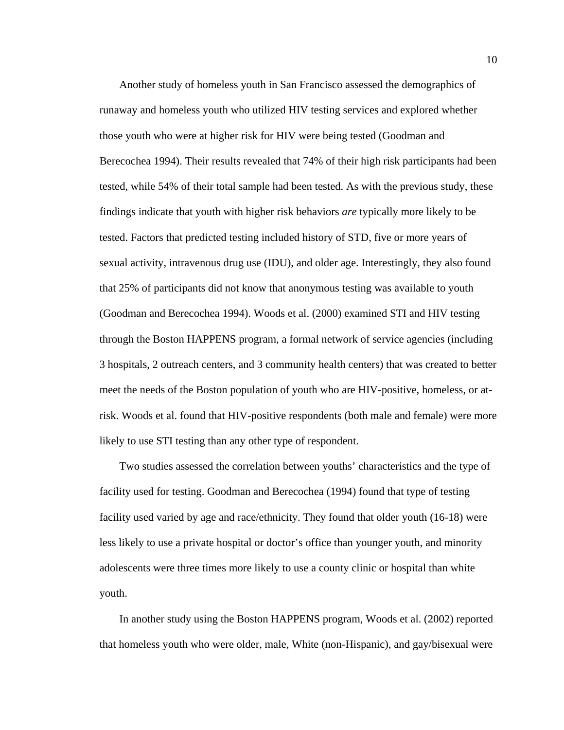Another study of homeless youth in San Francisco assessed the demographics of runaway and homeless youth who utilized HIV testing services and explored whether those youth who were at higher risk for HIV were being tested (Goodman and Berecochea 1994). Their results revealed that 74% of their high risk participants had been tested, while 54% of their total sample had been tested. As with the previous study, these findings indicate that youth with higher risk behaviors *are* typically more likely to be tested. Factors that predicted testing included history of STD, five or more years of sexual activity, intravenous drug use (IDU), and older age. Interestingly, they also found that 25% of participants did not know that anonymous testing was available to youth (Goodman and Berecochea 1994). Woods et al. (2000) examined STI and HIV testing through the Boston HAPPENS program, a formal network of service agencies (including 3 hospitals, 2 outreach centers, and 3 community health centers) that was created to better meet the needs of the Boston population of youth who are HIV-positive, homeless, or at-risk. Woods et al. found that HIV-positive respondents (both male and female) were more likely to use STI testing than any other type of respondent.

Two studies assessed the correlation between youths' characteristics and the type of facility used for testing. Goodman and Berecochea (1994) found that type of testing facility used varied by age and race/ethnicity. They found that older youth (16-18) were less likely to use a private hospital or doctor's office than younger youth, and minority adolescents were three times more likely to use a county clinic or hospital than white youth.

In another study using the Boston HAPPENS program, Woods et al. (2002) reported that homeless youth who were older, male, White (non-Hispanic), and gay/bisexual were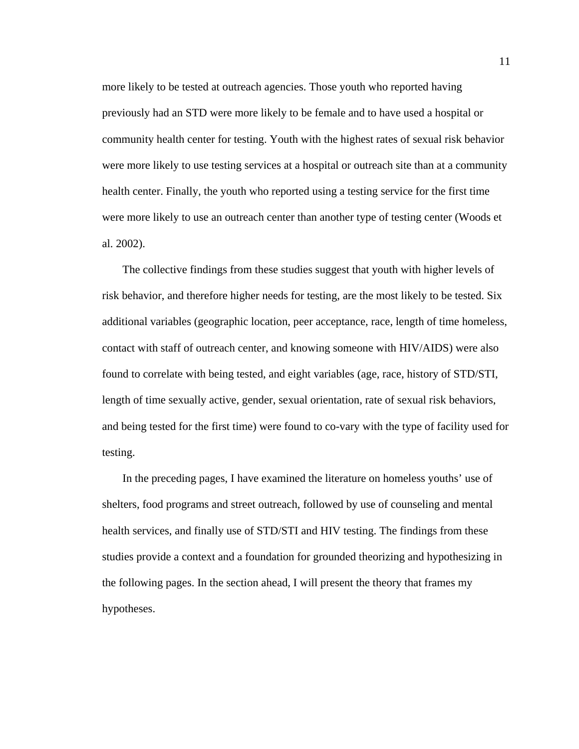more likely to be tested at outreach agencies. Those youth who reported having previously had an STD were more likely to be female and to have used a hospital or community health center for testing. Youth with the highest rates of sexual risk behavior were more likely to use testing services at a hospital or outreach site than at a community health center. Finally, the youth who reported using a testing service for the first time were more likely to use an outreach center than another type of testing center (Woods et al. 2002).

The collective findings from these studies suggest that youth with higher levels of risk behavior, and therefore higher needs for testing, are the most likely to be tested. Six additional variables (geographic location, peer acceptance, race, length of time homeless, contact with staff of outreach center, and knowing someone with HIV/AIDS) were also found to correlate with being tested, and eight variables (age, race, history of STD/STI, length of time sexually active, gender, sexual orientation, rate of sexual risk behaviors, and being tested for the first time) were found to co-vary with the type of facility used for testing.

In the preceding pages, I have examined the literature on homeless youths' use of shelters, food programs and street outreach, followed by use of counseling and mental health services, and finally use of STD/STI and HIV testing. The findings from these studies provide a context and a foundation for grounded theorizing and hypothesizing in the following pages. In the section ahead, I will present the theory that frames my hypotheses.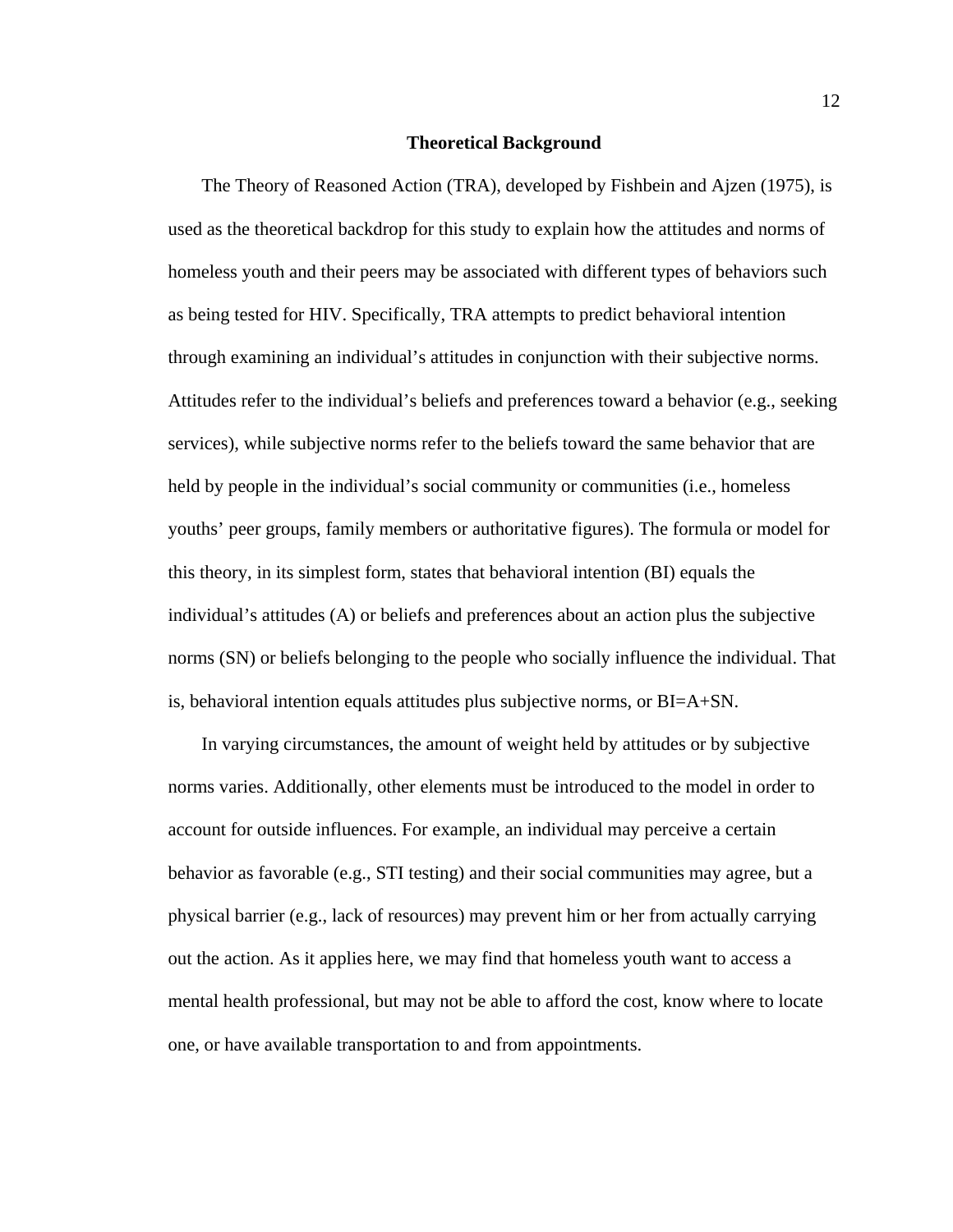## Theoretical Background

The Theory of Reasoned Action (TRA), developed by Fishbein and Ajzen (1975), is used as the theoretical backdrop for this study to explain how the attitudes and norms of homeless youth and their peers may be associated with different types of behaviors such as being tested for HIV. Specifically, TRA attempts to predict behavioral intention through examining an individual's attitudes in conjunction with their subjective norms. Attitudes refer to the individual's beliefs and preferences toward a behavior (e.g., seeking services), while subjective norms refer to the beliefs toward the same behavior that are held by people in the individual's social community or communities (i.e., homeless youths' peer groups, family members or authoritative figures). The formula or model for this theory, in its simplest form, states that behavioral intention (BI) equals the individual's attitudes (A) or beliefs and preferences about an action plus the subjective norms (SN) or beliefs belonging to the people who socially influence the individual. That is, behavioral intention equals attitudes plus subjective norms, or $BI=A+SN$.

In varying circumstances, the amount of weight held by attitudes or by subjective norms varies. Additionally, other elements must be introduced to the model in order to account for outside influences. For example, an individual may perceive a certain behavior as favorable (e.g., STI testing) and their social communities may agree, but a physical barrier (e.g., lack of resources) may prevent him or her from actually carrying out the action. As it applies here, we may find that homeless youth want to access a mental health professional, but may not be able to afford the cost, know where to locate one, or have available transportation to and from appointments.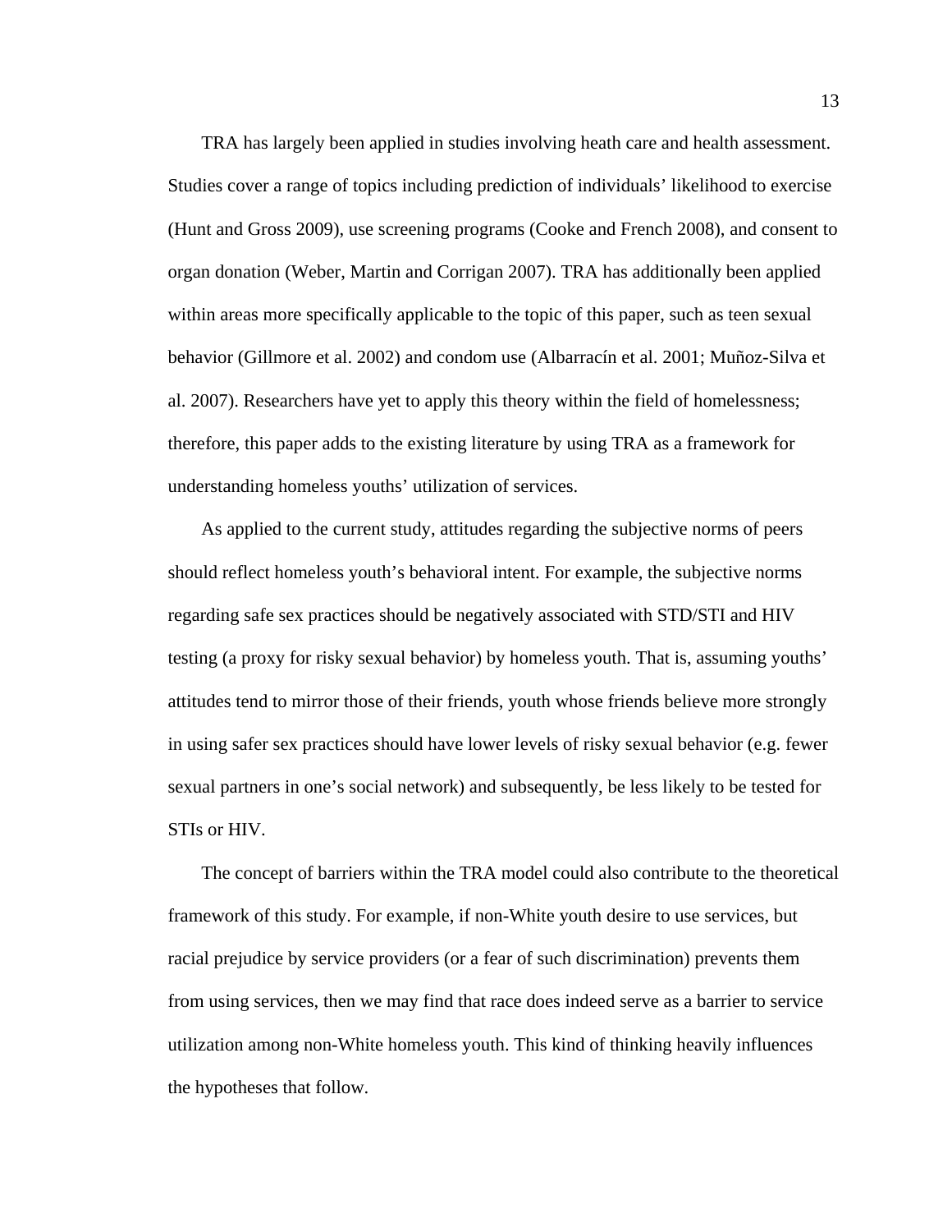TRA has largely been applied in studies involving heath care and health assessment. Studies cover a range of topics including prediction of individuals' likelihood to exercise (Hunt and Gross 2009), use screening programs (Cooke and French 2008), and consent to organ donation (Weber, Martin and Corrigan 2007). TRA has additionally been applied within areas more specifically applicable to the topic of this paper, such as teen sexual behavior (Gillmore et al. 2002) and condom use (Albarracín et al. 2001; Muñoz-Silva et al. 2007). Researchers have yet to apply this theory within the field of homelessness; therefore, this paper adds to the existing literature by using TRA as a framework for understanding homeless youths' utilization of services.

As applied to the current study, attitudes regarding the subjective norms of peers should reflect homeless youth's behavioral intent. For example, the subjective norms regarding safe sex practices should be negatively associated with STD/STI and HIV testing (a proxy for risky sexual behavior) by homeless youth. That is, assuming youths' attitudes tend to mirror those of their friends, youth whose friends believe more strongly in using safer sex practices should have lower levels of risky sexual behavior (e.g. fewer sexual partners in one's social network) and subsequently, be less likely to be tested for STIs or HIV.

The concept of barriers within the TRA model could also contribute to the theoretical framework of this study. For example, if non-White youth desire to use services, but racial prejudice by service providers (or a fear of such discrimination) prevents them from using services, then we may find that race does indeed serve as a barrier to service utilization among non-White homeless youth. This kind of thinking heavily influences the hypotheses that follow.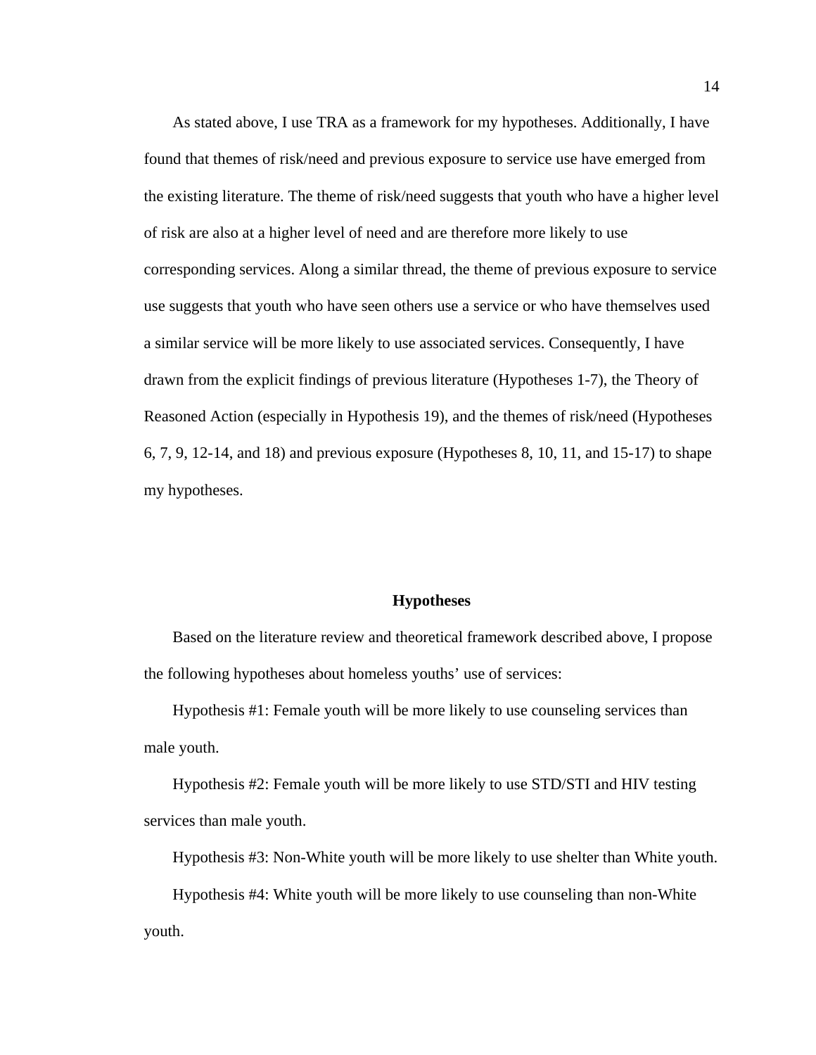As stated above, I use TRA as a framework for my hypotheses. Additionally, I have found that themes of risk/need and previous exposure to service use have emerged from the existing literature. The theme of risk/need suggests that youth who have a higher level of risk are also at a higher level of need and are therefore more likely to use corresponding services. Along a similar thread, the theme of previous exposure to service use suggests that youth who have seen others use a service or who have themselves used a similar service will be more likely to use associated services. Consequently, I have drawn from the explicit findings of previous literature (Hypotheses 1-7), the Theory of Reasoned Action (especially in Hypothesis 19), and the themes of risk/need (Hypotheses 6, 7, 9, 12-14, and 18) and previous exposure (Hypotheses 8, 10, 11, and 15-17) to shape my hypotheses.

## Hypotheses

Based on the literature review and theoretical framework described above, I propose the following hypotheses about homeless youths' use of services:

Hypothesis #1: Female youth will be more likely to use counseling services than male youth.

Hypothesis #2: Female youth will be more likely to use STD/STI and HIV testing services than male youth.

Hypothesis #3: Non-White youth will be more likely to use shelter than White youth.

Hypothesis #4: White youth will be more likely to use counseling than non-White youth.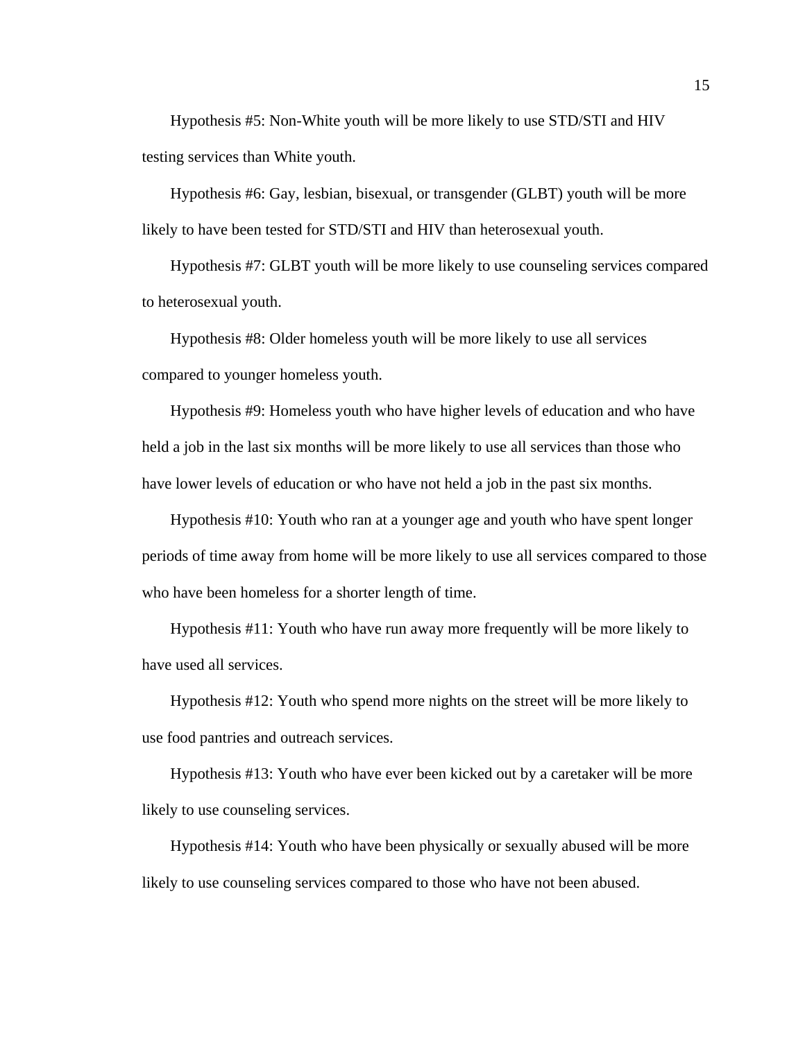Hypothesis #5: Non-White youth will be more likely to use STD/STI and HIV testing services than White youth.

Hypothesis #6: Gay, lesbian, bisexual, or transgender (GLBT) youth will be more likely to have been tested for STD/STI and HIV than heterosexual youth.

Hypothesis #7: GLBT youth will be more likely to use counseling services compared to heterosexual youth.

Hypothesis #8: Older homeless youth will be more likely to use all services compared to younger homeless youth.

Hypothesis #9: Homeless youth who have higher levels of education and who have held a job in the last six months will be more likely to use all services than those who have lower levels of education or who have not held a job in the past six months.

Hypothesis #10: Youth who ran at a younger age and youth who have spent longer periods of time away from home will be more likely to use all services compared to those who have been homeless for a shorter length of time.

Hypothesis #11: Youth who have run away more frequently will be more likely to have used all services.

Hypothesis #12: Youth who spend more nights on the street will be more likely to use food pantries and outreach services.

Hypothesis #13: Youth who have ever been kicked out by a caretaker will be more likely to use counseling services.

Hypothesis #14: Youth who have been physically or sexually abused will be more likely to use counseling services compared to those who have not been abused.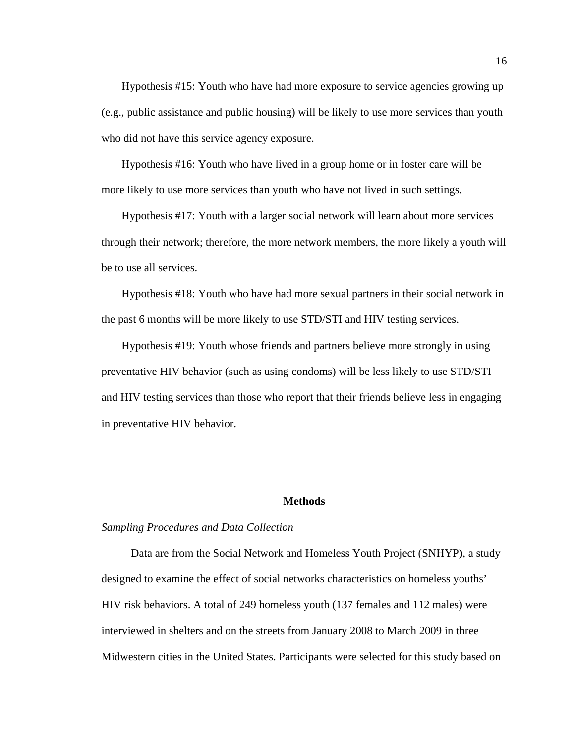Hypothesis #15: Youth who have had more exposure to service agencies growing up (e.g., public assistance and public housing) will be likely to use more services than youth who did not have this service agency exposure.

Hypothesis #16: Youth who have lived in a group home or in foster care will be more likely to use more services than youth who have not lived in such settings.

Hypothesis #17: Youth with a larger social network will learn about more services through their network; therefore, the more network members, the more likely a youth will be to use all services.

Hypothesis #18: Youth who have had more sexual partners in their social network in the past 6 months will be more likely to use STD/STI and HIV testing services.

Hypothesis #19: Youth whose friends and partners believe more strongly in using preventative HIV behavior (such as using condoms) will be less likely to use STD/STI and HIV testing services than those who report that their friends believe less in engaging in preventative HIV behavior.

## Methods

*Sampling Procedures and Data Collection*

Data are from the Social Network and Homeless Youth Project (SNHYP), a study designed to examine the effect of social networks characteristics on homeless youths' HIV risk behaviors. A total of 249 homeless youth (137 females and 112 males) were interviewed in shelters and on the streets from January 2008 to March 2009 in three Midwestern cities in the United States. Participants were selected for this study based on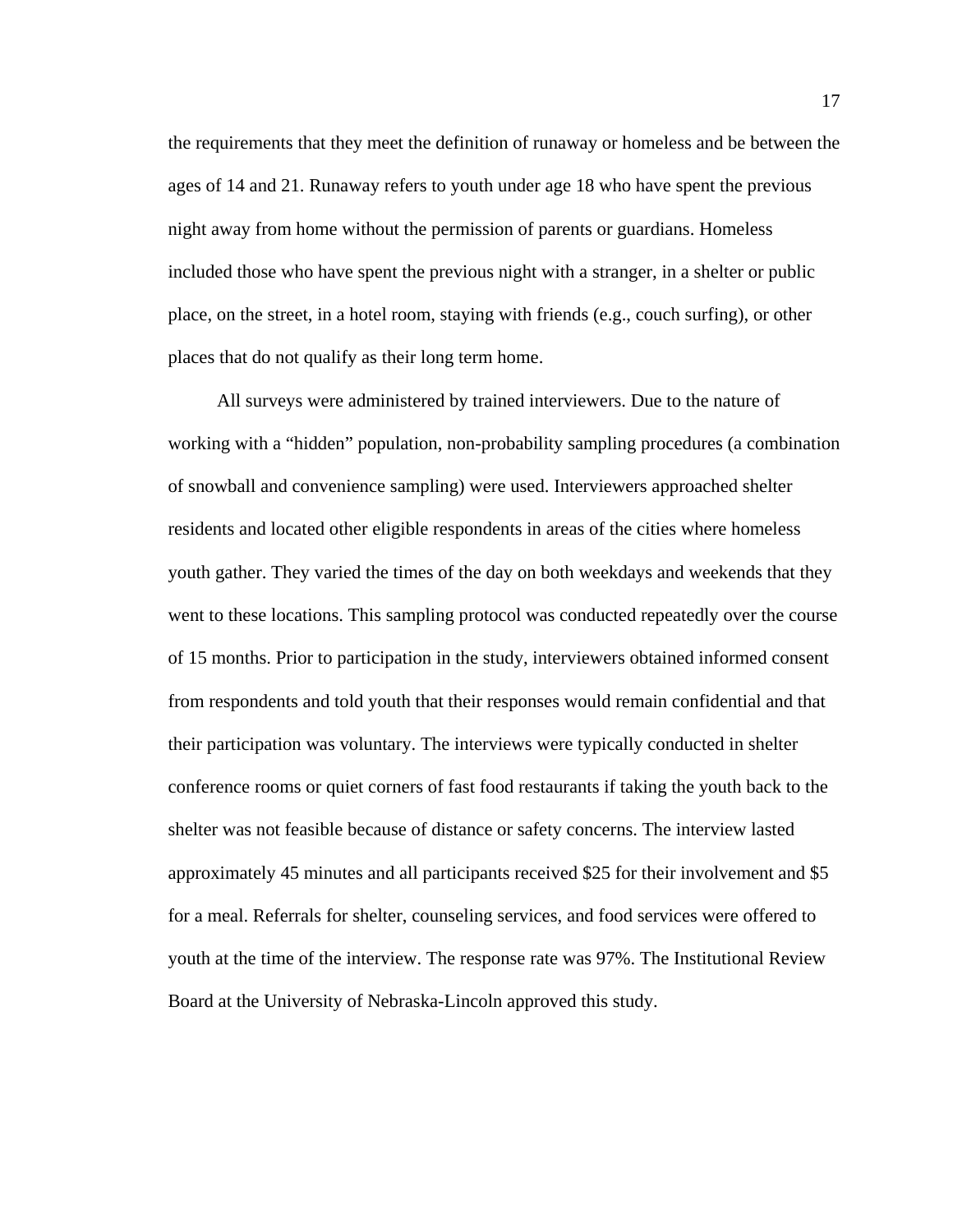the requirements that they meet the definition of runaway or homeless and be between the ages of 14 and 21. Runaway refers to youth under age 18 who have spent the previous night away from home without the permission of parents or guardians. Homeless included those who have spent the previous night with a stranger, in a shelter or public place, on the street, in a hotel room, staying with friends (e.g., couch surfing), or other places that do not qualify as their long term home.

All surveys were administered by trained interviewers. Due to the nature of working with a "hidden" population, non-probability sampling procedures (a combination of snowball and convenience sampling) were used. Interviewers approached shelter residents and located other eligible respondents in areas of the cities where homeless youth gather. They varied the times of the day on both weekdays and weekends that they went to these locations. This sampling protocol was conducted repeatedly over the course of 15 months. Prior to participation in the study, interviewers obtained informed consent from respondents and told youth that their responses would remain confidential and that their participation was voluntary. The interviews were typically conducted in shelter conference rooms or quiet corners of fast food restaurants if taking the youth back to the shelter was not feasible because of distance or safety concerns. The interview lasted approximately 45 minutes and all participants received $25 for their involvement and $5 for a meal. Referrals for shelter, counseling services, and food services were offered to youth at the time of the interview. The response rate was 97%. The Institutional Review Board at the University of Nebraska-Lincoln approved this study.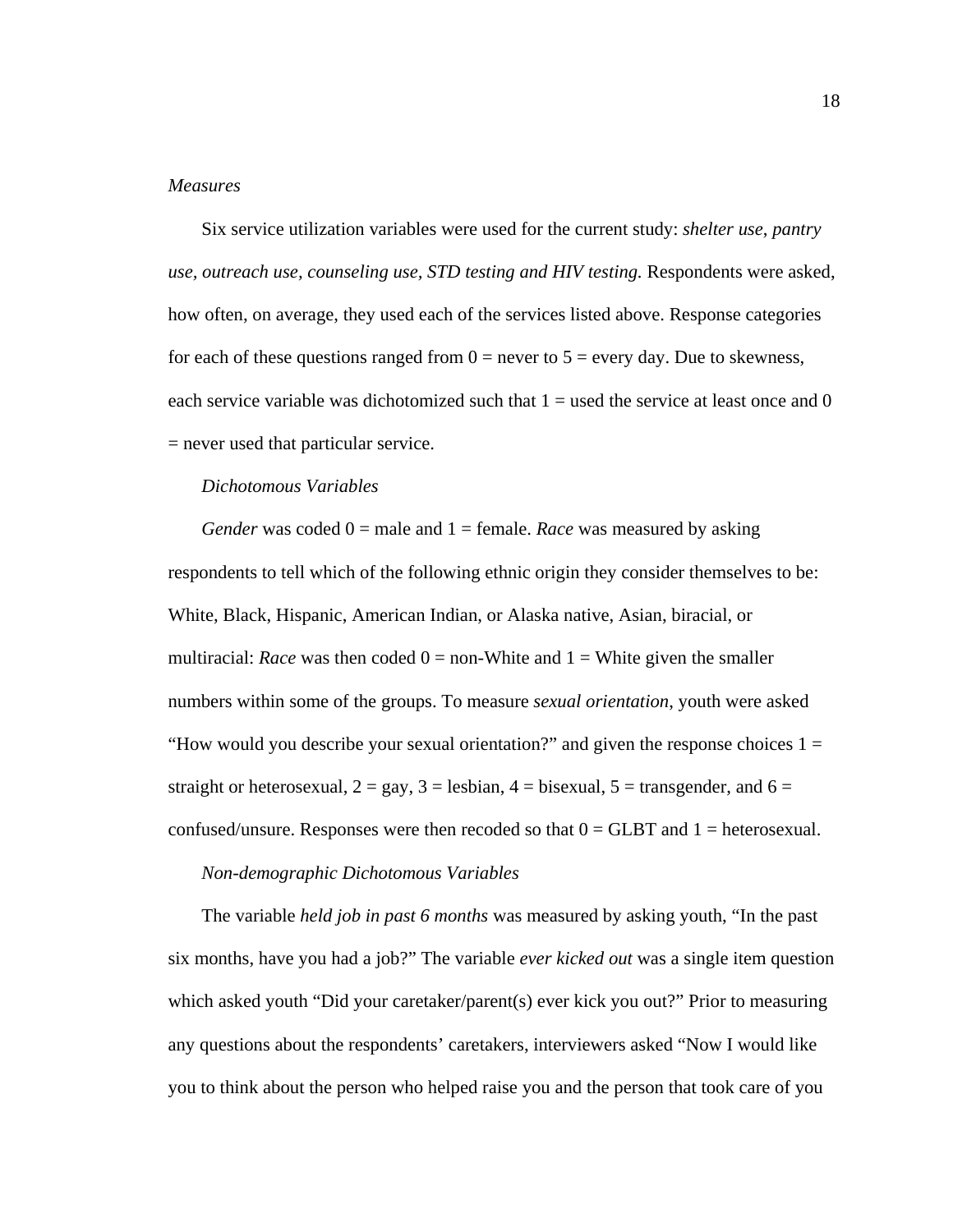*Measures*

Six service utilization variables were used for the current study: *shelter use*, *pantry use, outreach use, counseling use, STD testing and HIV testing.* Respondents were asked, how often, on average, they used each of the services listed above. Response categories for each of these questions ranged from 0 = never to 5 = every day. Due to skewness, each service variable was dichotomized such that 1 = used the service at least once and 0 = never used that particular service.

*Dichotomous Variables*

*Gender* was coded 0 = male and 1 = female. *Race* was measured by asking respondents to tell which of the following ethnic origin they consider themselves to be: White, Black, Hispanic, American Indian, or Alaska native, Asian, biracial, or multiracial: *Race* was then coded 0 = non-White and 1 = White given the smaller numbers within some of the groups. To measure *sexual orientation*, youth were asked "How would you describe your sexual orientation?" and given the response choices 1 = straight or heterosexual, 2 = gay, 3 = lesbian, 4 = bisexual, 5 = transgender, and 6 = confused/unsure. Responses were then recoded so that 0 = GLBT and 1 = heterosexual.

*Non-demographic Dichotomous Variables*

The variable *held job in past 6 months* was measured by asking youth, "In the past six months, have you had a job?" The variable *ever kicked out* was a single item question which asked youth "Did your caretaker/parent(s) ever kick you out?" Prior to measuring any questions about the respondents' caretakers, interviewers asked "Now I would like you to think about the person who helped raise you and the person that took care of you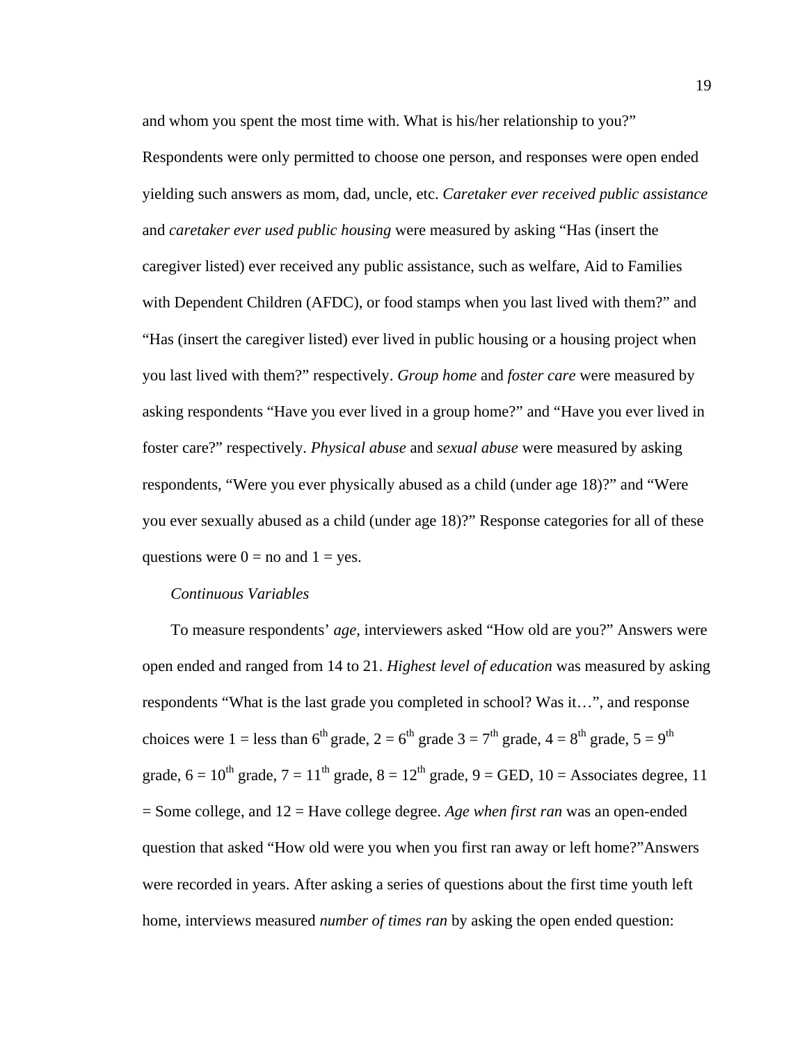and whom you spent the most time with. What is his/her relationship to you?" Respondents were only permitted to choose one person, and responses were open ended yielding such answers as mom, dad, uncle, etc. *Caretaker ever received public assistance* and *caretaker ever used public housing* were measured by asking "Has (insert the caregiver listed) ever received any public assistance, such as welfare, Aid to Families with Dependent Children (AFDC), or food stamps when you last lived with them?" and "Has (insert the caregiver listed) ever lived in public housing or a housing project when you last lived with them?" respectively. *Group home* and *foster care* were measured by asking respondents "Have you ever lived in a group home?" and "Have you ever lived in foster care?" respectively. *Physical abuse* and *sexual abuse* were measured by asking respondents, "Were you ever physically abused as a child (under age 18)?" and "Were you ever sexually abused as a child (under age 18)?" Response categories for all of these questions were 0 = no and 1 = yes.

*Continuous Variables*

To measure respondents' *age*, interviewers asked "How old are you?" Answers were open ended and ranged from 14 to 21. *Highest level of education* was measured by asking respondents "What is the last grade you completed in school? Was it…", and response choices were 1 = less than 6th grade, 2 = 6th grade 3 = 7th grade, 4 = 8th grade, 5 = 9th grade, 6 = 10th grade, 7 = 11th grade, 8 = 12th grade, 9 = GED, 10 = Associates degree, 11 = Some college, and 12 = Have college degree. *Age when first ran* was an open-ended question that asked "How old were you when you first ran away or left home?"Answers were recorded in years. After asking a series of questions about the first time youth left home, interviews measured *number of times ran* by asking the open ended question: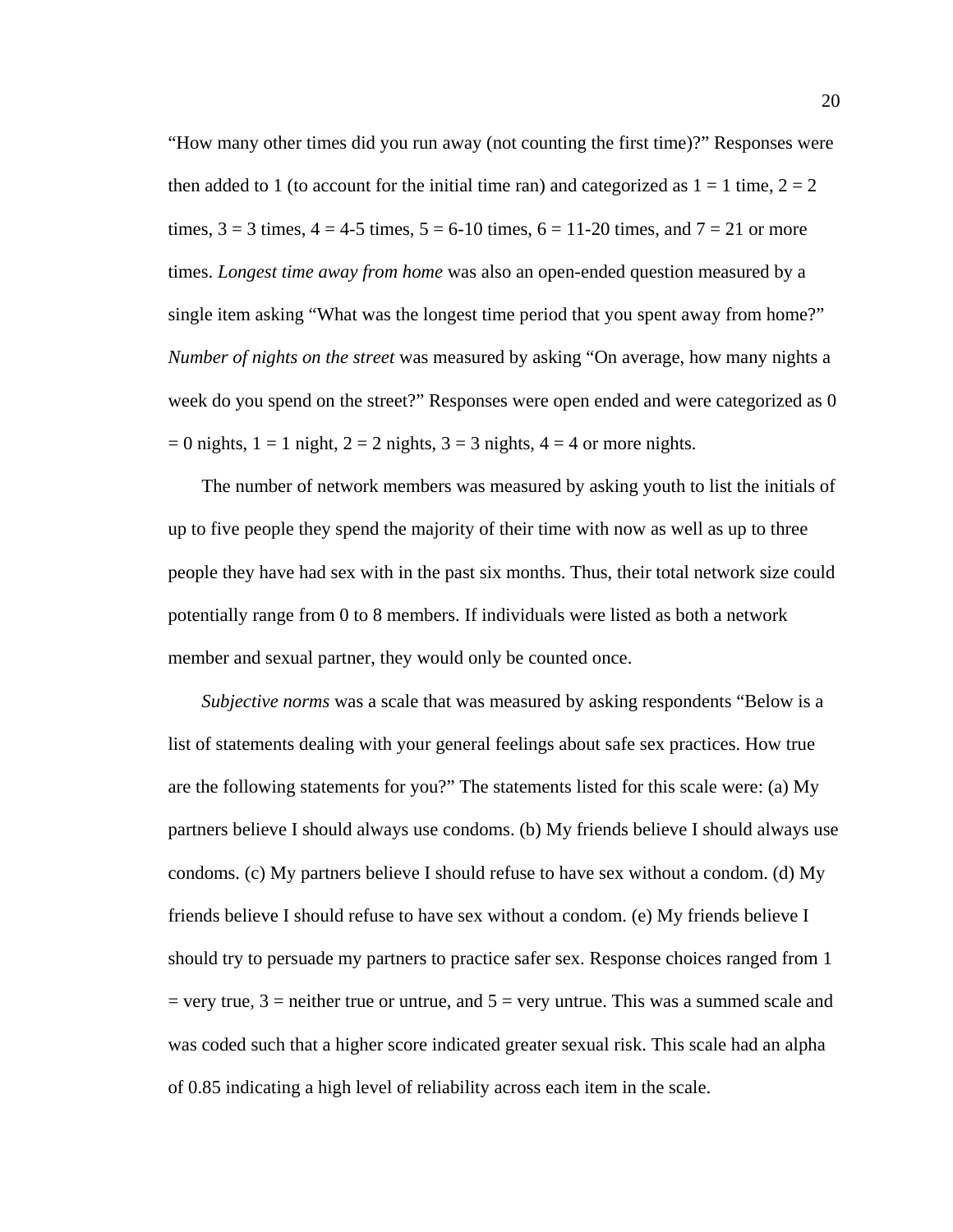"How many other times did you run away (not counting the first time)?" Responses were then added to 1 (to account for the initial time ran) and categorized as 1 = 1 time, 2 = 2 times, 3 = 3 times, 4 = 4-5 times, 5 = 6-10 times, 6 = 11-20 times, and 7 = 21 or more times. *Longest time away from home* was also an open-ended question measured by a single item asking "What was the longest time period that you spent away from home?" *Number of nights on the street* was measured by asking "On average, how many nights a week do you spend on the street?" Responses were open ended and were categorized as 0 = 0 nights, 1 = 1 night, 2 = 2 nights, 3 = 3 nights, 4 = 4 or more nights.

The number of network members was measured by asking youth to list the initials of up to five people they spend the majority of their time with now as well as up to three people they have had sex with in the past six months. Thus, their total network size could potentially range from 0 to 8 members. If individuals were listed as both a network member and sexual partner, they would only be counted once.

*Subjective norms* was a scale that was measured by asking respondents "Below is a list of statements dealing with your general feelings about safe sex practices. How true are the following statements for you?" The statements listed for this scale were: (a) My partners believe I should always use condoms. (b) My friends believe I should always use condoms. (c) My partners believe I should refuse to have sex without a condom. (d) My friends believe I should refuse to have sex without a condom. (e) My friends believe I should try to persuade my partners to practice safer sex. Response choices ranged from 1 = very true, 3 = neither true or untrue, and 5 = very untrue. This was a summed scale and was coded such that a higher score indicated greater sexual risk. This scale had an alpha of 0.85 indicating a high level of reliability across each item in the scale.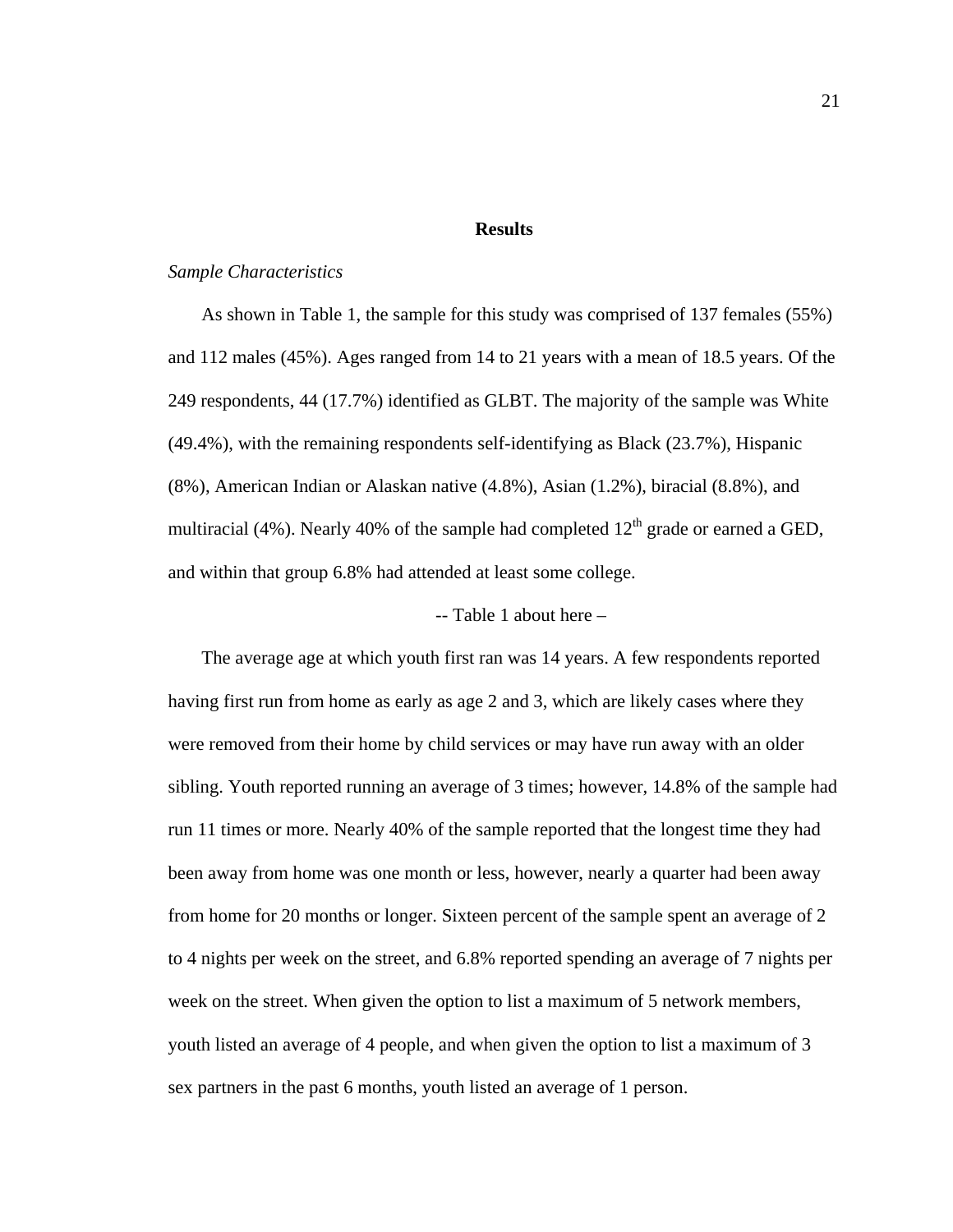## Results

*Sample Characteristics*

As shown in Table 1, the sample for this study was comprised of 137 females (55%) and 112 males (45%). Ages ranged from 14 to 21 years with a mean of 18.5 years. Of the 249 respondents, 44 (17.7%) identified as GLBT. The majority of the sample was White (49.4%), with the remaining respondents self-identifying as Black (23.7%), Hispanic (8%), American Indian or Alaskan native (4.8%), Asian (1.2%), biracial (8.8%), and multiracial (4%). Nearly 40% of the sample had completed 12th grade or earned a GED, and within that group 6.8% had attended at least some college.

-- Table 1 about here –

The average age at which youth first ran was 14 years. A few respondents reported having first run from home as early as age 2 and 3, which are likely cases where they were removed from their home by child services or may have run away with an older sibling. Youth reported running an average of 3 times; however, 14.8% of the sample had run 11 times or more. Nearly 40% of the sample reported that the longest time they had been away from home was one month or less, however, nearly a quarter had been away from home for 20 months or longer. Sixteen percent of the sample spent an average of 2 to 4 nights per week on the street, and 6.8% reported spending an average of 7 nights per week on the street. When given the option to list a maximum of 5 network members, youth listed an average of 4 people, and when given the option to list a maximum of 3 sex partners in the past 6 months, youth listed an average of 1 person.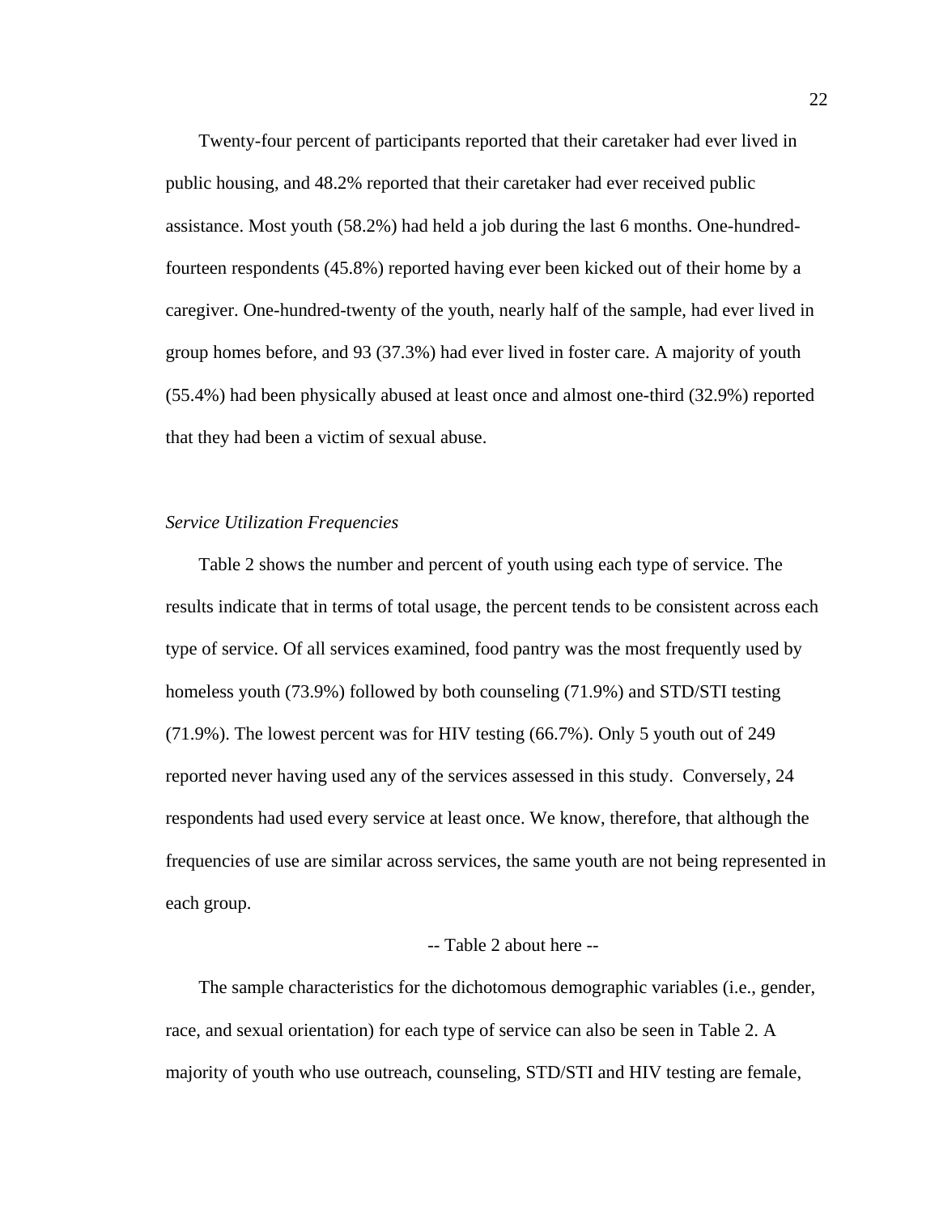Twenty-four percent of participants reported that their caretaker had ever lived in public housing, and 48.2% reported that their caretaker had ever received public assistance. Most youth (58.2%) had held a job during the last 6 months. One-hundred-fourteen respondents (45.8%) reported having ever been kicked out of their home by a caregiver. One-hundred-twenty of the youth, nearly half of the sample, had ever lived in group homes before, and 93 (37.3%) had ever lived in foster care. A majority of youth (55.4%) had been physically abused at least once and almost one-third (32.9%) reported that they had been a victim of sexual abuse.

*Service Utilization Frequencies*

Table 2 shows the number and percent of youth using each type of service. The results indicate that in terms of total usage, the percent tends to be consistent across each type of service. Of all services examined, food pantry was the most frequently used by homeless youth (73.9%) followed by both counseling (71.9%) and STD/STI testing (71.9%). The lowest percent was for HIV testing (66.7%). Only 5 youth out of 249 reported never having used any of the services assessed in this study. Conversely, 24 respondents had used every service at least once. We know, therefore, that although the frequencies of use are similar across services, the same youth are not being represented in each group.

-- Table 2 about here --

The sample characteristics for the dichotomous demographic variables (i.e., gender, race, and sexual orientation) for each type of service can also be seen in Table 2. A majority of youth who use outreach, counseling, STD/STI and HIV testing are female,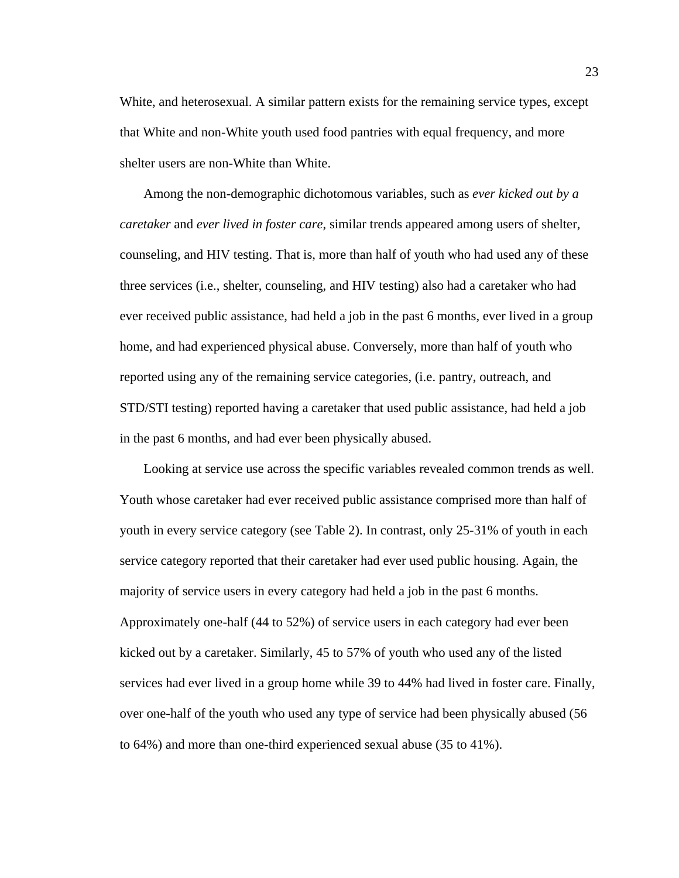White, and heterosexual. A similar pattern exists for the remaining service types, except that White and non-White youth used food pantries with equal frequency, and more shelter users are non-White than White.

Among the non-demographic dichotomous variables, such as *ever kicked out by a caretaker* and *ever lived in foster care*, similar trends appeared among users of shelter, counseling, and HIV testing. That is, more than half of youth who had used any of these three services (i.e., shelter, counseling, and HIV testing) also had a caretaker who had ever received public assistance, had held a job in the past 6 months, ever lived in a group home, and had experienced physical abuse. Conversely, more than half of youth who reported using any of the remaining service categories, (i.e. pantry, outreach, and STD/STI testing) reported having a caretaker that used public assistance, had held a job in the past 6 months, and had ever been physically abused.

Looking at service use across the specific variables revealed common trends as well. Youth whose caretaker had ever received public assistance comprised more than half of youth in every service category (see Table 2). In contrast, only 25-31% of youth in each service category reported that their caretaker had ever used public housing. Again, the majority of service users in every category had held a job in the past 6 months. Approximately one-half (44 to 52%) of service users in each category had ever been kicked out by a caretaker. Similarly, 45 to 57% of youth who used any of the listed services had ever lived in a group home while 39 to 44% had lived in foster care. Finally, over one-half of the youth who used any type of service had been physically abused (56 to 64%) and more than one-third experienced sexual abuse (35 to 41%).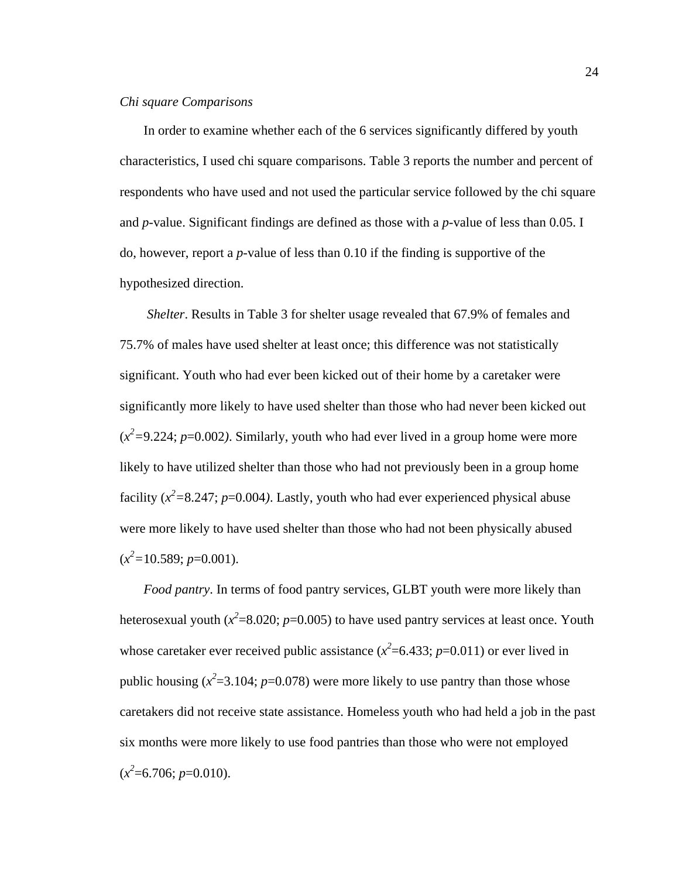*Chi square Comparisons*

In order to examine whether each of the 6 services significantly differed by youth characteristics, I used chi square comparisons. Table 3 reports the number and percent of respondents who have used and not used the particular service followed by the chi square and *p*-value. Significant findings are defined as those with a *p*-value of less than 0.05. I do, however, report a *p*-value of less than 0.10 if the finding is supportive of the hypothesized direction.

*Shelter*. Results in Table 3 for shelter usage revealed that 67.9% of females and 75.7% of males have used shelter at least once; this difference was not statistically significant. Youth who had ever been kicked out of their home by a caretaker were significantly more likely to have used shelter than those who had never been kicked out ($x^2$=9.224; $p$=0.002). Similarly, youth who had ever lived in a group home were more likely to have utilized shelter than those who had not previously been in a group home facility ($x^2$=8.247; $p$=0.004). Lastly, youth who had ever experienced physical abuse were more likely to have used shelter than those who had not been physically abused ($x^2$=10.589; $p$=0.001).

*Food pantry*. In terms of food pantry services, GLBT youth were more likely than heterosexual youth ($x^2$=8.020; $p$=0.005) to have used pantry services at least once. Youth whose caretaker ever received public assistance ($x^2$=6.433; $p$=0.011) or ever lived in public housing ($x^2$=3.104; $p$=0.078) were more likely to use pantry than those whose caretakers did not receive state assistance. Homeless youth who had held a job in the past six months were more likely to use food pantries than those who were not employed ($x^2$=6.706; $p$=0.010).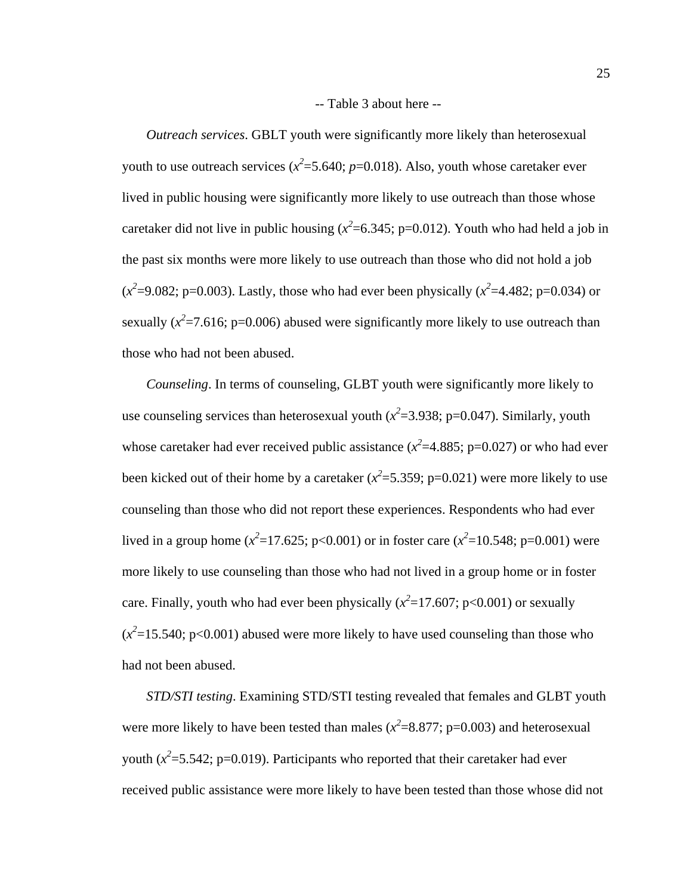-- Table 3 about here --

*Outreach services*. GBLT youth were significantly more likely than heterosexual youth to use outreach services ($x^2$=5.640; *p*=0.018). Also, youth whose caretaker ever lived in public housing were significantly more likely to use outreach than those whose caretaker did not live in public housing ($x^2$=6.345; p=0.012). Youth who had held a job in the past six months were more likely to use outreach than those who did not hold a job ($x^2$=9.082; p=0.003). Lastly, those who had ever been physically ($x^2$=4.482; p=0.034) or sexually ($x^2$=7.616; p=0.006) abused were significantly more likely to use outreach than those who had not been abused.

*Counseling*. In terms of counseling, GLBT youth were significantly more likely to use counseling services than heterosexual youth ($x^2$=3.938; p=0.047). Similarly, youth whose caretaker had ever received public assistance ($x^2$=4.885; p=0.027) or who had ever been kicked out of their home by a caretaker ($x^2$=5.359; p=0.021) were more likely to use counseling than those who did not report these experiences. Respondents who had ever lived in a group home ($x^2$=17.625; p<0.001) or in foster care ($x^2$=10.548; p=0.001) were more likely to use counseling than those who had not lived in a group home or in foster care. Finally, youth who had ever been physically ($x^2$=17.607; p<0.001) or sexually ($x^2$=15.540; p<0.001) abused were more likely to have used counseling than those who had not been abused.

*STD/STI testing*. Examining STD/STI testing revealed that females and GLBT youth were more likely to have been tested than males ($x^2$=8.877; p=0.003) and heterosexual youth ($x^2$=5.542; p=0.019). Participants who reported that their caretaker had ever received public assistance were more likely to have been tested than those whose did not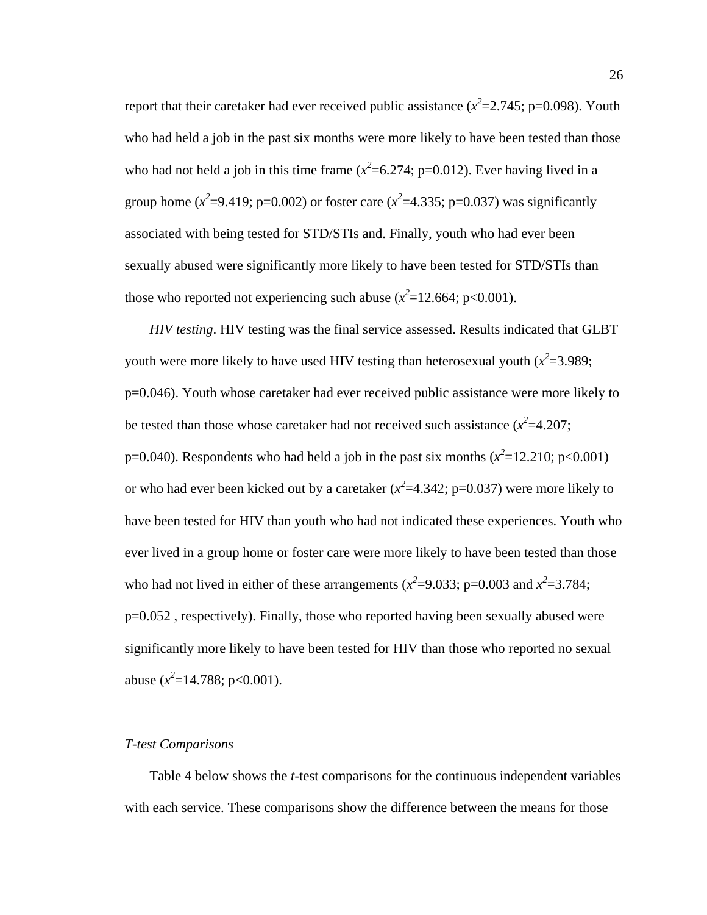report that their caretaker had ever received public assistance ($x^2$=2.745; p=0.098). Youth who had held a job in the past six months were more likely to have been tested than those who had not held a job in this time frame ($x^2$=6.274; p=0.012). Ever having lived in a group home ($x^2$=9.419; p=0.002) or foster care ($x^2$=4.335; p=0.037) was significantly associated with being tested for STD/STIs and. Finally, youth who had ever been sexually abused were significantly more likely to have been tested for STD/STIs than those who reported not experiencing such abuse ($x^2$=12.664; p<0.001).

*HIV testing*. HIV testing was the final service assessed. Results indicated that GLBT youth were more likely to have used HIV testing than heterosexual youth ($x^2$=3.989; p=0.046). Youth whose caretaker had ever received public assistance were more likely to be tested than those whose caretaker had not received such assistance ($x^2$=4.207; p=0.040). Respondents who had held a job in the past six months ($x^2$=12.210; p<0.001) or who had ever been kicked out by a caretaker ($x^2$=4.342; p=0.037) were more likely to have been tested for HIV than youth who had not indicated these experiences. Youth who ever lived in a group home or foster care were more likely to have been tested than those who had not lived in either of these arrangements ($x^2$=9.033; p=0.003 and $x^2$=3.784; p=0.052 , respectively). Finally, those who reported having been sexually abused were significantly more likely to have been tested for HIV than those who reported no sexual abuse ($x^2$=14.788; p<0.001).

### *T-test Comparisons*

Table 4 below shows the *t*-test comparisons for the continuous independent variables with each service. These comparisons show the difference between the means for those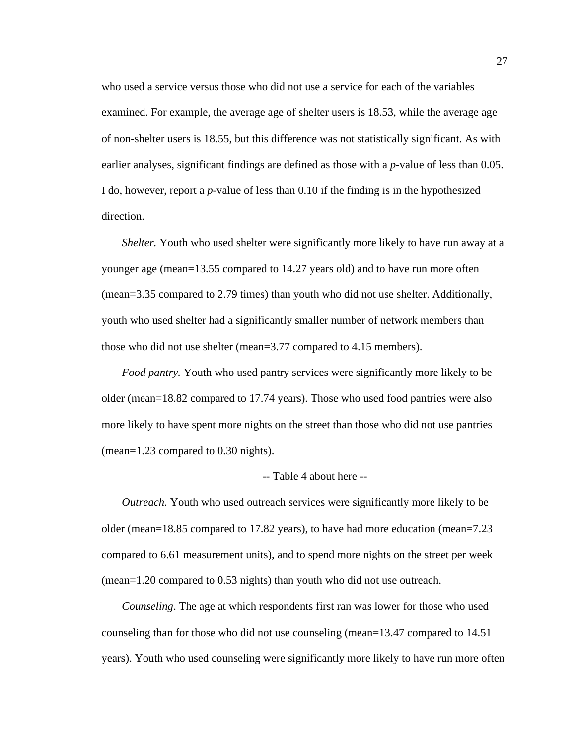who used a service versus those who did not use a service for each of the variables examined. For example, the average age of shelter users is 18.53, while the average age of non-shelter users is 18.55, but this difference was not statistically significant. As with earlier analyses, significant findings are defined as those with a *p*-value of less than 0.05. I do, however, report a *p*-value of less than 0.10 if the finding is in the hypothesized direction.

*Shelter.* Youth who used shelter were significantly more likely to have run away at a younger age (mean=13.55 compared to 14.27 years old) and to have run more often (mean=3.35 compared to 2.79 times) than youth who did not use shelter. Additionally, youth who used shelter had a significantly smaller number of network members than those who did not use shelter (mean=3.77 compared to 4.15 members).

*Food pantry*. Youth who used pantry services were significantly more likely to be older (mean=18.82 compared to 17.74 years). Those who used food pantries were also more likely to have spent more nights on the street than those who did not use pantries (mean=1.23 compared to 0.30 nights).

-- Table 4 about here --

*Outreach.* Youth who used outreach services were significantly more likely to be older (mean=18.85 compared to 17.82 years), to have had more education (mean=7.23 compared to 6.61 measurement units), and to spend more nights on the street per week (mean=1.20 compared to 0.53 nights) than youth who did not use outreach.

*Counseling*. The age at which respondents first ran was lower for those who used counseling than for those who did not use counseling (mean=13.47 compared to 14.51 years). Youth who used counseling were significantly more likely to have run more often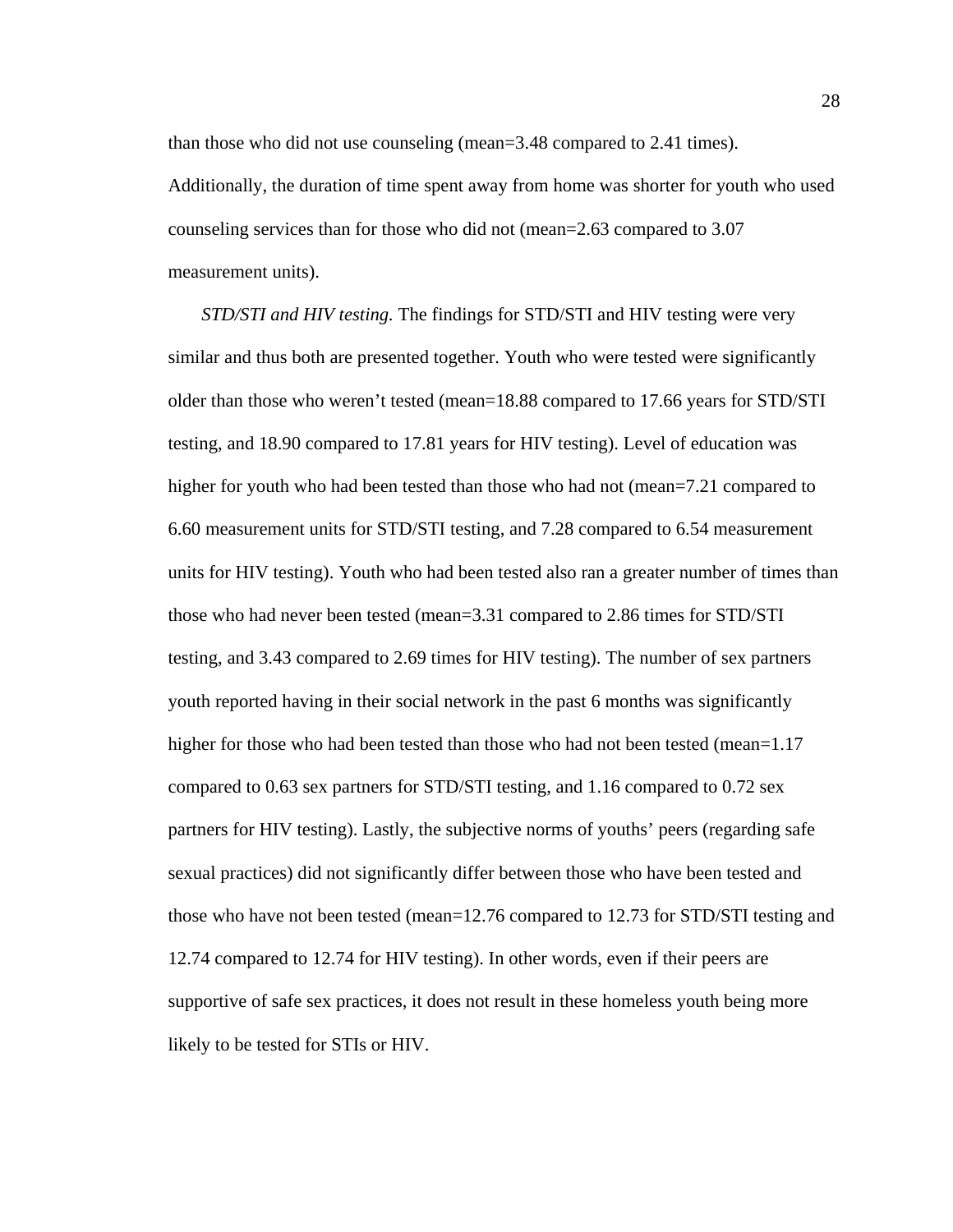than those who did not use counseling (mean=3.48 compared to 2.41 times). Additionally, the duration of time spent away from home was shorter for youth who used counseling services than for those who did not (mean=2.63 compared to 3.07 measurement units).

*STD/STI and HIV testing.* The findings for STD/STI and HIV testing were very similar and thus both are presented together. Youth who were tested were significantly older than those who weren't tested (mean=18.88 compared to 17.66 years for STD/STI testing, and 18.90 compared to 17.81 years for HIV testing). Level of education was higher for youth who had been tested than those who had not (mean=7.21 compared to 6.60 measurement units for STD/STI testing, and 7.28 compared to 6.54 measurement units for HIV testing). Youth who had been tested also ran a greater number of times than those who had never been tested (mean=3.31 compared to 2.86 times for STD/STI testing, and 3.43 compared to 2.69 times for HIV testing). The number of sex partners youth reported having in their social network in the past 6 months was significantly higher for those who had been tested than those who had not been tested (mean=1.17 compared to 0.63 sex partners for STD/STI testing, and 1.16 compared to 0.72 sex partners for HIV testing). Lastly, the subjective norms of youths' peers (regarding safe sexual practices) did not significantly differ between those who have been tested and those who have not been tested (mean=12.76 compared to 12.73 for STD/STI testing and 12.74 compared to 12.74 for HIV testing). In other words, even if their peers are supportive of safe sex practices, it does not result in these homeless youth being more likely to be tested for STIs or HIV.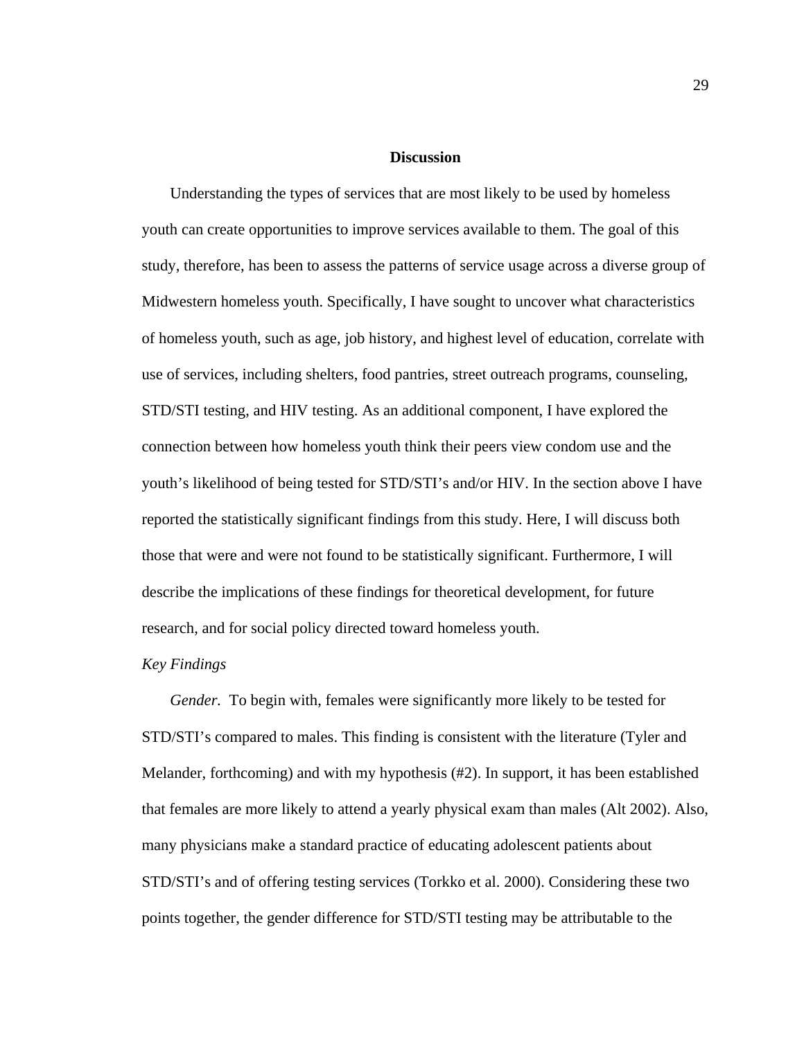## Discussion

Understanding the types of services that are most likely to be used by homeless youth can create opportunities to improve services available to them. The goal of this study, therefore, has been to assess the patterns of service usage across a diverse group of Midwestern homeless youth. Specifically, I have sought to uncover what characteristics of homeless youth, such as age, job history, and highest level of education, correlate with use of services, including shelters, food pantries, street outreach programs, counseling, STD/STI testing, and HIV testing. As an additional component, I have explored the connection between how homeless youth think their peers view condom use and the youth's likelihood of being tested for STD/STI's and/or HIV. In the section above I have reported the statistically significant findings from this study. Here, I will discuss both those that were and were not found to be statistically significant. Furthermore, I will describe the implications of these findings for theoretical development, for future research, and for social policy directed toward homeless youth.

### *Key Findings*

*Gender.* To begin with, females were significantly more likely to be tested for STD/STI's compared to males. This finding is consistent with the literature (Tyler and Melander, forthcoming) and with my hypothesis (#2). In support, it has been established that females are more likely to attend a yearly physical exam than males (Alt 2002). Also, many physicians make a standard practice of educating adolescent patients about STD/STI's and of offering testing services (Torkko et al. 2000). Considering these two points together, the gender difference for STD/STI testing may be attributable to the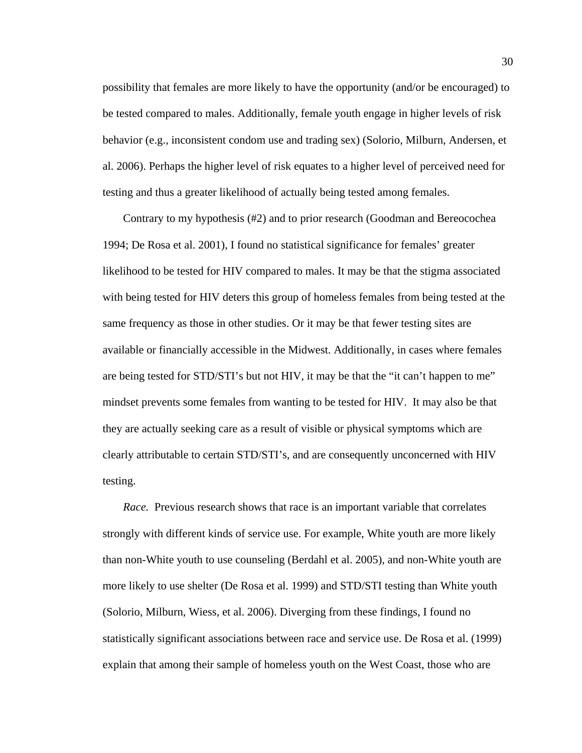possibility that females are more likely to have the opportunity (and/or be encouraged) to be tested compared to males. Additionally, female youth engage in higher levels of risk behavior (e.g., inconsistent condom use and trading sex) (Solorio, Milburn, Andersen, et al. 2006). Perhaps the higher level of risk equates to a higher level of perceived need for testing and thus a greater likelihood of actually being tested among females.

Contrary to my hypothesis (#2) and to prior research (Goodman and Bereocochea 1994; De Rosa et al. 2001), I found no statistical significance for females' greater likelihood to be tested for HIV compared to males. It may be that the stigma associated with being tested for HIV deters this group of homeless females from being tested at the same frequency as those in other studies. Or it may be that fewer testing sites are available or financially accessible in the Midwest. Additionally, in cases where females are being tested for STD/STI's but not HIV, it may be that the "it can't happen to me" mindset prevents some females from wanting to be tested for HIV. It may also be that they are actually seeking care as a result of visible or physical symptoms which are clearly attributable to certain STD/STI's, and are consequently unconcerned with HIV testing.

*Race.* Previous research shows that race is an important variable that correlates strongly with different kinds of service use. For example, White youth are more likely than non-White youth to use counseling (Berdahl et al. 2005), and non-White youth are more likely to use shelter (De Rosa et al. 1999) and STD/STI testing than White youth (Solorio, Milburn, Wiess, et al. 2006). Diverging from these findings, I found no statistically significant associations between race and service use. De Rosa et al. (1999) explain that among their sample of homeless youth on the West Coast, those who are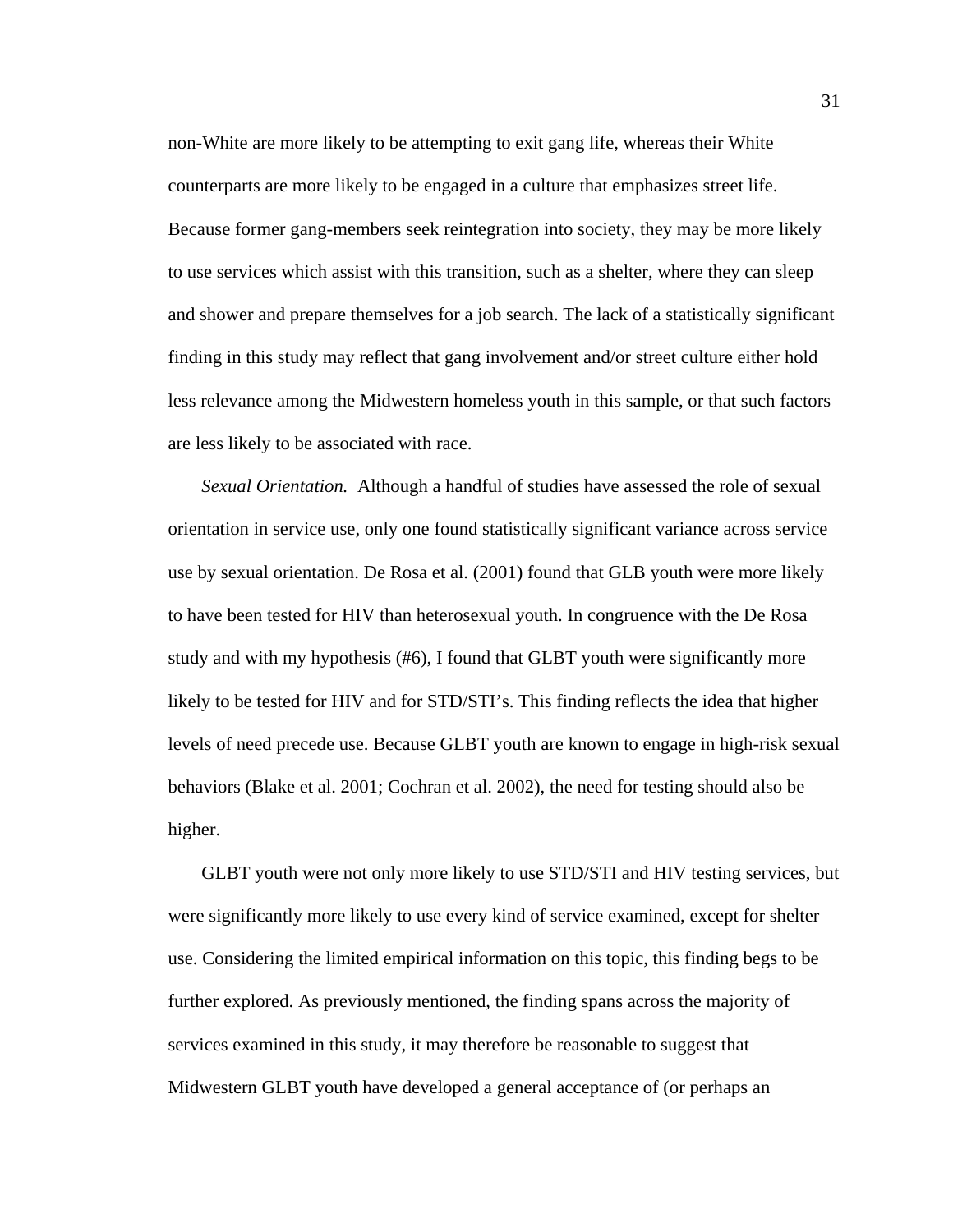non-White are more likely to be attempting to exit gang life, whereas their White counterparts are more likely to be engaged in a culture that emphasizes street life. Because former gang-members seek reintegration into society, they may be more likely to use services which assist with this transition, such as a shelter, where they can sleep and shower and prepare themselves for a job search. The lack of a statistically significant finding in this study may reflect that gang involvement and/or street culture either hold less relevance among the Midwestern homeless youth in this sample, or that such factors are less likely to be associated with race.

*Sexual Orientation.* Although a handful of studies have assessed the role of sexual orientation in service use, only one found statistically significant variance across service use by sexual orientation. De Rosa et al. (2001) found that GLB youth were more likely to have been tested for HIV than heterosexual youth. In congruence with the De Rosa study and with my hypothesis (#6), I found that GLBT youth were significantly more likely to be tested for HIV and for STD/STI's. This finding reflects the idea that higher levels of need precede use. Because GLBT youth are known to engage in high-risk sexual behaviors (Blake et al. 2001; Cochran et al. 2002), the need for testing should also be higher.

GLBT youth were not only more likely to use STD/STI and HIV testing services, but were significantly more likely to use every kind of service examined, except for shelter use. Considering the limited empirical information on this topic, this finding begs to be further explored. As previously mentioned, the finding spans across the majority of services examined in this study, it may therefore be reasonable to suggest that Midwestern GLBT youth have developed a general acceptance of (or perhaps an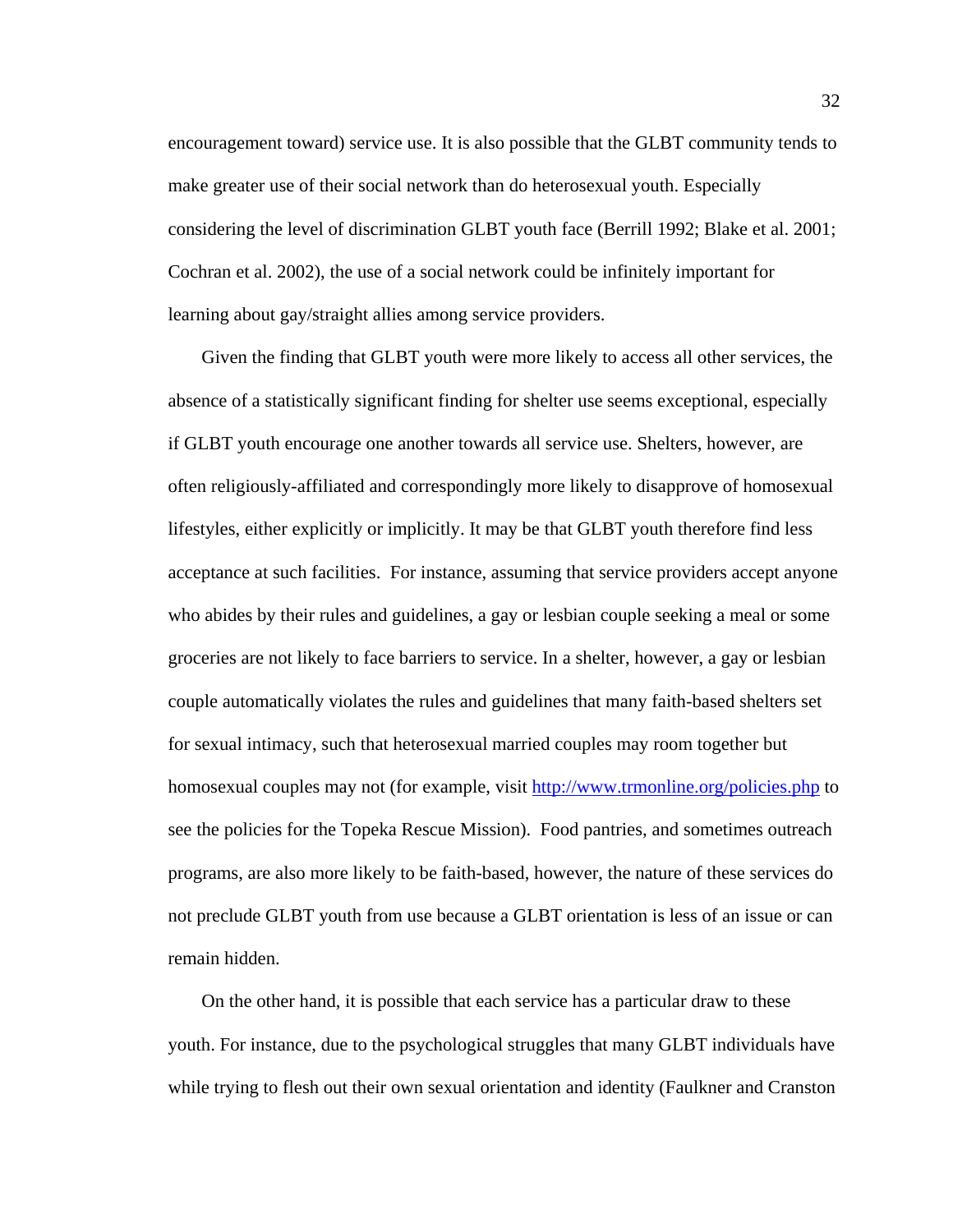encouragement toward) service use. It is also possible that the GLBT community tends to make greater use of their social network than do heterosexual youth. Especially considering the level of discrimination GLBT youth face (Berrill 1992; Blake et al. 2001; Cochran et al. 2002), the use of a social network could be infinitely important for learning about gay/straight allies among service providers.

Given the finding that GLBT youth were more likely to access all other services, the absence of a statistically significant finding for shelter use seems exceptional, especially if GLBT youth encourage one another towards all service use. Shelters, however, are often religiously-affiliated and correspondingly more likely to disapprove of homosexual lifestyles, either explicitly or implicitly. It may be that GLBT youth therefore find less acceptance at such facilities. For instance, assuming that service providers accept anyone who abides by their rules and guidelines, a gay or lesbian couple seeking a meal or some groceries are not likely to face barriers to service. In a shelter, however, a gay or lesbian couple automatically violates the rules and guidelines that many faith-based shelters set for sexual intimacy, such that heterosexual married couples may room together but homosexual couples may not (for example, visit [http://www.trmonline.org/policies.php](http://www.trmonline.org/policies.php) to see the policies for the Topeka Rescue Mission). Food pantries, and sometimes outreach programs, are also more likely to be faith-based, however, the nature of these services do not preclude GLBT youth from use because a GLBT orientation is less of an issue or can remain hidden.

On the other hand, it is possible that each service has a particular draw to these youth. For instance, due to the psychological struggles that many GLBT individuals have while trying to flesh out their own sexual orientation and identity (Faulkner and Cranston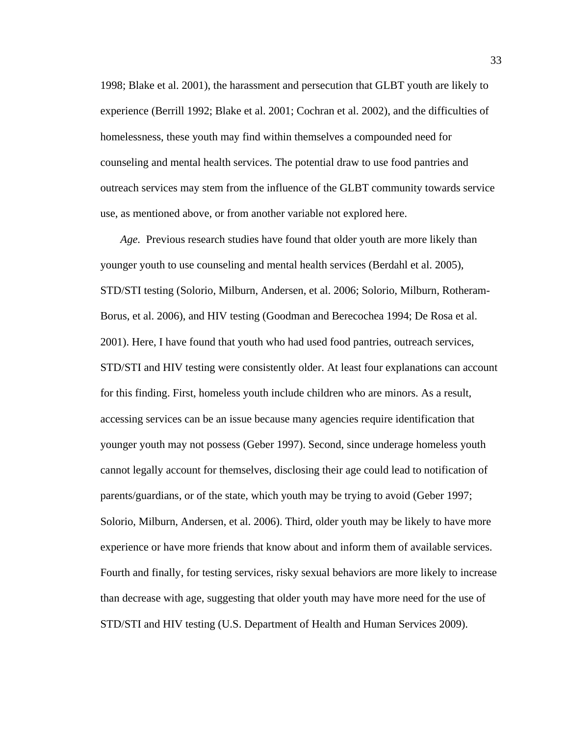1998; Blake et al. 2001), the harassment and persecution that GLBT youth are likely to experience (Berrill 1992; Blake et al. 2001; Cochran et al. 2002), and the difficulties of homelessness, these youth may find within themselves a compounded need for counseling and mental health services. The potential draw to use food pantries and outreach services may stem from the influence of the GLBT community towards service use, as mentioned above, or from another variable not explored here.

*Age*. Previous research studies have found that older youth are more likely than younger youth to use counseling and mental health services (Berdahl et al. 2005), STD/STI testing (Solorio, Milburn, Andersen, et al. 2006; Solorio, Milburn, Rotheram-Borus, et al. 2006), and HIV testing (Goodman and Berecochea 1994; De Rosa et al. 2001). Here, I have found that youth who had used food pantries, outreach services, STD/STI and HIV testing were consistently older. At least four explanations can account for this finding. First, homeless youth include children who are minors. As a result, accessing services can be an issue because many agencies require identification that younger youth may not possess (Geber 1997). Second, since underage homeless youth cannot legally account for themselves, disclosing their age could lead to notification of parents/guardians, or of the state, which youth may be trying to avoid (Geber 1997; Solorio, Milburn, Andersen, et al. 2006). Third, older youth may be likely to have more experience or have more friends that know about and inform them of available services. Fourth and finally, for testing services, risky sexual behaviors are more likely to increase than decrease with age, suggesting that older youth may have more need for the use of STD/STI and HIV testing (U.S. Department of Health and Human Services 2009).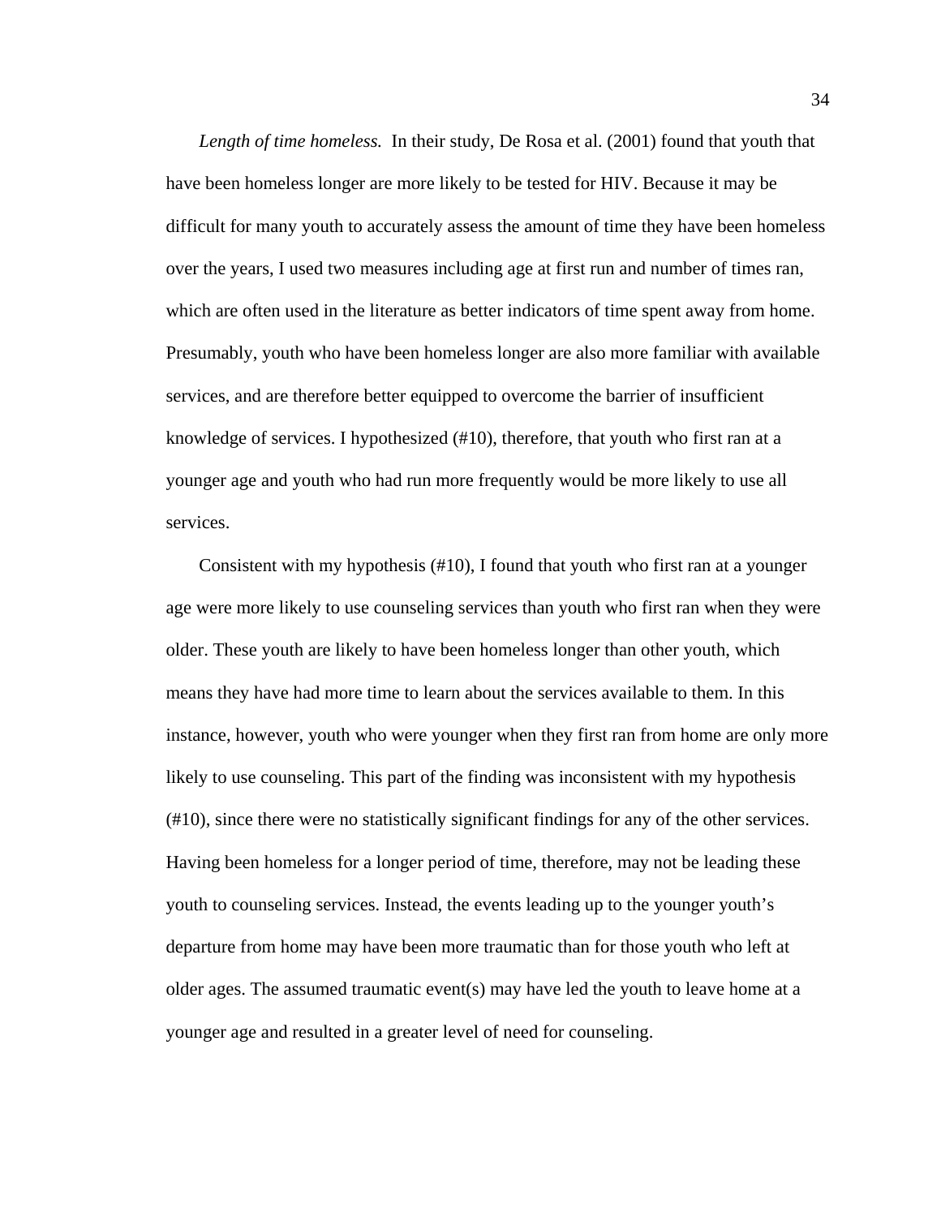*Length of time homeless.* In their study, De Rosa et al. (2001) found that youth that have been homeless longer are more likely to be tested for HIV. Because it may be difficult for many youth to accurately assess the amount of time they have been homeless over the years, I used two measures including age at first run and number of times ran, which are often used in the literature as better indicators of time spent away from home. Presumably, youth who have been homeless longer are also more familiar with available services, and are therefore better equipped to overcome the barrier of insufficient knowledge of services. I hypothesized (#10), therefore, that youth who first ran at a younger age and youth who had run more frequently would be more likely to use all services.

Consistent with my hypothesis (#10), I found that youth who first ran at a younger age were more likely to use counseling services than youth who first ran when they were older. These youth are likely to have been homeless longer than other youth, which means they have had more time to learn about the services available to them. In this instance, however, youth who were younger when they first ran from home are only more likely to use counseling. This part of the finding was inconsistent with my hypothesis (#10), since there were no statistically significant findings for any of the other services. Having been homeless for a longer period of time, therefore, may not be leading these youth to counseling services. Instead, the events leading up to the younger youth's departure from home may have been more traumatic than for those youth who left at older ages. The assumed traumatic event(s) may have led the youth to leave home at a younger age and resulted in a greater level of need for counseling.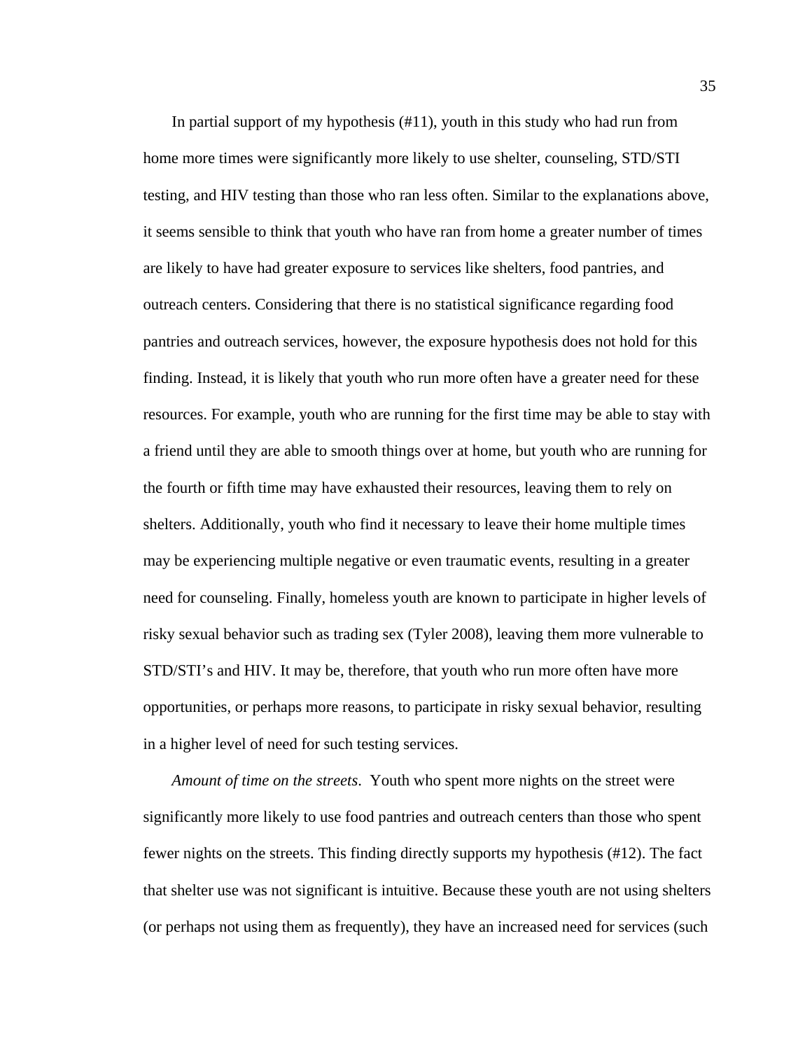In partial support of my hypothesis (#11), youth in this study who had run from home more times were significantly more likely to use shelter, counseling, STD/STI testing, and HIV testing than those who ran less often. Similar to the explanations above, it seems sensible to think that youth who have ran from home a greater number of times are likely to have had greater exposure to services like shelters, food pantries, and outreach centers. Considering that there is no statistical significance regarding food pantries and outreach services, however, the exposure hypothesis does not hold for this finding. Instead, it is likely that youth who run more often have a greater need for these resources. For example, youth who are running for the first time may be able to stay with a friend until they are able to smooth things over at home, but youth who are running for the fourth or fifth time may have exhausted their resources, leaving them to rely on shelters. Additionally, youth who find it necessary to leave their home multiple times may be experiencing multiple negative or even traumatic events, resulting in a greater need for counseling. Finally, homeless youth are known to participate in higher levels of risky sexual behavior such as trading sex (Tyler 2008), leaving them more vulnerable to STD/STI's and HIV. It may be, therefore, that youth who run more often have more opportunities, or perhaps more reasons, to participate in risky sexual behavior, resulting in a higher level of need for such testing services.

*Amount of time on the streets*. Youth who spent more nights on the street were significantly more likely to use food pantries and outreach centers than those who spent fewer nights on the streets. This finding directly supports my hypothesis (#12). The fact that shelter use was not significant is intuitive. Because these youth are not using shelters (or perhaps not using them as frequently), they have an increased need for services (such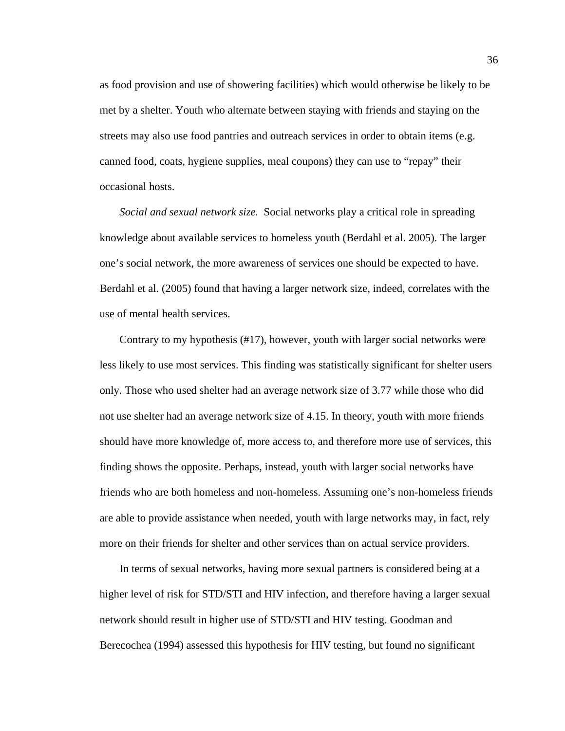as food provision and use of showering facilities) which would otherwise be likely to be met by a shelter. Youth who alternate between staying with friends and staying on the streets may also use food pantries and outreach services in order to obtain items (e.g. canned food, coats, hygiene supplies, meal coupons) they can use to "repay" their occasional hosts.

*Social and sexual network size.* Social networks play a critical role in spreading knowledge about available services to homeless youth (Berdahl et al. 2005). The larger one's social network, the more awareness of services one should be expected to have. Berdahl et al. (2005) found that having a larger network size, indeed, correlates with the use of mental health services.

Contrary to my hypothesis (#17), however, youth with larger social networks were less likely to use most services. This finding was statistically significant for shelter users only. Those who used shelter had an average network size of 3.77 while those who did not use shelter had an average network size of 4.15. In theory, youth with more friends should have more knowledge of, more access to, and therefore more use of services, this finding shows the opposite. Perhaps, instead, youth with larger social networks have friends who are both homeless and non-homeless. Assuming one's non-homeless friends are able to provide assistance when needed, youth with large networks may, in fact, rely more on their friends for shelter and other services than on actual service providers.

In terms of sexual networks, having more sexual partners is considered being at a higher level of risk for STD/STI and HIV infection, and therefore having a larger sexual network should result in higher use of STD/STI and HIV testing. Goodman and Berecochea (1994) assessed this hypothesis for HIV testing, but found no significant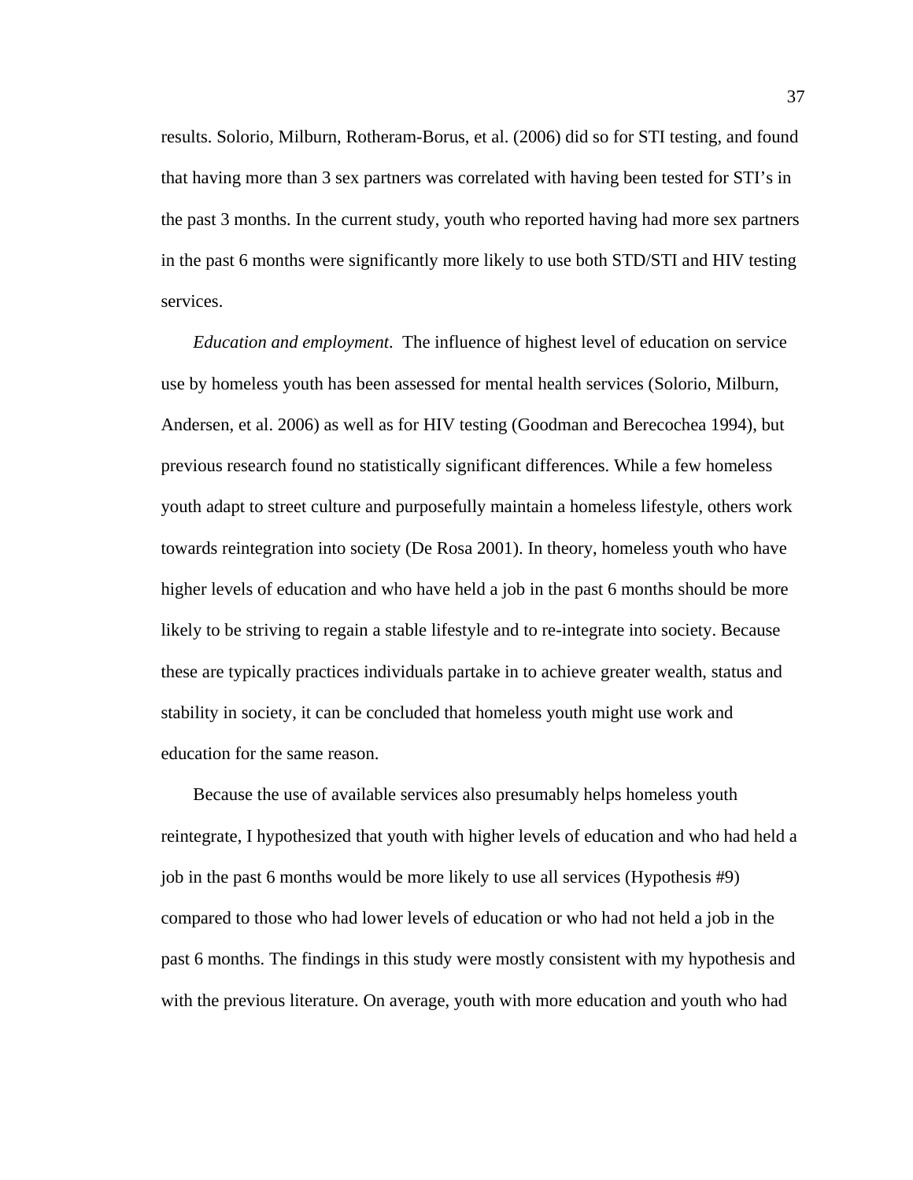results. Solorio, Milburn, Rotheram-Borus, et al. (2006) did so for STI testing, and found that having more than 3 sex partners was correlated with having been tested for STI's in the past 3 months. In the current study, youth who reported having had more sex partners in the past 6 months were significantly more likely to use both STD/STI and HIV testing services.

*Education and employment*. The influence of highest level of education on service use by homeless youth has been assessed for mental health services (Solorio, Milburn, Andersen, et al. 2006) as well as for HIV testing (Goodman and Berecochea 1994), but previous research found no statistically significant differences. While a few homeless youth adapt to street culture and purposefully maintain a homeless lifestyle, others work towards reintegration into society (De Rosa 2001). In theory, homeless youth who have higher levels of education and who have held a job in the past 6 months should be more likely to be striving to regain a stable lifestyle and to re-integrate into society. Because these are typically practices individuals partake in to achieve greater wealth, status and stability in society, it can be concluded that homeless youth might use work and education for the same reason.

Because the use of available services also presumably helps homeless youth reintegrate, I hypothesized that youth with higher levels of education and who had held a job in the past 6 months would be more likely to use all services (Hypothesis #9) compared to those who had lower levels of education or who had not held a job in the past 6 months. The findings in this study were mostly consistent with my hypothesis and with the previous literature. On average, youth with more education and youth who had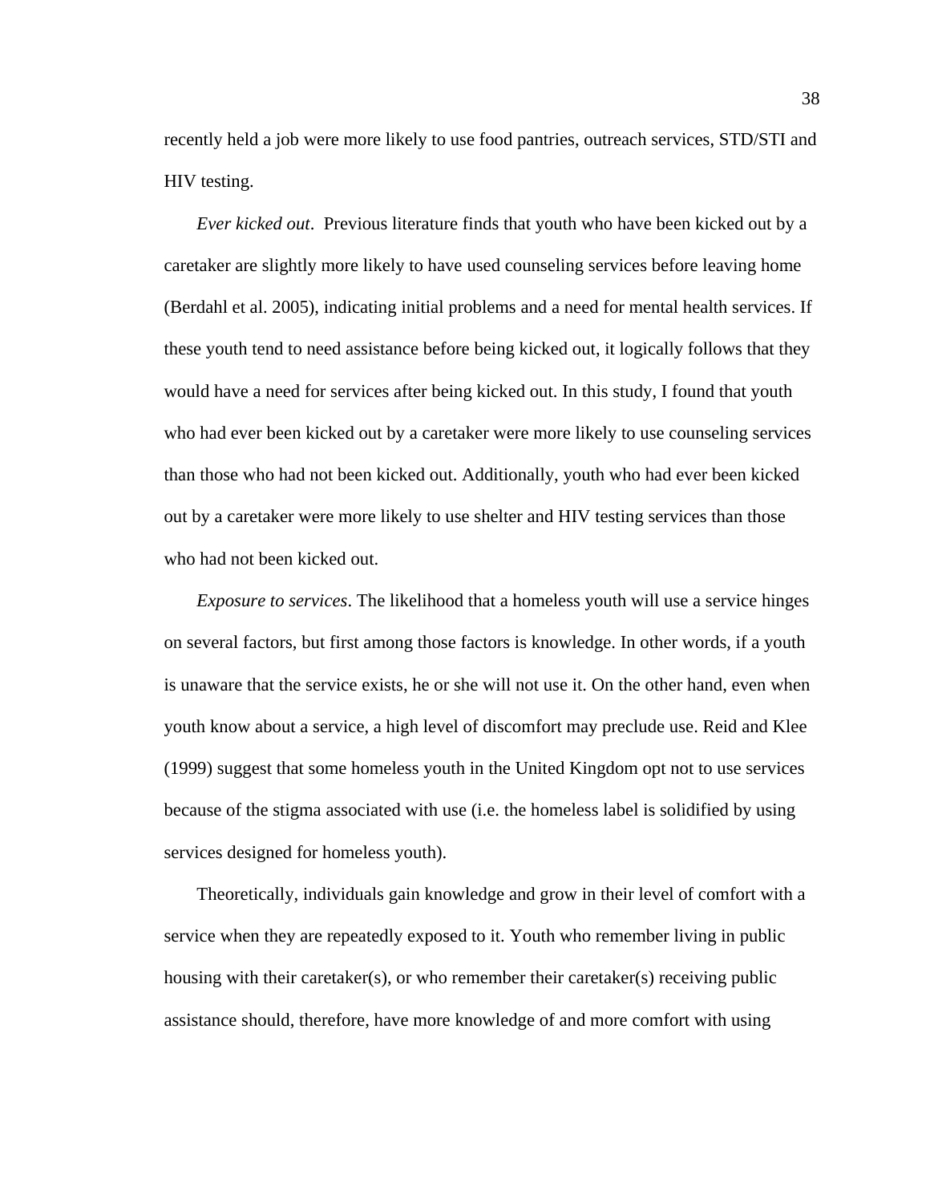recently held a job were more likely to use food pantries, outreach services, STD/STI and HIV testing.

*Ever kicked out*. Previous literature finds that youth who have been kicked out by a caretaker are slightly more likely to have used counseling services before leaving home (Berdahl et al. 2005), indicating initial problems and a need for mental health services. If these youth tend to need assistance before being kicked out, it logically follows that they would have a need for services after being kicked out. In this study, I found that youth who had ever been kicked out by a caretaker were more likely to use counseling services than those who had not been kicked out. Additionally, youth who had ever been kicked out by a caretaker were more likely to use shelter and HIV testing services than those who had not been kicked out.

*Exposure to services*. The likelihood that a homeless youth will use a service hinges on several factors, but first among those factors is knowledge. In other words, if a youth is unaware that the service exists, he or she will not use it. On the other hand, even when youth know about a service, a high level of discomfort may preclude use. Reid and Klee (1999) suggest that some homeless youth in the United Kingdom opt not to use services because of the stigma associated with use (i.e. the homeless label is solidified by using services designed for homeless youth).

Theoretically, individuals gain knowledge and grow in their level of comfort with a service when they are repeatedly exposed to it. Youth who remember living in public housing with their caretaker(s), or who remember their caretaker(s) receiving public assistance should, therefore, have more knowledge of and more comfort with using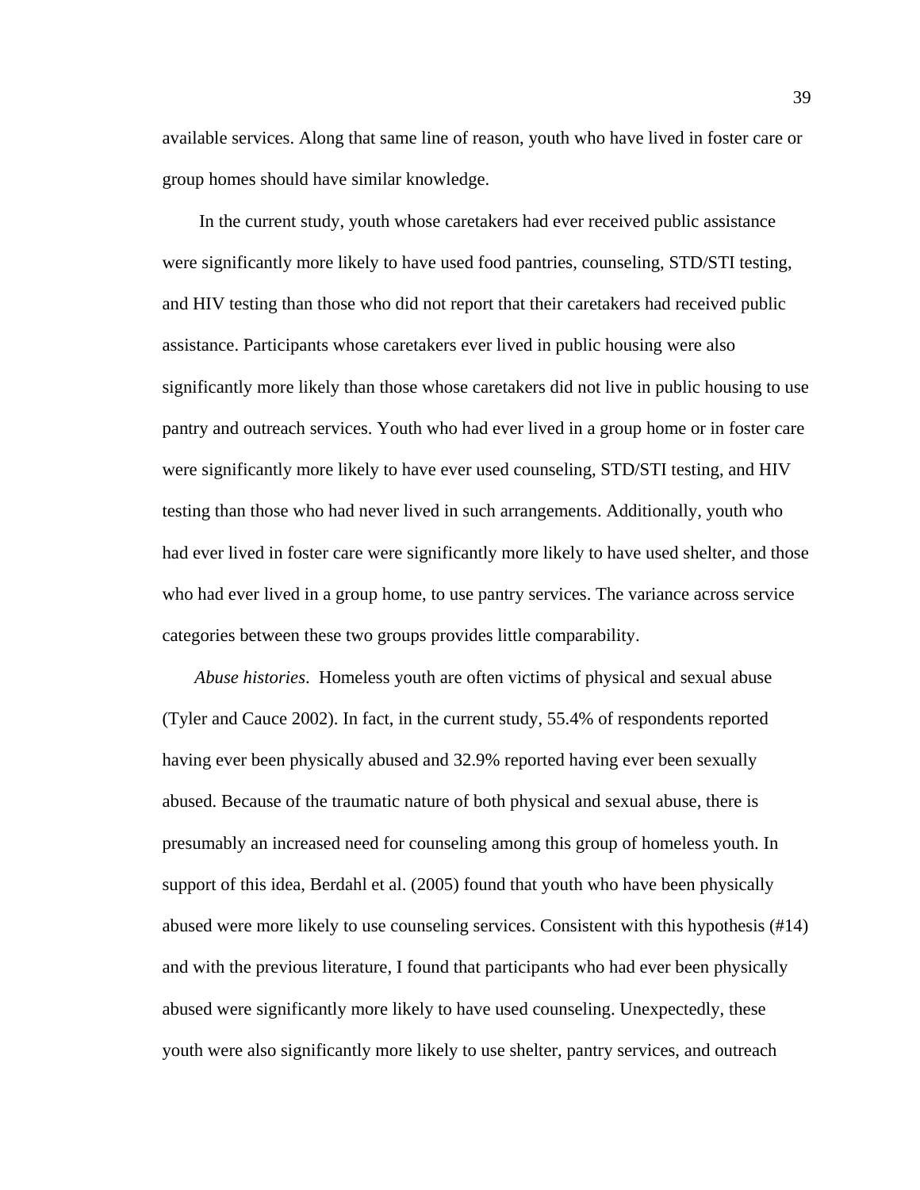available services. Along that same line of reason, youth who have lived in foster care or group homes should have similar knowledge.

In the current study, youth whose caretakers had ever received public assistance were significantly more likely to have used food pantries, counseling, STD/STI testing, and HIV testing than those who did not report that their caretakers had received public assistance. Participants whose caretakers ever lived in public housing were also significantly more likely than those whose caretakers did not live in public housing to use pantry and outreach services. Youth who had ever lived in a group home or in foster care were significantly more likely to have ever used counseling, STD/STI testing, and HIV testing than those who had never lived in such arrangements. Additionally, youth who had ever lived in foster care were significantly more likely to have used shelter, and those who had ever lived in a group home, to use pantry services. The variance across service categories between these two groups provides little comparability.

*Abuse histories*. Homeless youth are often victims of physical and sexual abuse (Tyler and Cauce 2002). In fact, in the current study, 55.4% of respondents reported having ever been physically abused and 32.9% reported having ever been sexually abused. Because of the traumatic nature of both physical and sexual abuse, there is presumably an increased need for counseling among this group of homeless youth. In support of this idea, Berdahl et al. (2005) found that youth who have been physically abused were more likely to use counseling services. Consistent with this hypothesis (#14) and with the previous literature, I found that participants who had ever been physically abused were significantly more likely to have used counseling. Unexpectedly, these youth were also significantly more likely to use shelter, pantry services, and outreach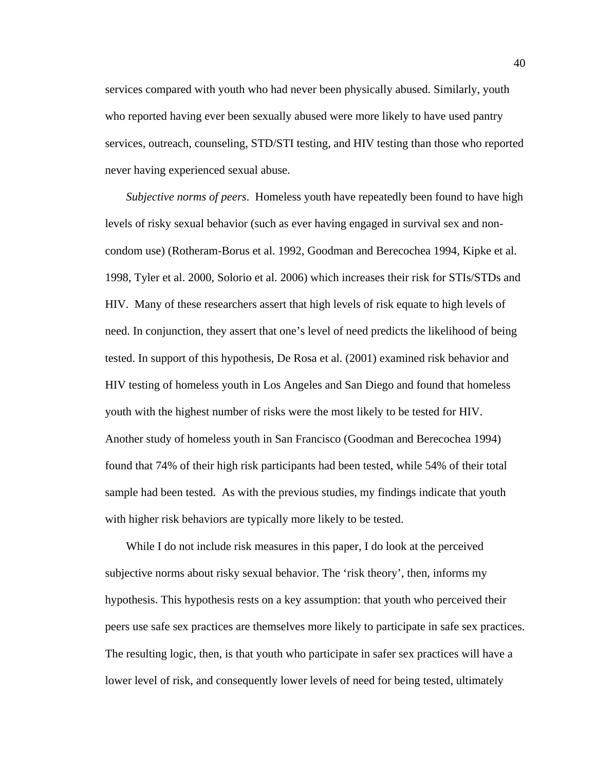services compared with youth who had never been physically abused. Similarly, youth who reported having ever been sexually abused were more likely to have used pantry services, outreach, counseling, STD/STI testing, and HIV testing than those who reported never having experienced sexual abuse.

*Subjective norms of peers*. Homeless youth have repeatedly been found to have high levels of risky sexual behavior (such as ever having engaged in survival sex and non-condom use) (Rotheram-Borus et al. 1992, Goodman and Berecochea 1994, Kipke et al. 1998, Tyler et al. 2000, Solorio et al. 2006) which increases their risk for STIs/STDs and HIV. Many of these researchers assert that high levels of risk equate to high levels of need. In conjunction, they assert that one's level of need predicts the likelihood of being tested. In support of this hypothesis, De Rosa et al. (2001) examined risk behavior and HIV testing of homeless youth in Los Angeles and San Diego and found that homeless youth with the highest number of risks were the most likely to be tested for HIV. Another study of homeless youth in San Francisco (Goodman and Berecochea 1994) found that 74% of their high risk participants had been tested, while 54% of their total sample had been tested. As with the previous studies, my findings indicate that youth with higher risk behaviors are typically more likely to be tested.

While I do not include risk measures in this paper, I do look at the perceived subjective norms about risky sexual behavior. The 'risk theory', then, informs my hypothesis. This hypothesis rests on a key assumption: that youth who perceived their peers use safe sex practices are themselves more likely to participate in safe sex practices. The resulting logic, then, is that youth who participate in safer sex practices will have a lower level of risk, and consequently lower levels of need for being tested, ultimately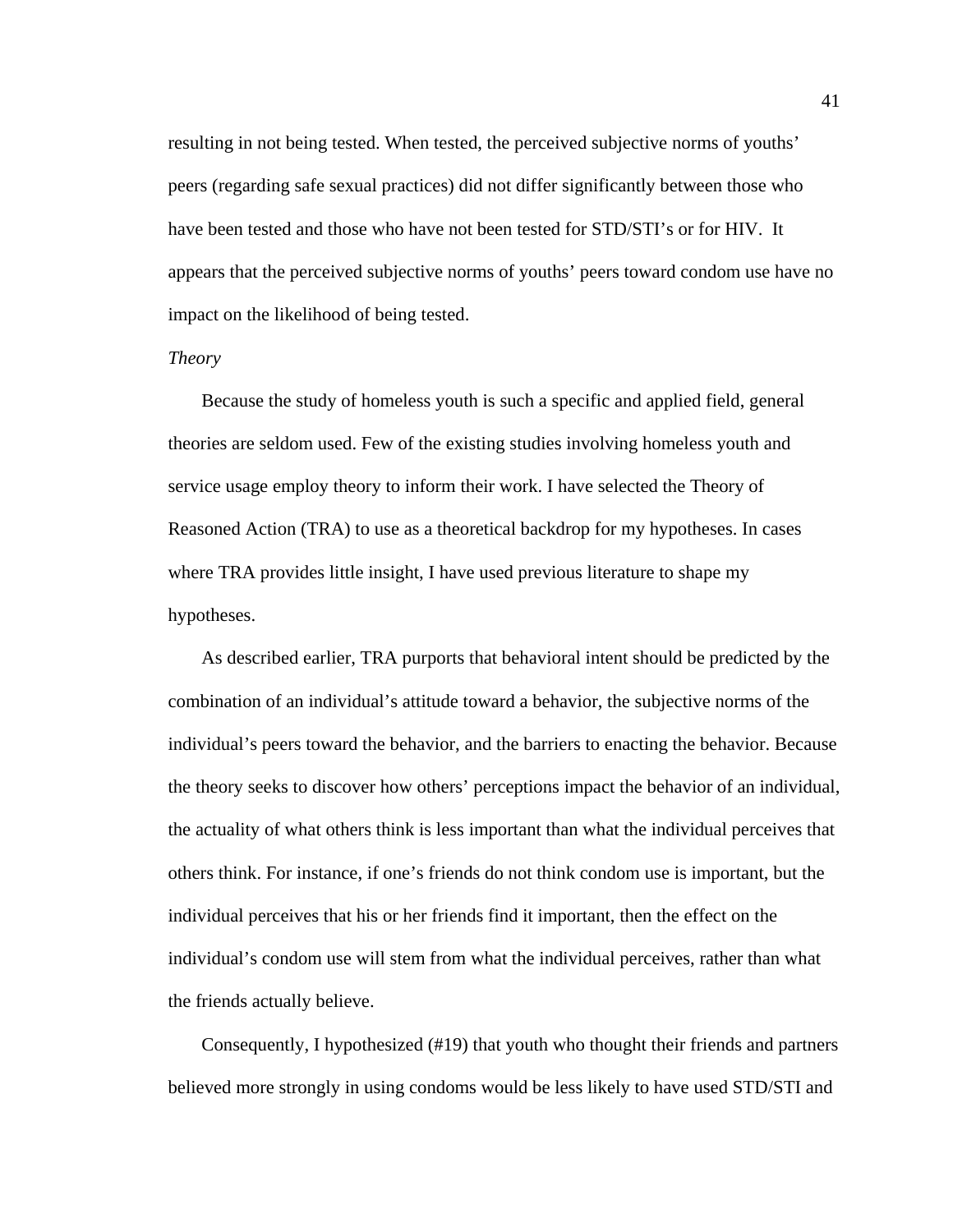resulting in not being tested. When tested, the perceived subjective norms of youths' peers (regarding safe sexual practices) did not differ significantly between those who have been tested and those who have not been tested for STD/STI's or for HIV. It appears that the perceived subjective norms of youths' peers toward condom use have no impact on the likelihood of being tested.

*Theory*

Because the study of homeless youth is such a specific and applied field, general theories are seldom used. Few of the existing studies involving homeless youth and service usage employ theory to inform their work. I have selected the Theory of Reasoned Action (TRA) to use as a theoretical backdrop for my hypotheses. In cases where TRA provides little insight, I have used previous literature to shape my hypotheses.

As described earlier, TRA purports that behavioral intent should be predicted by the combination of an individual's attitude toward a behavior, the subjective norms of the individual's peers toward the behavior, and the barriers to enacting the behavior. Because the theory seeks to discover how others' perceptions impact the behavior of an individual, the actuality of what others think is less important than what the individual perceives that others think. For instance, if one's friends do not think condom use is important, but the individual perceives that his or her friends find it important, then the effect on the individual's condom use will stem from what the individual perceives, rather than what the friends actually believe.

Consequently, I hypothesized (#19) that youth who thought their friends and partners believed more strongly in using condoms would be less likely to have used STD/STI and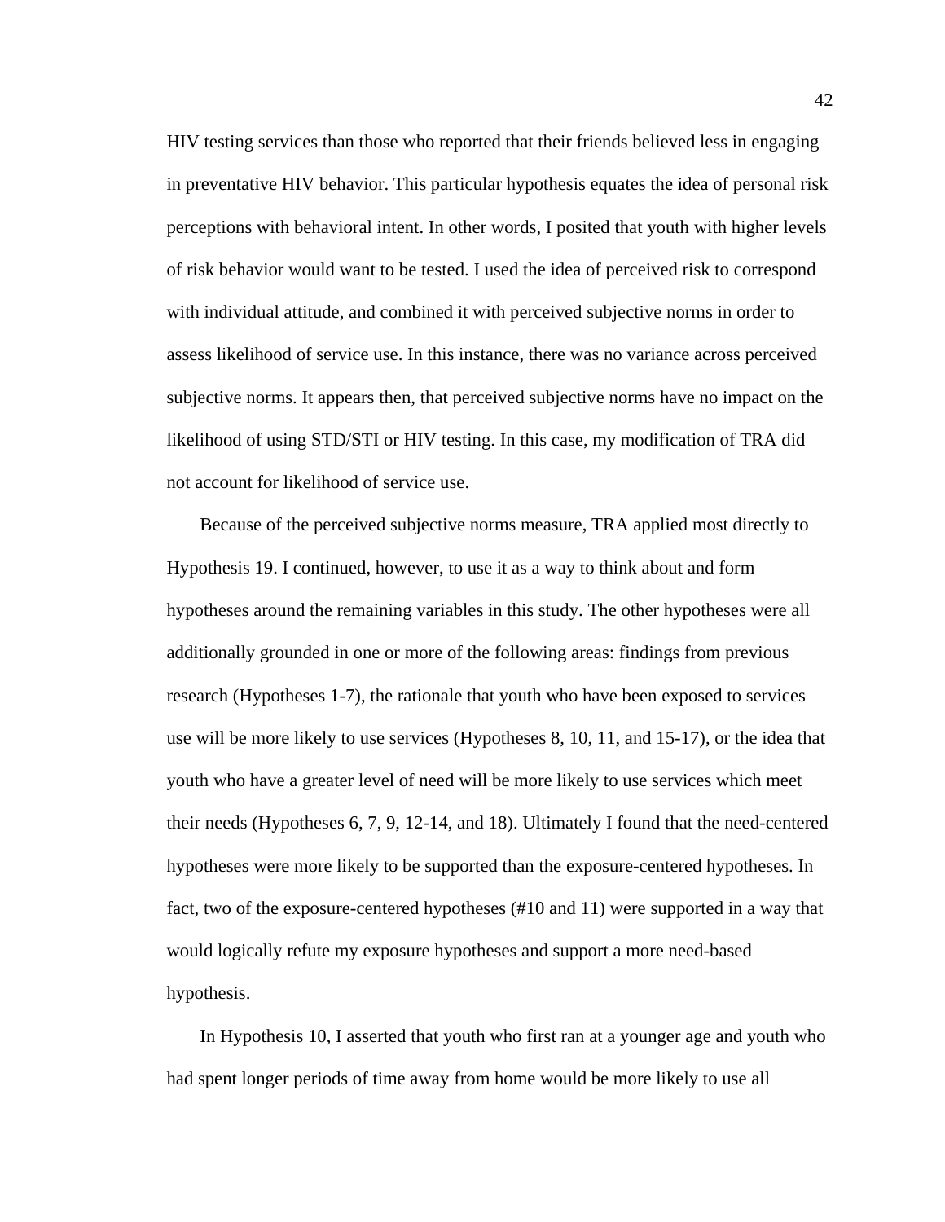HIV testing services than those who reported that their friends believed less in engaging in preventative HIV behavior. This particular hypothesis equates the idea of personal risk perceptions with behavioral intent. In other words, I posited that youth with higher levels of risk behavior would want to be tested. I used the idea of perceived risk to correspond with individual attitude, and combined it with perceived subjective norms in order to assess likelihood of service use. In this instance, there was no variance across perceived subjective norms. It appears then, that perceived subjective norms have no impact on the likelihood of using STD/STI or HIV testing. In this case, my modification of TRA did not account for likelihood of service use.

Because of the perceived subjective norms measure, TRA applied most directly to Hypothesis 19. I continued, however, to use it as a way to think about and form hypotheses around the remaining variables in this study. The other hypotheses were all additionally grounded in one or more of the following areas: findings from previous research (Hypotheses 1-7), the rationale that youth who have been exposed to services use will be more likely to use services (Hypotheses 8, 10, 11, and 15-17), or the idea that youth who have a greater level of need will be more likely to use services which meet their needs (Hypotheses 6, 7, 9, 12-14, and 18). Ultimately I found that the need-centered hypotheses were more likely to be supported than the exposure-centered hypotheses. In fact, two of the exposure-centered hypotheses (#10 and 11) were supported in a way that would logically refute my exposure hypotheses and support a more need-based hypothesis.

In Hypothesis 10, I asserted that youth who first ran at a younger age and youth who had spent longer periods of time away from home would be more likely to use all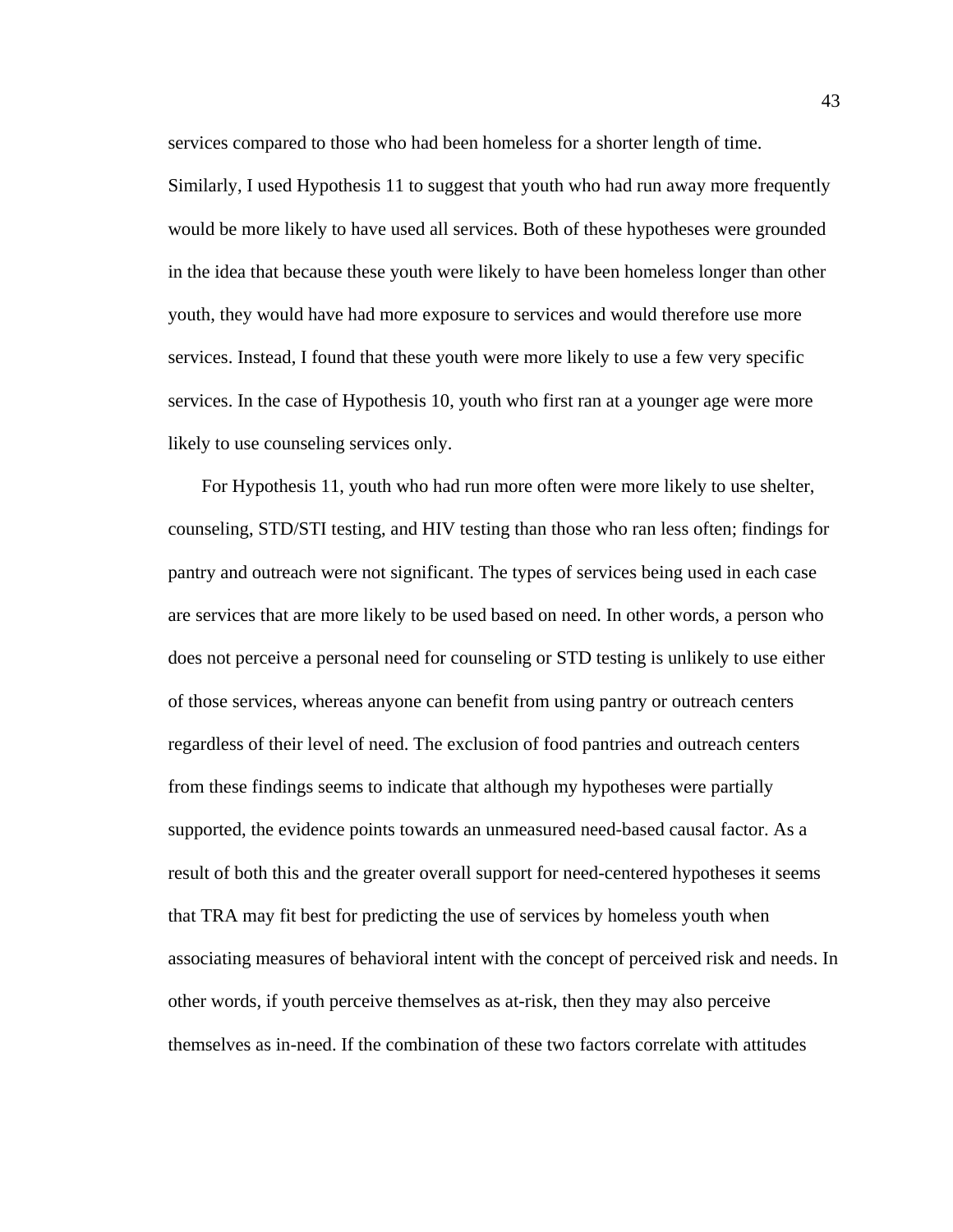services compared to those who had been homeless for a shorter length of time. Similarly, I used Hypothesis 11 to suggest that youth who had run away more frequently would be more likely to have used all services. Both of these hypotheses were grounded in the idea that because these youth were likely to have been homeless longer than other youth, they would have had more exposure to services and would therefore use more services. Instead, I found that these youth were more likely to use a few very specific services. In the case of Hypothesis 10, youth who first ran at a younger age were more likely to use counseling services only.

For Hypothesis 11, youth who had run more often were more likely to use shelter, counseling, STD/STI testing, and HIV testing than those who ran less often; findings for pantry and outreach were not significant. The types of services being used in each case are services that are more likely to be used based on need. In other words, a person who does not perceive a personal need for counseling or STD testing is unlikely to use either of those services, whereas anyone can benefit from using pantry or outreach centers regardless of their level of need. The exclusion of food pantries and outreach centers from these findings seems to indicate that although my hypotheses were partially supported, the evidence points towards an unmeasured need-based causal factor. As a result of both this and the greater overall support for need-centered hypotheses it seems that TRA may fit best for predicting the use of services by homeless youth when associating measures of behavioral intent with the concept of perceived risk and needs. In other words, if youth perceive themselves as at-risk, then they may also perceive themselves as in-need. If the combination of these two factors correlate with attitudes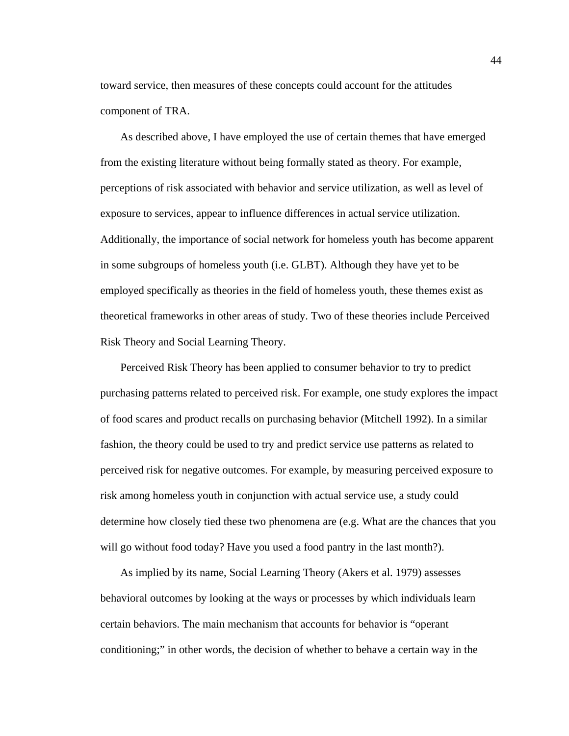toward service, then measures of these concepts could account for the attitudes component of TRA.

As described above, I have employed the use of certain themes that have emerged from the existing literature without being formally stated as theory. For example, perceptions of risk associated with behavior and service utilization, as well as level of exposure to services, appear to influence differences in actual service utilization. Additionally, the importance of social network for homeless youth has become apparent in some subgroups of homeless youth (i.e. GLBT). Although they have yet to be employed specifically as theories in the field of homeless youth, these themes exist as theoretical frameworks in other areas of study. Two of these theories include Perceived Risk Theory and Social Learning Theory.

Perceived Risk Theory has been applied to consumer behavior to try to predict purchasing patterns related to perceived risk. For example, one study explores the impact of food scares and product recalls on purchasing behavior (Mitchell 1992). In a similar fashion, the theory could be used to try and predict service use patterns as related to perceived risk for negative outcomes. For example, by measuring perceived exposure to risk among homeless youth in conjunction with actual service use, a study could determine how closely tied these two phenomena are (e.g. What are the chances that you will go without food today? Have you used a food pantry in the last month?).

As implied by its name, Social Learning Theory (Akers et al. 1979) assesses behavioral outcomes by looking at the ways or processes by which individuals learn certain behaviors. The main mechanism that accounts for behavior is "operant conditioning;" in other words, the decision of whether to behave a certain way in the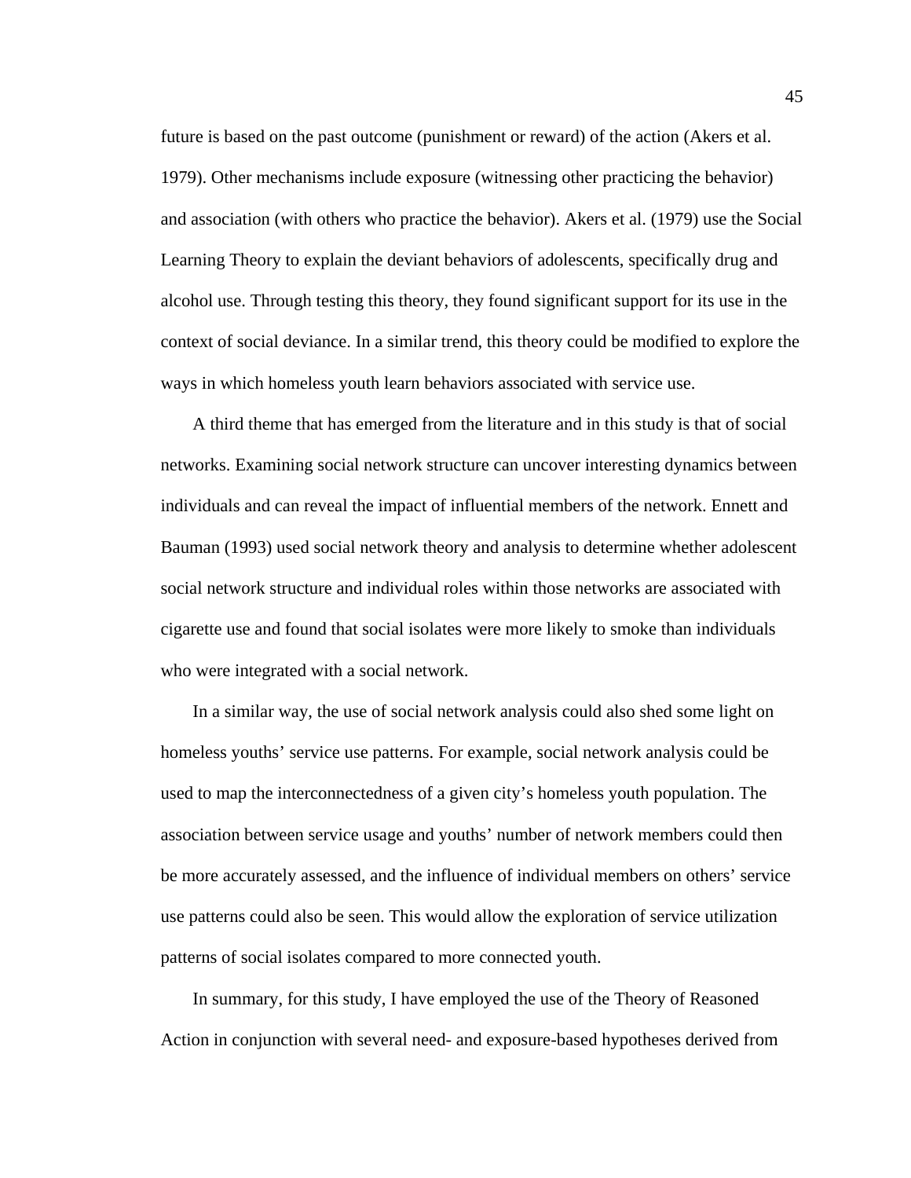future is based on the past outcome (punishment or reward) of the action (Akers et al. 1979). Other mechanisms include exposure (witnessing other practicing the behavior) and association (with others who practice the behavior). Akers et al. (1979) use the Social Learning Theory to explain the deviant behaviors of adolescents, specifically drug and alcohol use. Through testing this theory, they found significant support for its use in the context of social deviance. In a similar trend, this theory could be modified to explore the ways in which homeless youth learn behaviors associated with service use.

A third theme that has emerged from the literature and in this study is that of social networks. Examining social network structure can uncover interesting dynamics between individuals and can reveal the impact of influential members of the network. Ennett and Bauman (1993) used social network theory and analysis to determine whether adolescent social network structure and individual roles within those networks are associated with cigarette use and found that social isolates were more likely to smoke than individuals who were integrated with a social network.

In a similar way, the use of social network analysis could also shed some light on homeless youths' service use patterns. For example, social network analysis could be used to map the interconnectedness of a given city's homeless youth population. The association between service usage and youths' number of network members could then be more accurately assessed, and the influence of individual members on others' service use patterns could also be seen. This would allow the exploration of service utilization patterns of social isolates compared to more connected youth.

In summary, for this study, I have employed the use of the Theory of Reasoned Action in conjunction with several need- and exposure-based hypotheses derived from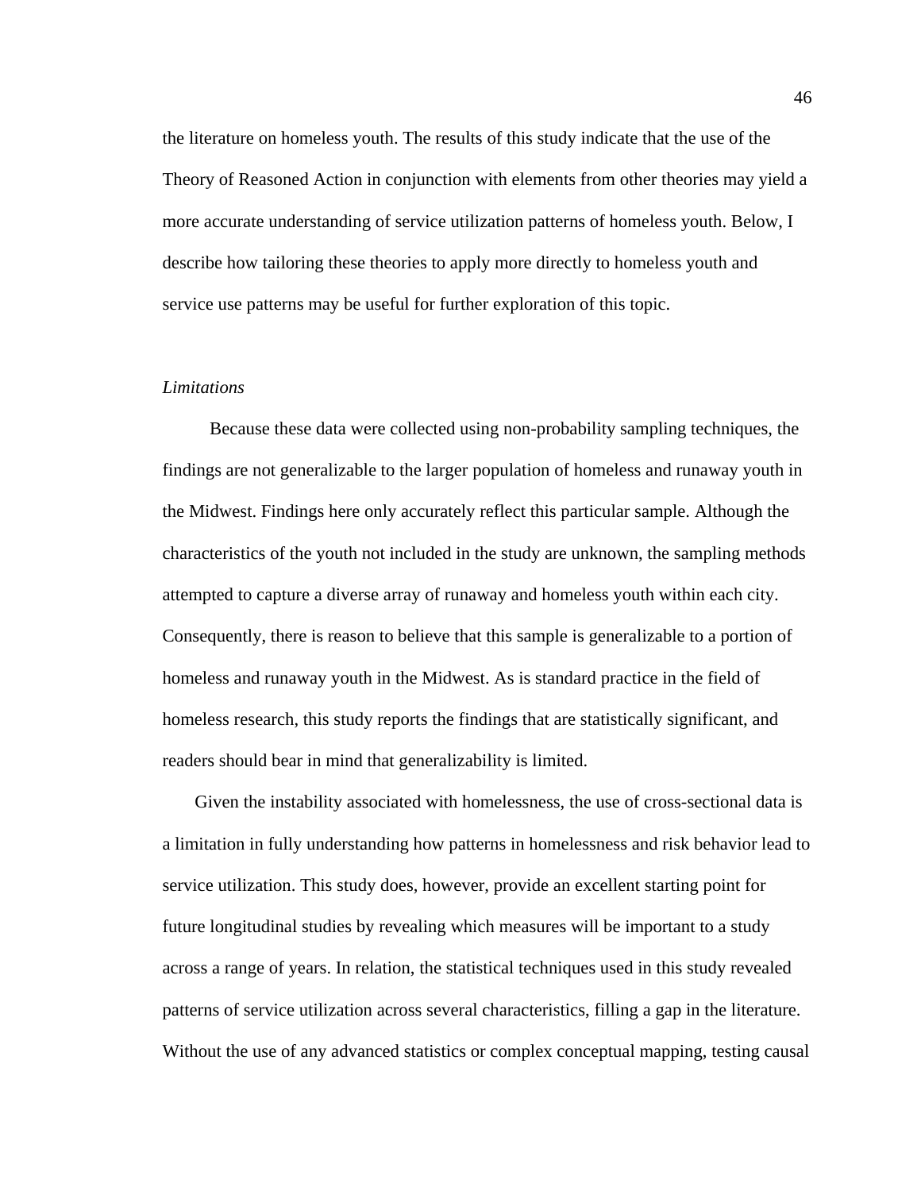the literature on homeless youth. The results of this study indicate that the use of the Theory of Reasoned Action in conjunction with elements from other theories may yield a more accurate understanding of service utilization patterns of homeless youth. Below, I describe how tailoring these theories to apply more directly to homeless youth and service use patterns may be useful for further exploration of this topic.

*Limitations*

Because these data were collected using non-probability sampling techniques, the findings are not generalizable to the larger population of homeless and runaway youth in the Midwest. Findings here only accurately reflect this particular sample. Although the characteristics of the youth not included in the study are unknown, the sampling methods attempted to capture a diverse array of runaway and homeless youth within each city. Consequently, there is reason to believe that this sample is generalizable to a portion of homeless and runaway youth in the Midwest. As is standard practice in the field of homeless research, this study reports the findings that are statistically significant, and readers should bear in mind that generalizability is limited.

Given the instability associated with homelessness, the use of cross-sectional data is a limitation in fully understanding how patterns in homelessness and risk behavior lead to service utilization. This study does, however, provide an excellent starting point for future longitudinal studies by revealing which measures will be important to a study across a range of years. In relation, the statistical techniques used in this study revealed patterns of service utilization across several characteristics, filling a gap in the literature. Without the use of any advanced statistics or complex conceptual mapping, testing causal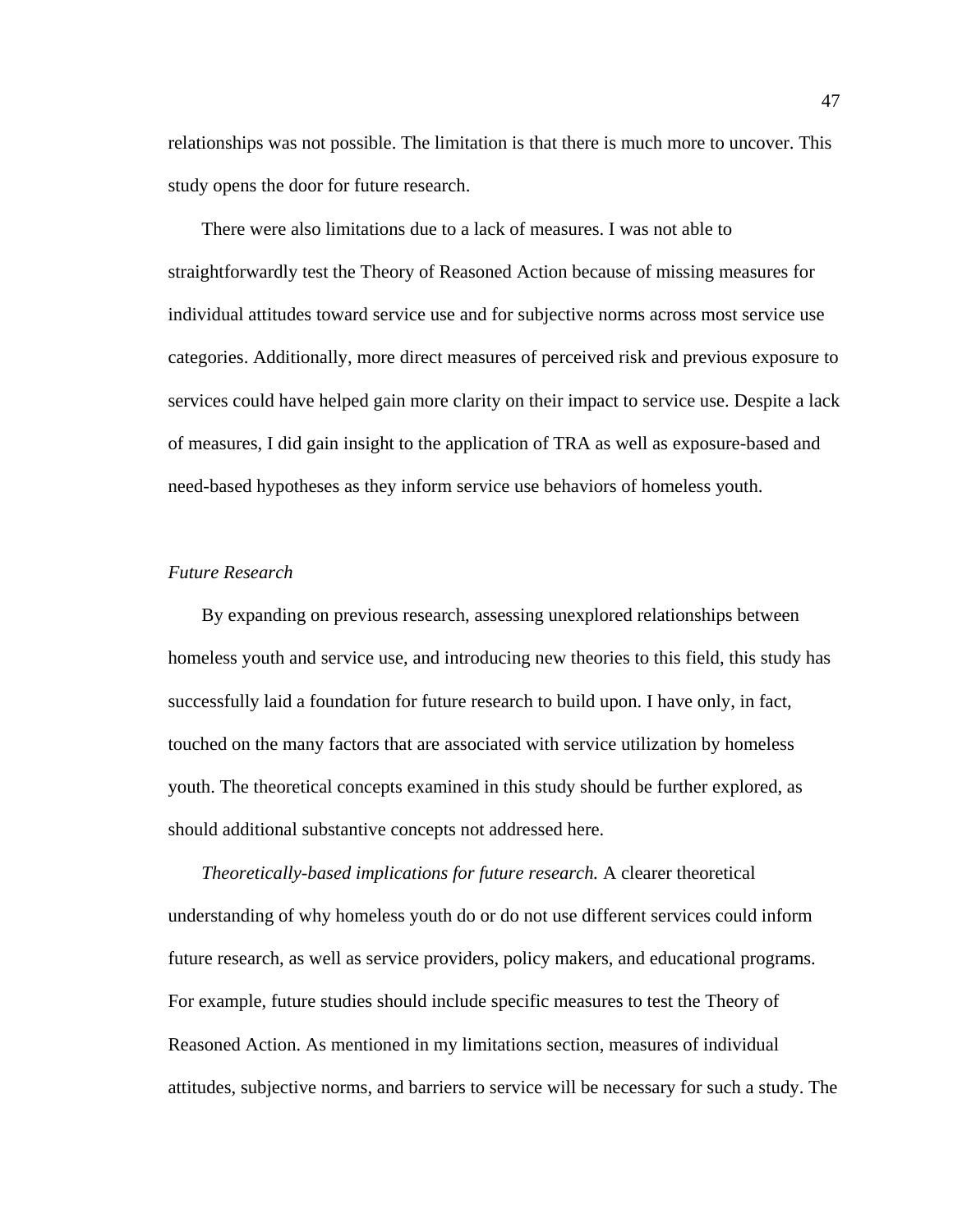relationships was not possible. The limitation is that there is much more to uncover. This study opens the door for future research.

There were also limitations due to a lack of measures. I was not able to straightforwardly test the Theory of Reasoned Action because of missing measures for individual attitudes toward service use and for subjective norms across most service use categories. Additionally, more direct measures of perceived risk and previous exposure to services could have helped gain more clarity on their impact to service use. Despite a lack of measures, I did gain insight to the application of TRA as well as exposure-based and need-based hypotheses as they inform service use behaviors of homeless youth.

### *Future Research*

By expanding on previous research, assessing unexplored relationships between homeless youth and service use, and introducing new theories to this field, this study has successfully laid a foundation for future research to build upon. I have only, in fact, touched on the many factors that are associated with service utilization by homeless youth. The theoretical concepts examined in this study should be further explored, as should additional substantive concepts not addressed here.

*Theoretically-based implications for future research.* A clearer theoretical understanding of why homeless youth do or do not use different services could inform future research, as well as service providers, policy makers, and educational programs. For example, future studies should include specific measures to test the Theory of Reasoned Action. As mentioned in my limitations section, measures of individual attitudes, subjective norms, and barriers to service will be necessary for such a study. The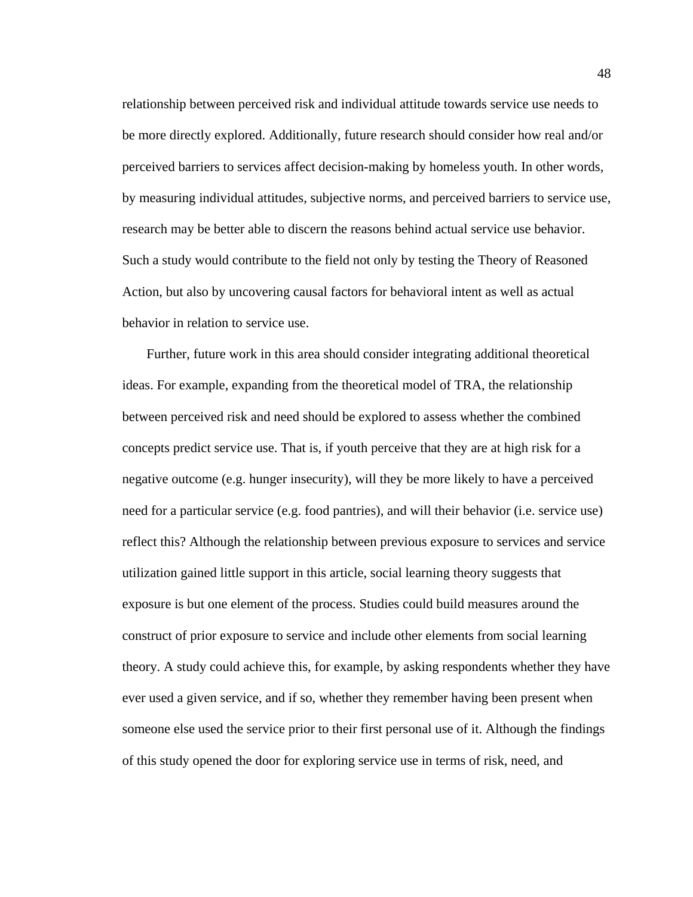relationship between perceived risk and individual attitude towards service use needs to be more directly explored. Additionally, future research should consider how real and/or perceived barriers to services affect decision-making by homeless youth. In other words, by measuring individual attitudes, subjective norms, and perceived barriers to service use, research may be better able to discern the reasons behind actual service use behavior. Such a study would contribute to the field not only by testing the Theory of Reasoned Action, but also by uncovering causal factors for behavioral intent as well as actual behavior in relation to service use.

Further, future work in this area should consider integrating additional theoretical ideas. For example, expanding from the theoretical model of TRA, the relationship between perceived risk and need should be explored to assess whether the combined concepts predict service use. That is, if youth perceive that they are at high risk for a negative outcome (e.g. hunger insecurity), will they be more likely to have a perceived need for a particular service (e.g. food pantries), and will their behavior (i.e. service use) reflect this? Although the relationship between previous exposure to services and service utilization gained little support in this article, social learning theory suggests that exposure is but one element of the process. Studies could build measures around the construct of prior exposure to service and include other elements from social learning theory. A study could achieve this, for example, by asking respondents whether they have ever used a given service, and if so, whether they remember having been present when someone else used the service prior to their first personal use of it. Although the findings of this study opened the door for exploring service use in terms of risk, need, and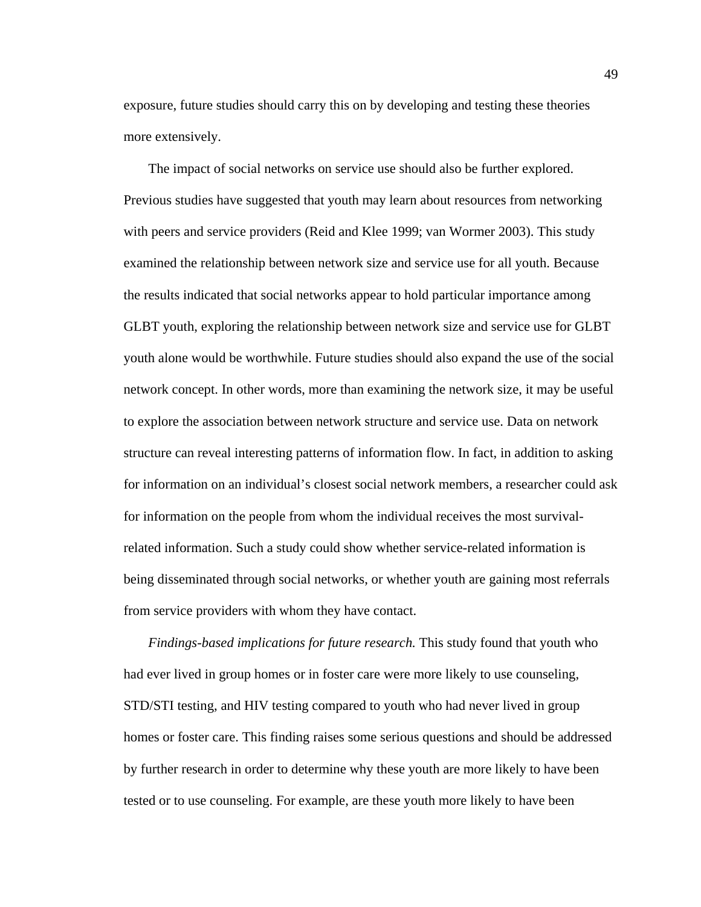exposure, future studies should carry this on by developing and testing these theories more extensively.

The impact of social networks on service use should also be further explored. Previous studies have suggested that youth may learn about resources from networking with peers and service providers (Reid and Klee 1999; van Wormer 2003). This study examined the relationship between network size and service use for all youth. Because the results indicated that social networks appear to hold particular importance among GLBT youth, exploring the relationship between network size and service use for GLBT youth alone would be worthwhile. Future studies should also expand the use of the social network concept. In other words, more than examining the network size, it may be useful to explore the association between network structure and service use. Data on network structure can reveal interesting patterns of information flow. In fact, in addition to asking for information on an individual's closest social network members, a researcher could ask for information on the people from whom the individual receives the most survival-related information. Such a study could show whether service-related information is being disseminated through social networks, or whether youth are gaining most referrals from service providers with whom they have contact.

*Findings-based implications for future research.* This study found that youth who had ever lived in group homes or in foster care were more likely to use counseling, STD/STI testing, and HIV testing compared to youth who had never lived in group homes or foster care. This finding raises some serious questions and should be addressed by further research in order to determine why these youth are more likely to have been tested or to use counseling. For example, are these youth more likely to have been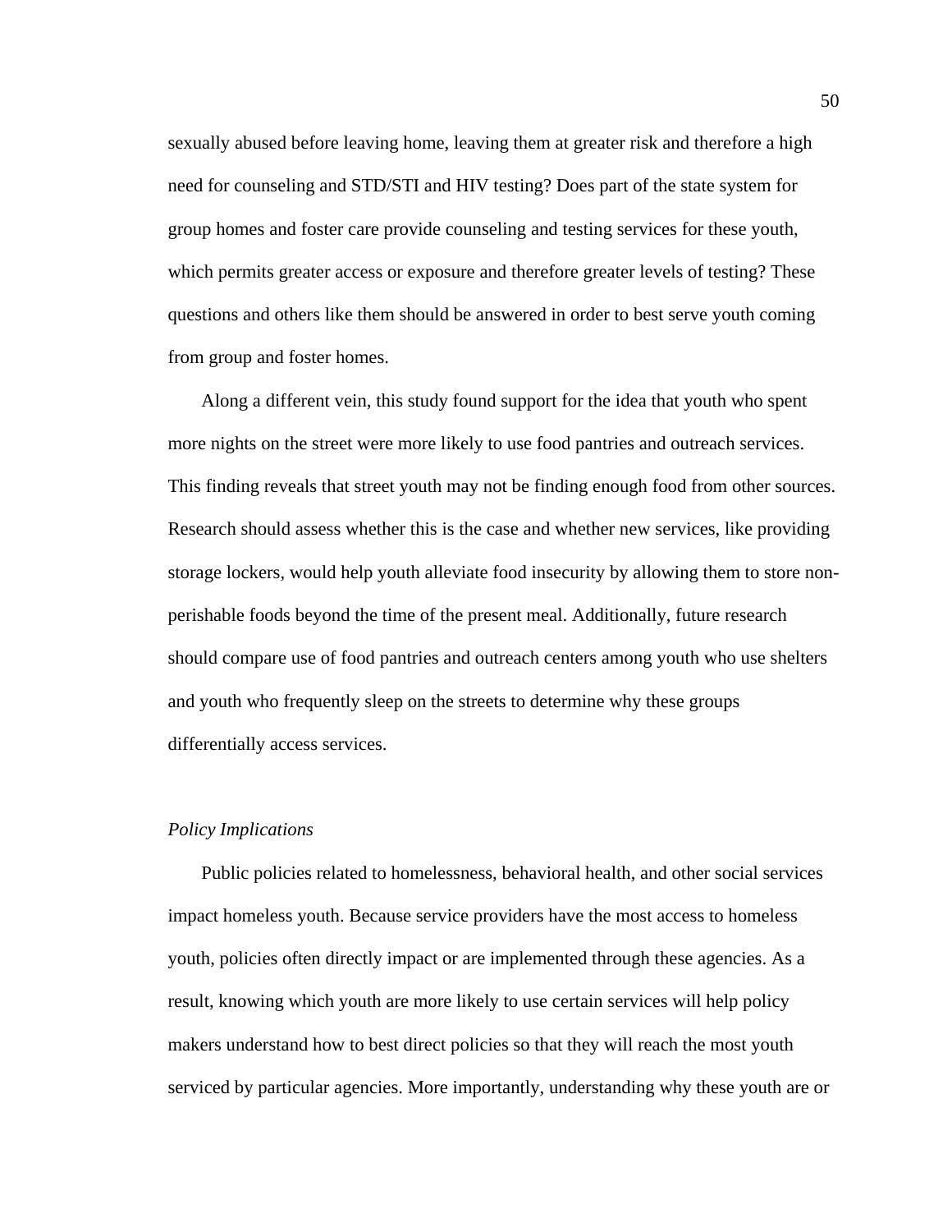sexually abused before leaving home, leaving them at greater risk and therefore a high need for counseling and STD/STI and HIV testing? Does part of the state system for group homes and foster care provide counseling and testing services for these youth, which permits greater access or exposure and therefore greater levels of testing? These questions and others like them should be answered in order to best serve youth coming from group and foster homes.

Along a different vein, this study found support for the idea that youth who spent more nights on the street were more likely to use food pantries and outreach services. This finding reveals that street youth may not be finding enough food from other sources. Research should assess whether this is the case and whether new services, like providing storage lockers, would help youth alleviate food insecurity by allowing them to store non-perishable foods beyond the time of the present meal. Additionally, future research should compare use of food pantries and outreach centers among youth who use shelters and youth who frequently sleep on the streets to determine why these groups differentially access services.

*Policy Implications*

Public policies related to homelessness, behavioral health, and other social services impact homeless youth. Because service providers have the most access to homeless youth, policies often directly impact or are implemented through these agencies. As a result, knowing which youth are more likely to use certain services will help policy makers understand how to best direct policies so that they will reach the most youth serviced by particular agencies. More importantly, understanding why these youth are or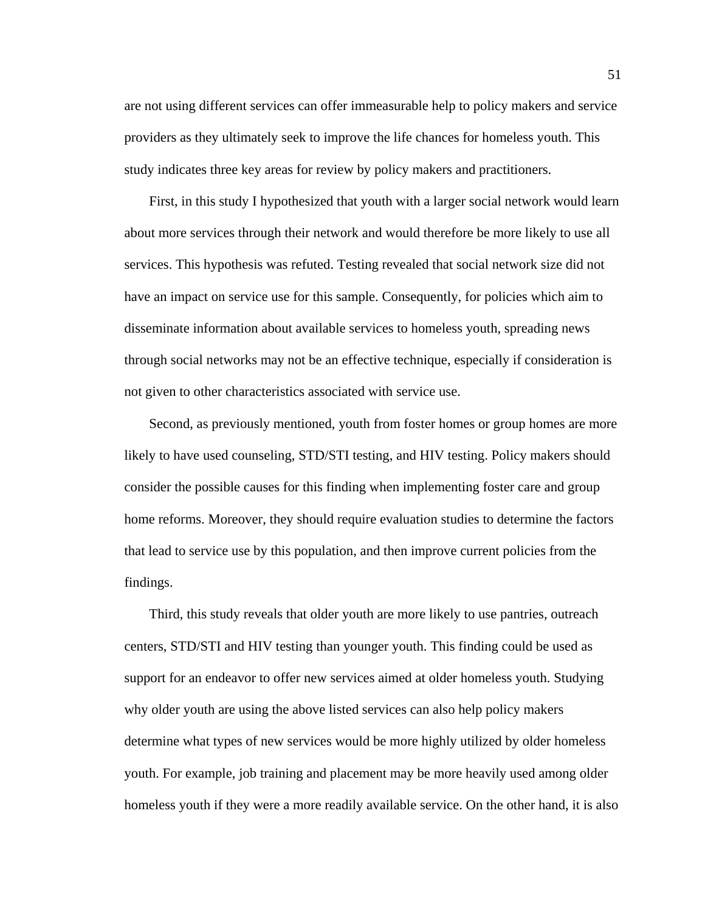are not using different services can offer immeasurable help to policy makers and service providers as they ultimately seek to improve the life chances for homeless youth. This study indicates three key areas for review by policy makers and practitioners.

First, in this study I hypothesized that youth with a larger social network would learn about more services through their network and would therefore be more likely to use all services. This hypothesis was refuted. Testing revealed that social network size did not have an impact on service use for this sample. Consequently, for policies which aim to disseminate information about available services to homeless youth, spreading news through social networks may not be an effective technique, especially if consideration is not given to other characteristics associated with service use.

Second, as previously mentioned, youth from foster homes or group homes are more likely to have used counseling, STD/STI testing, and HIV testing. Policy makers should consider the possible causes for this finding when implementing foster care and group home reforms. Moreover, they should require evaluation studies to determine the factors that lead to service use by this population, and then improve current policies from the findings.

Third, this study reveals that older youth are more likely to use pantries, outreach centers, STD/STI and HIV testing than younger youth. This finding could be used as support for an endeavor to offer new services aimed at older homeless youth. Studying why older youth are using the above listed services can also help policy makers determine what types of new services would be more highly utilized by older homeless youth. For example, job training and placement may be more heavily used among older homeless youth if they were a more readily available service. On the other hand, it is also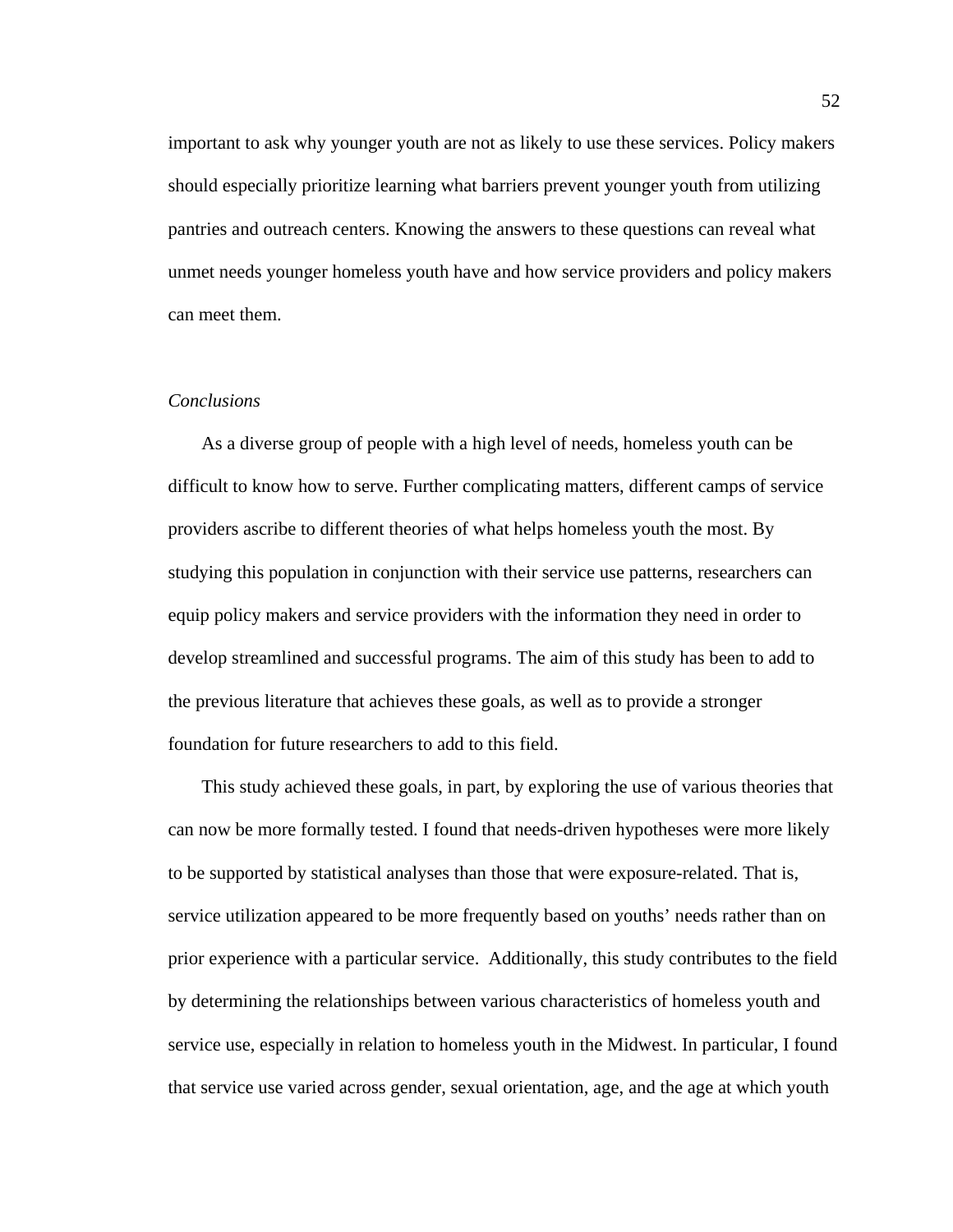important to ask why younger youth are not as likely to use these services. Policy makers should especially prioritize learning what barriers prevent younger youth from utilizing pantries and outreach centers. Knowing the answers to these questions can reveal what unmet needs younger homeless youth have and how service providers and policy makers can meet them.

### *Conclusions*

As a diverse group of people with a high level of needs, homeless youth can be difficult to know how to serve. Further complicating matters, different camps of service providers ascribe to different theories of what helps homeless youth the most. By studying this population in conjunction with their service use patterns, researchers can equip policy makers and service providers with the information they need in order to develop streamlined and successful programs. The aim of this study has been to add to the previous literature that achieves these goals, as well as to provide a stronger foundation for future researchers to add to this field.

This study achieved these goals, in part, by exploring the use of various theories that can now be more formally tested. I found that needs-driven hypotheses were more likely to be supported by statistical analyses than those that were exposure-related. That is, service utilization appeared to be more frequently based on youths' needs rather than on prior experience with a particular service. Additionally, this study contributes to the field by determining the relationships between various characteristics of homeless youth and service use, especially in relation to homeless youth in the Midwest. In particular, I found that service use varied across gender, sexual orientation, age, and the age at which youth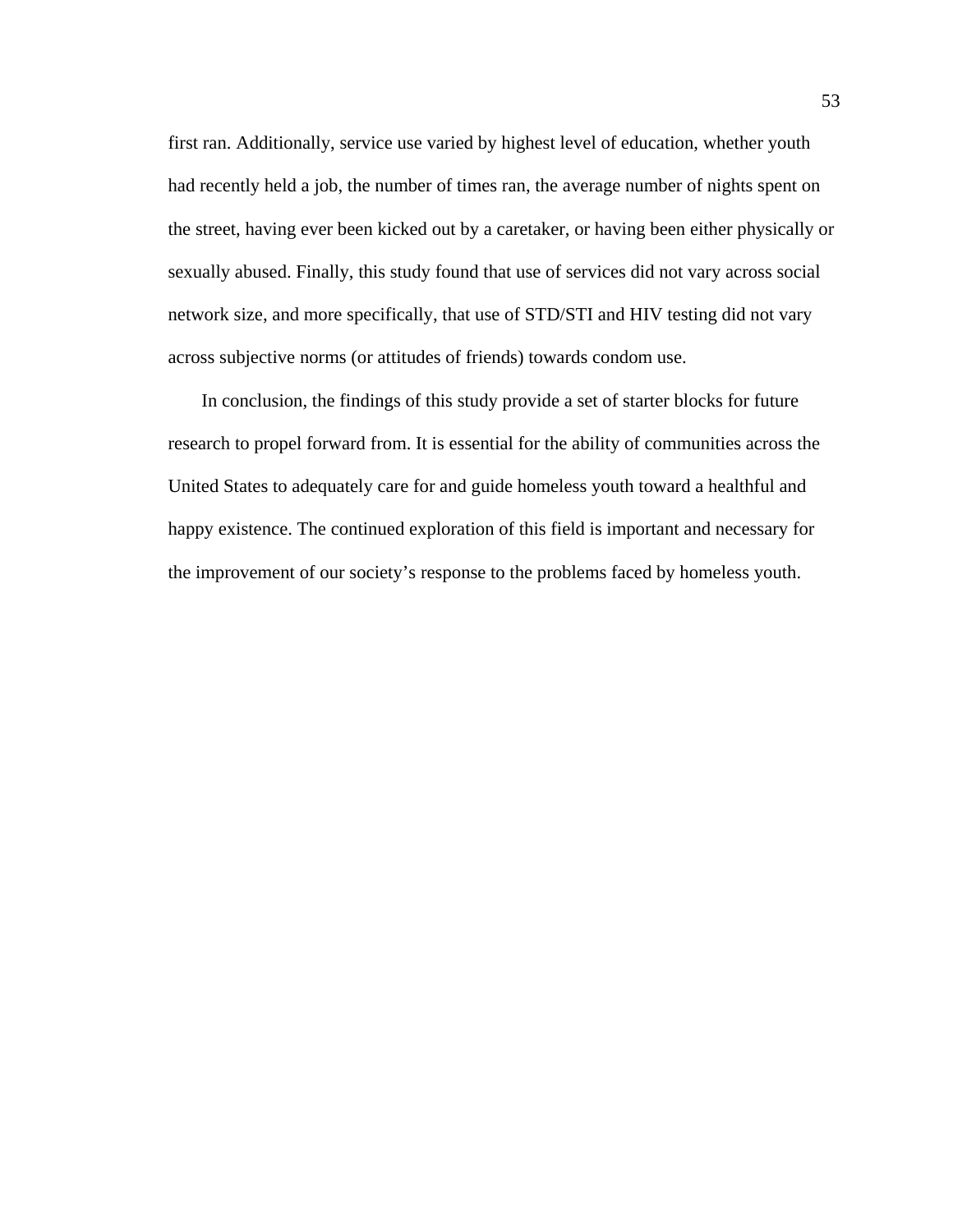first ran. Additionally, service use varied by highest level of education, whether youth had recently held a job, the number of times ran, the average number of nights spent on the street, having ever been kicked out by a caretaker, or having been either physically or sexually abused. Finally, this study found that use of services did not vary across social network size, and more specifically, that use of STD/STI and HIV testing did not vary across subjective norms (or attitudes of friends) towards condom use.

In conclusion, the findings of this study provide a set of starter blocks for future research to propel forward from. It is essential for the ability of communities across the United States to adequately care for and guide homeless youth toward a healthful and happy existence. The continued exploration of this field is important and necessary for the improvement of our society's response to the problems faced by homeless youth.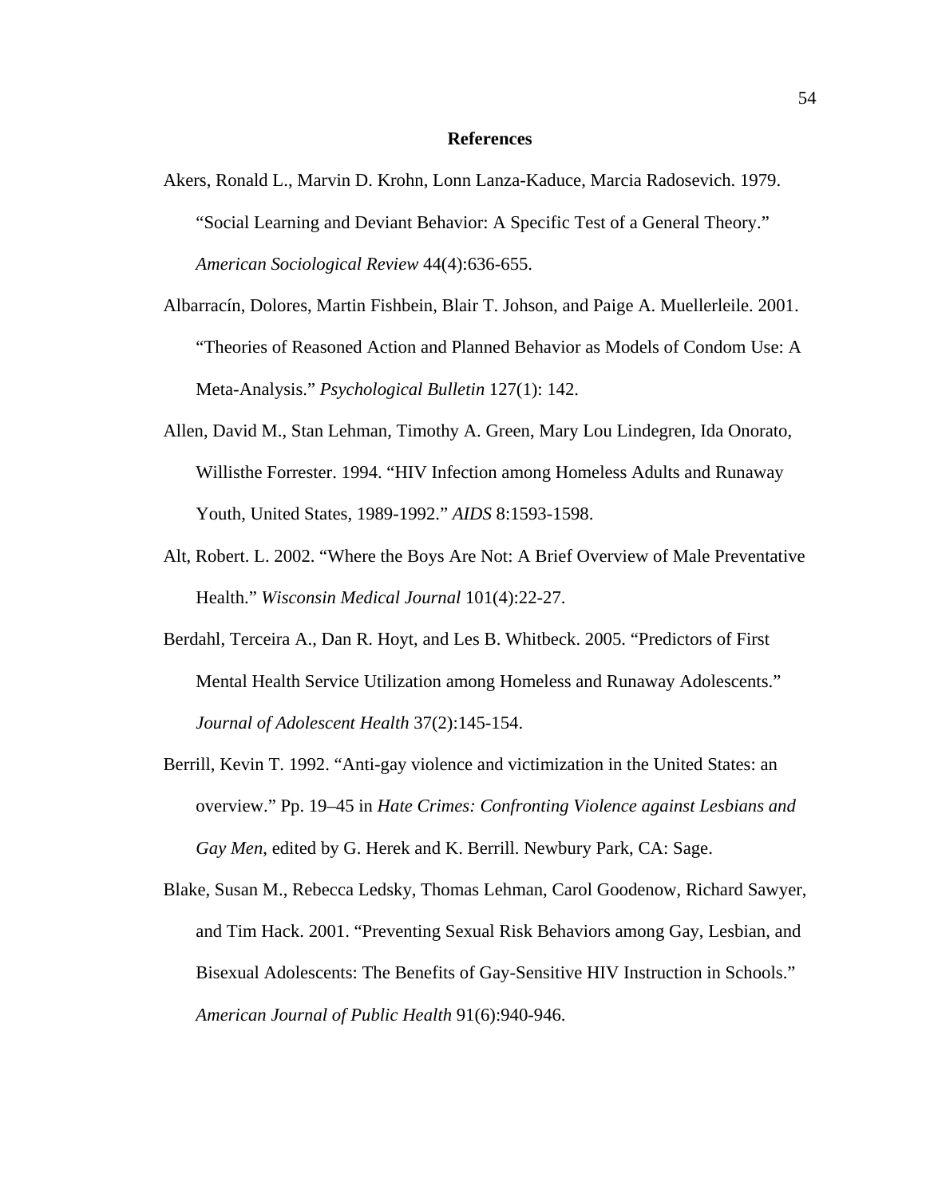## References

Akers, Ronald L., Marvin D. Krohn, Lonn Lanza-Kaduce, Marcia Radosevich. 1979. "Social Learning and Deviant Behavior: A Specific Test of a General Theory." *American Sociological Review* 44(4):636-655.

Albarracín, Dolores, Martin Fishbein, Blair T. Johson, and Paige A. Muellerleile. 2001. "Theories of Reasoned Action and Planned Behavior as Models of Condom Use: A Meta-Analysis." *Psychological Bulletin* 127(1): 142.

Allen, David M., Stan Lehman, Timothy A. Green, Mary Lou Lindegren, Ida Onorato, Willisthe Forrester. 1994. "HIV Infection among Homeless Adults and Runaway Youth, United States, 1989-1992." *AIDS* 8:1593-1598.

Alt, Robert. L. 2002. "Where the Boys Are Not: A Brief Overview of Male Preventative Health." *Wisconsin Medical Journal* 101(4):22-27.

Berdahl, Terceira A., Dan R. Hoyt, and Les B. Whitbeck. 2005. "Predictors of First Mental Health Service Utilization among Homeless and Runaway Adolescents." *Journal of Adolescent Health* 37(2):145-154.

Berrill, Kevin T. 1992. "Anti-gay violence and victimization in the United States: an overview." Pp. 19–45 in *Hate Crimes: Confronting Violence against Lesbians and Gay Men*, edited by G. Herek and K. Berrill. Newbury Park, CA: Sage.

Blake, Susan M., Rebecca Ledsky, Thomas Lehman, Carol Goodenow, Richard Sawyer, and Tim Hack. 2001. "Preventing Sexual Risk Behaviors among Gay, Lesbian, and Bisexual Adolescents: The Benefits of Gay-Sensitive HIV Instruction in Schools." *American Journal of Public Health* 91(6):940-946.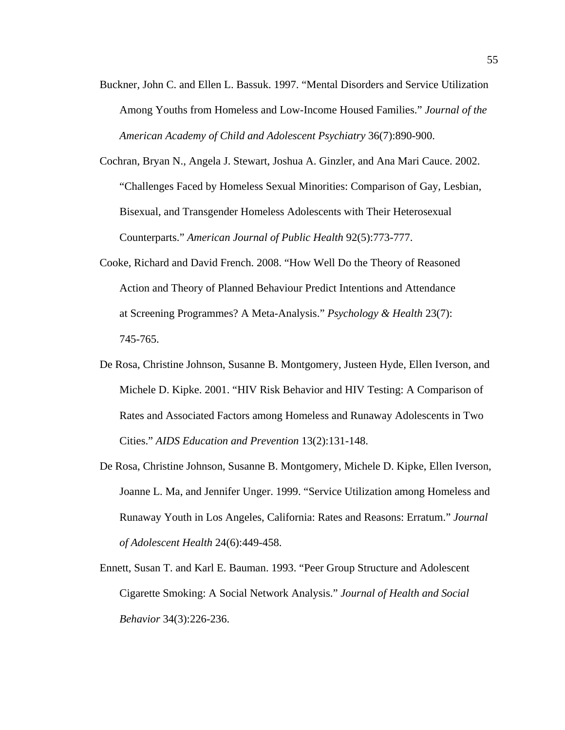Buckner, John C. and Ellen L. Bassuk. 1997. "Mental Disorders and Service Utilization Among Youths from Homeless and Low-Income Housed Families." *Journal of the American Academy of Child and Adolescent Psychiatry* 36(7):890-900.

Cochran, Bryan N., Angela J. Stewart, Joshua A. Ginzler, and Ana Mari Cauce. 2002. "Challenges Faced by Homeless Sexual Minorities: Comparison of Gay, Lesbian, Bisexual, and Transgender Homeless Adolescents with Their Heterosexual Counterparts." *American Journal of Public Health* 92(5):773-777.

Cooke, Richard and David French. 2008. "How Well Do the Theory of Reasoned Action and Theory of Planned Behaviour Predict Intentions and Attendance at Screening Programmes? A Meta-Analysis." *Psychology & Health* 23(7): 745-765.

De Rosa, Christine Johnson, Susanne B. Montgomery, Justeen Hyde, Ellen Iverson, and Michele D. Kipke. 2001. "HIV Risk Behavior and HIV Testing: A Comparison of Rates and Associated Factors among Homeless and Runaway Adolescents in Two Cities." *AIDS Education and Prevention* 13(2):131-148.

De Rosa, Christine Johnson, Susanne B. Montgomery, Michele D. Kipke, Ellen Iverson, Joanne L. Ma, and Jennifer Unger. 1999. "Service Utilization among Homeless and Runaway Youth in Los Angeles, California: Rates and Reasons: Erratum." *Journal of Adolescent Health* 24(6):449-458.

Ennett, Susan T. and Karl E. Bauman. 1993. "Peer Group Structure and Adolescent Cigarette Smoking: A Social Network Analysis." *Journal of Health and Social Behavior* 34(3):226-236.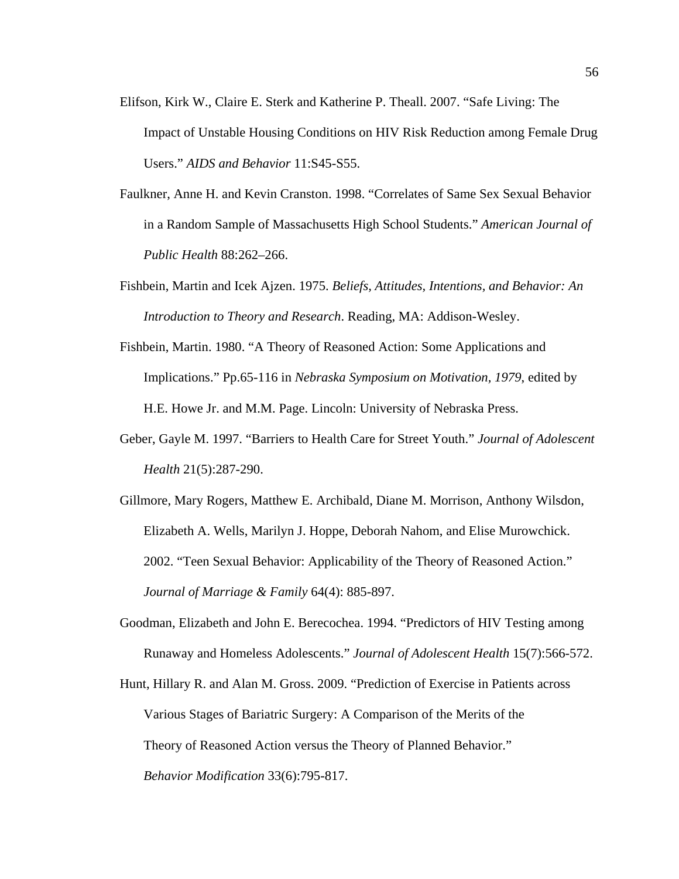Elifson, Kirk W., Claire E. Sterk and Katherine P. Theall. 2007. “Safe Living: The Impact of Unstable Housing Conditions on HIV Risk Reduction among Female Drug Users.” *AIDS and Behavior* 11:S45-S55.

Faulkner, Anne H. and Kevin Cranston. 1998. “Correlates of Same Sex Sexual Behavior in a Random Sample of Massachusetts High School Students.” *American Journal of Public Health* 88:262–266.

Fishbein, Martin and Icek Ajzen. 1975. *Beliefs, Attitudes, Intentions, and Behavior: An Introduction to Theory and Research*. Reading, MA: Addison-Wesley.

Fishbein, Martin. 1980. “A Theory of Reasoned Action: Some Applications and Implications.” Pp.65-116 in *Nebraska Symposium on Motivation, 1979*, edited by H.E. Howe Jr. and M.M. Page. Lincoln: University of Nebraska Press.

Geber, Gayle M. 1997. “Barriers to Health Care for Street Youth.” *Journal of Adolescent Health* 21(5):287-290.

Gillmore, Mary Rogers, Matthew E. Archibald, Diane M. Morrison, Anthony Wilsdon, Elizabeth A. Wells, Marilyn J. Hoppe, Deborah Nahom, and Elise Murowchick. 2002. “Teen Sexual Behavior: Applicability of the Theory of Reasoned Action.” *Journal of Marriage & Family* 64(4): 885-897.

Goodman, Elizabeth and John E. Berecochea. 1994. “Predictors of HIV Testing among Runaway and Homeless Adolescents.” *Journal of Adolescent Health* 15(7):566-572.

Hunt, Hillary R. and Alan M. Gross. 2009. “Prediction of Exercise in Patients across Various Stages of Bariatric Surgery: A Comparison of the Merits of the Theory of Reasoned Action versus the Theory of Planned Behavior.” *Behavior Modification* 33(6):795-817.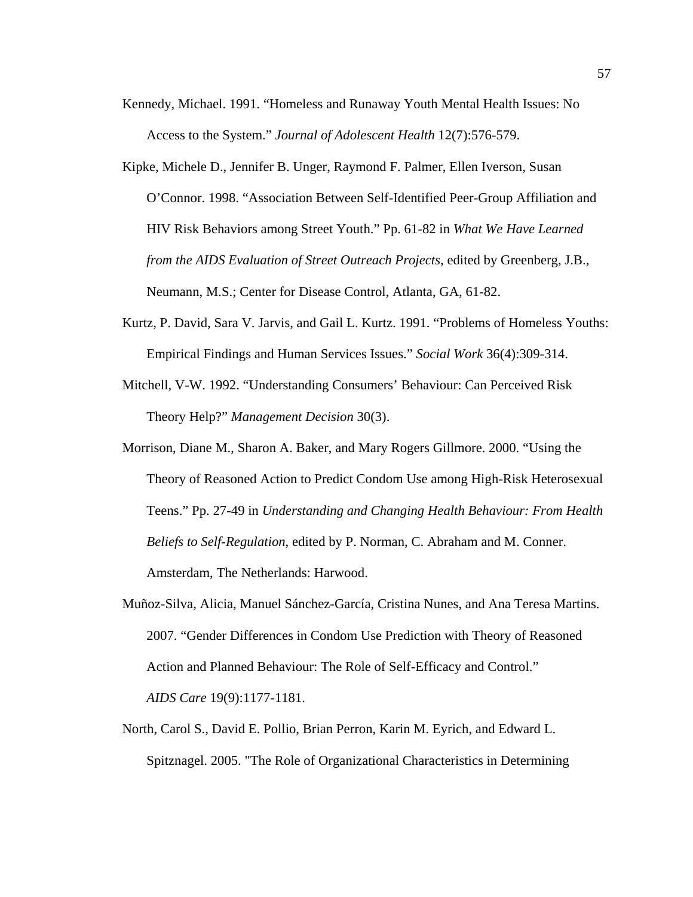Kennedy, Michael. 1991. “Homeless and Runaway Youth Mental Health Issues: No Access to the System.” *Journal of Adolescent Health* 12(7):576-579.

Kipke, Michele D., Jennifer B. Unger, Raymond F. Palmer, Ellen Iverson, Susan O’Connor. 1998. “Association Between Self-Identified Peer-Group Affiliation and HIV Risk Behaviors among Street Youth.” Pp. 61-82 in *What We Have Learned from the AIDS Evaluation of Street Outreach Projects*, edited by Greenberg, J.B., Neumann, M.S.; Center for Disease Control, Atlanta, GA, 61-82.

Kurtz, P. David, Sara V. Jarvis, and Gail L. Kurtz. 1991. “Problems of Homeless Youths: Empirical Findings and Human Services Issues.” *Social Work* 36(4):309-314.

Mitchell, V-W. 1992. “Understanding Consumers’ Behaviour: Can Perceived Risk Theory Help?” *Management Decision* 30(3).

Morrison, Diane M., Sharon A. Baker, and Mary Rogers Gillmore. 2000. “Using the Theory of Reasoned Action to Predict Condom Use among High-Risk Heterosexual Teens.” Pp. 27-49 in *Understanding and Changing Health Behaviour: From Health Beliefs to Self-Regulation*, edited by P. Norman, C. Abraham and M. Conner. Amsterdam, The Netherlands: Harwood.

Muñoz-Silva, Alicia, Manuel Sánchez-García, Cristina Nunes, and Ana Teresa Martins. 2007. “Gender Differences in Condom Use Prediction with Theory of Reasoned Action and Planned Behaviour: The Role of Self-Efficacy and Control.” *AIDS Care* 19(9):1177-1181.

North, Carol S., David E. Pollio, Brian Perron, Karin M. Eyrich, and Edward L. Spitznagel. 2005. "The Role of Organizational Characteristics in Determining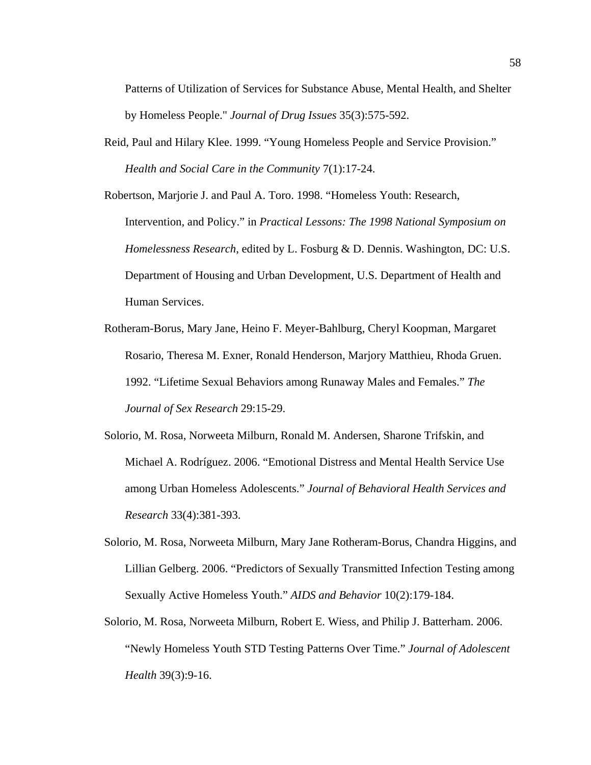Patterns of Utilization of Services for Substance Abuse, Mental Health, and Shelter by Homeless People." *Journal of Drug Issues* 35(3):575-592.

Reid, Paul and Hilary Klee. 1999. "Young Homeless People and Service Provision." *Health and Social Care in the Community* 7(1):17-24.

Robertson, Marjorie J. and Paul A. Toro. 1998. "Homeless Youth: Research, Intervention, and Policy." in *Practical Lessons: The 1998 National Symposium on Homelessness Research*, edited by L. Fosburg & D. Dennis. Washington, DC: U.S. Department of Housing and Urban Development, U.S. Department of Health and Human Services.

Rotheram-Borus, Mary Jane, Heino F. Meyer-Bahlburg, Cheryl Koopman, Margaret Rosario, Theresa M. Exner, Ronald Henderson, Marjory Matthieu, Rhoda Gruen. 1992. "Lifetime Sexual Behaviors among Runaway Males and Females." *The Journal of Sex Research* 29:15-29.

Solorio, M. Rosa, Norweeta Milburn, Ronald M. Andersen, Sharone Trifskin, and Michael A. Rodríguez. 2006. "Emotional Distress and Mental Health Service Use among Urban Homeless Adolescents." *Journal of Behavioral Health Services and Research* 33(4):381-393.

Solorio, M. Rosa, Norweeta Milburn, Mary Jane Rotheram-Borus, Chandra Higgins, and Lillian Gelberg. 2006. "Predictors of Sexually Transmitted Infection Testing among Sexually Active Homeless Youth." *AIDS and Behavior* 10(2):179-184.

Solorio, M. Rosa, Norweeta Milburn, Robert E. Wiess, and Philip J. Batterham. 2006. "Newly Homeless Youth STD Testing Patterns Over Time." *Journal of Adolescent Health* 39(3):9-16.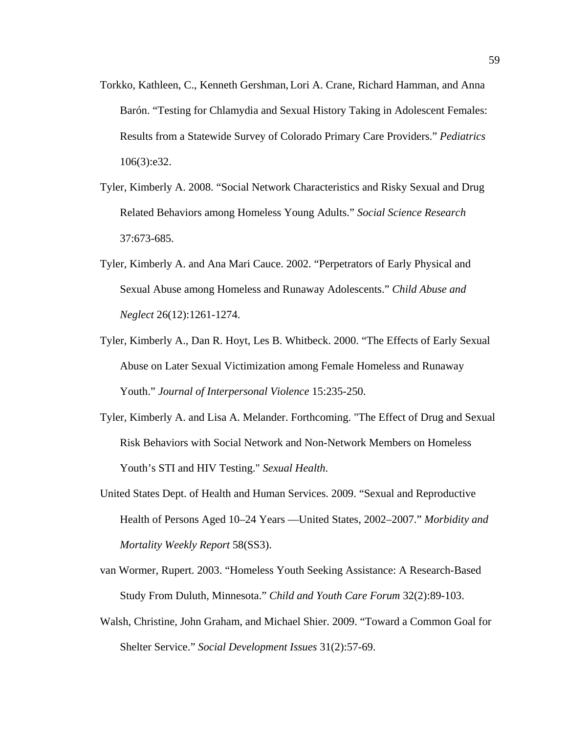Torkko, Kathleen, C., Kenneth Gershman, Lori A. Crane, Richard Hamman, and Anna Barón. “Testing for Chlamydia and Sexual History Taking in Adolescent Females: Results from a Statewide Survey of Colorado Primary Care Providers.” *Pediatrics* 106(3):e32.

Tyler, Kimberly A. 2008. “Social Network Characteristics and Risky Sexual and Drug Related Behaviors among Homeless Young Adults.” *Social Science Research* 37:673-685.

Tyler, Kimberly A. and Ana Mari Cauce. 2002. “Perpetrators of Early Physical and Sexual Abuse among Homeless and Runaway Adolescents.” *Child Abuse and Neglect* 26(12):1261-1274.

Tyler, Kimberly A., Dan R. Hoyt, Les B. Whitbeck. 2000. “The Effects of Early Sexual Abuse on Later Sexual Victimization among Female Homeless and Runaway Youth.” *Journal of Interpersonal Violence* 15:235-250.

Tyler, Kimberly A. and Lisa A. Melander. Forthcoming. "The Effect of Drug and Sexual Risk Behaviors with Social Network and Non-Network Members on Homeless Youth’s STI and HIV Testing." *Sexual Health*.

United States Dept. of Health and Human Services. 2009. “Sexual and Reproductive Health of Persons Aged 10–24 Years —United States, 2002–2007.” *Morbidity and Mortality Weekly Report* 58(SS3).

van Wormer, Rupert. 2003. “Homeless Youth Seeking Assistance: A Research-Based Study From Duluth, Minnesota.” *Child and Youth Care Forum* 32(2):89-103.

Walsh, Christine, John Graham, and Michael Shier. 2009. “Toward a Common Goal for Shelter Service.” *Social Development Issues* 31(2):57-69.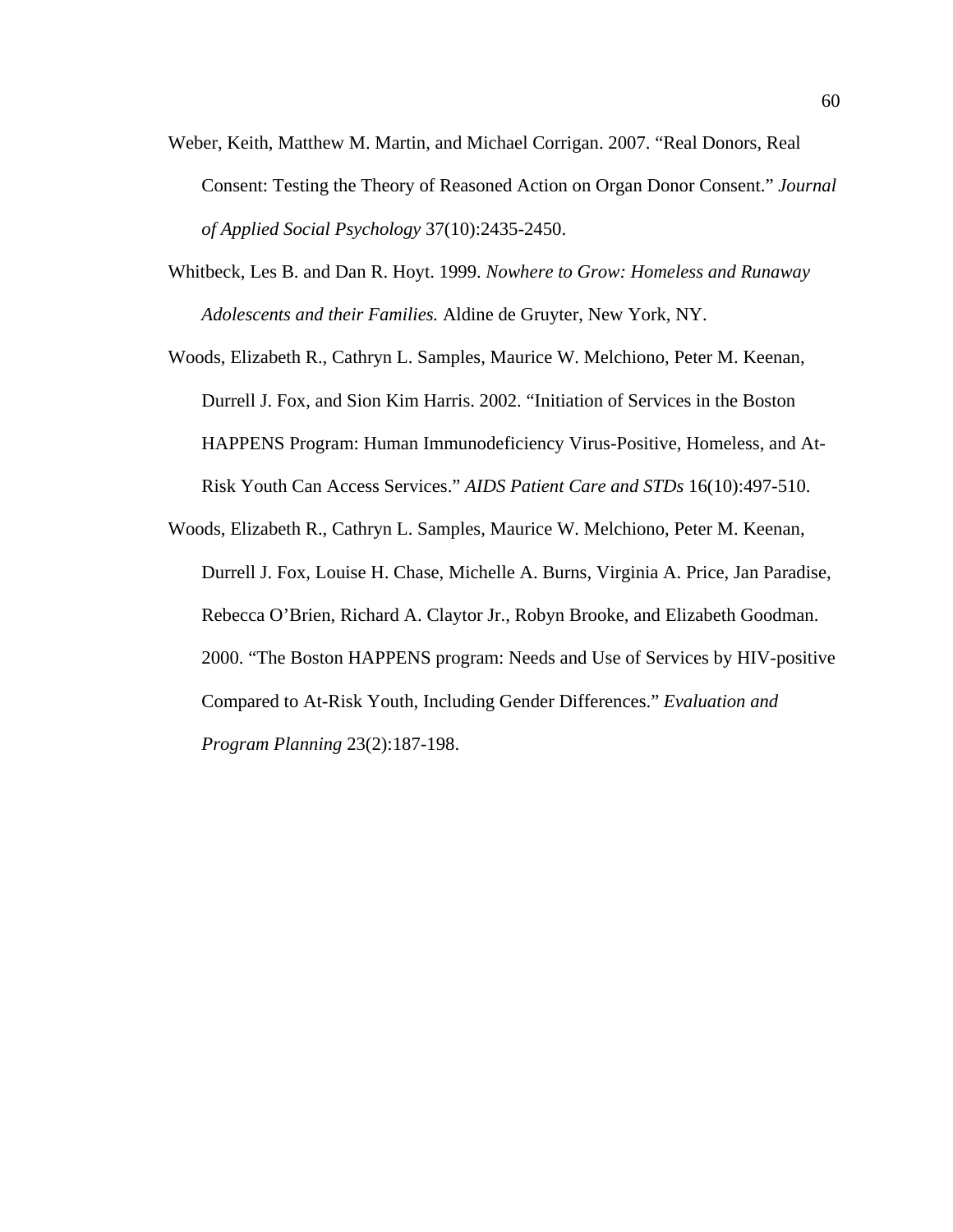Weber, Keith, Matthew M. Martin, and Michael Corrigan. 2007. "Real Donors, Real Consent: Testing the Theory of Reasoned Action on Organ Donor Consent." *Journal of Applied Social Psychology* 37(10):2435-2450.

Whitbeck, Les B. and Dan R. Hoyt. 1999. *Nowhere to Grow: Homeless and Runaway Adolescents and their Families.* Aldine de Gruyter, New York, NY.

Woods, Elizabeth R., Cathryn L. Samples, Maurice W. Melchiono, Peter M. Keenan, Durrell J. Fox, and Sion Kim Harris. 2002. "Initiation of Services in the Boston HAPPENS Program: Human Immunodeficiency Virus-Positive, Homeless, and At-Risk Youth Can Access Services." *AIDS Patient Care and STDs* 16(10):497-510.

Woods, Elizabeth R., Cathryn L. Samples, Maurice W. Melchiono, Peter M. Keenan, Durrell J. Fox, Louise H. Chase, Michelle A. Burns, Virginia A. Price, Jan Paradise, Rebecca O'Brien, Richard A. Claytor Jr., Robyn Brooke, and Elizabeth Goodman. 2000. "The Boston HAPPENS program: Needs and Use of Services by HIV-positive Compared to At-Risk Youth, Including Gender Differences." *Evaluation and Program Planning* 23(2):187-198.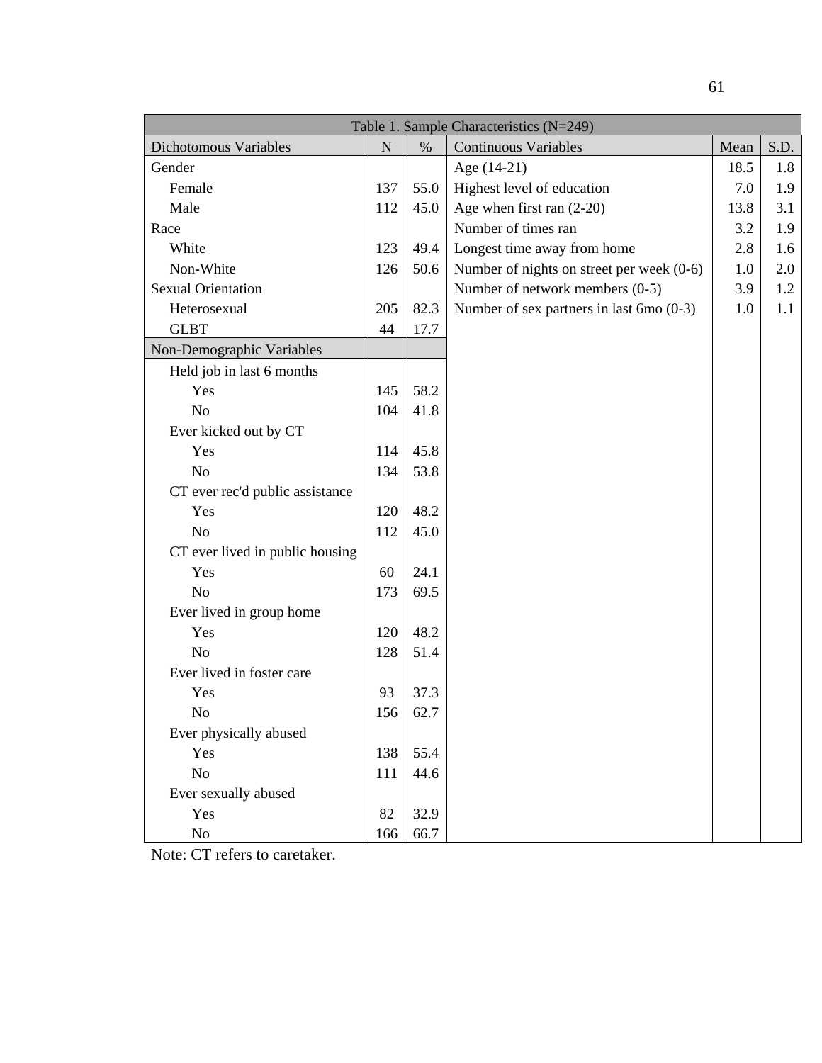Table 1. Sample Characteristics (N=249)

| Dichotomous Variables | N | % | Continuous Variables | Mean | S.D. |
|---|---|---|---|---|---|
| Gender | | | Age (14-21) | 18.5 | 1.8 |
| Female | 137 | 55.0 | Highest level of education | 7.0 | 1.9 |
| Male | 112 | 45.0 | Age when first ran (2-20) | 13.8 | 3.1 |
| Race | | | Number of times ran | 3.2 | 1.9 |
| White | 123 | 49.4 | Longest time away from home | 2.8 | 1.6 |
| Non-White | 126 | 50.6 | Number of nights on street per week (0-6) | 1.0 | 2.0 |
| Sexual Orientation | | | Number of network members (0-5) | 3.9 | 1.2 |
| Heterosexual | 205 | 82.3 | Number of sex partners in last 6mo (0-3) | 1.0 | 1.1 |
| GLBT | 44 | 17.7 | | | |
| Non-Demographic Variables | | | | | |
| Held job in last 6 months | | | | | |
| Yes | 145 | 58.2 | | | |
| No | 104 | 41.8 | | | |
| Ever kicked out by CT | | | | | |
| Yes | 114 | 45.8 | | | |
| No | 134 | 53.8 | | | |
| CT ever rec'd public assistance | | | | | |
| Yes | 120 | 48.2 | | | |
| No | 112 | 45.0 | | | |
| CT ever lived in public housing | | | | | |
| Yes | 60 | 24.1 | | | |
| No | 173 | 69.5 | | | |
| Ever lived in group home | | | | | |
| Yes | 120 | 48.2 | | | |
| No | 128 | 51.4 | | | |
| Ever lived in foster care | | | | | |
| Yes | 93 | 37.3 | | | |
| No | 156 | 62.7 | | | |
| Ever physically abused | | | | | |
| Yes | 138 | 55.4 | | | |
| No | 111 | 44.6 | | | |
| Ever sexually abused | | | | | |
| Yes | 82 | 32.9 | | | |
| No | 166 | 66.7 | | | |

Note: CT refers to caretaker.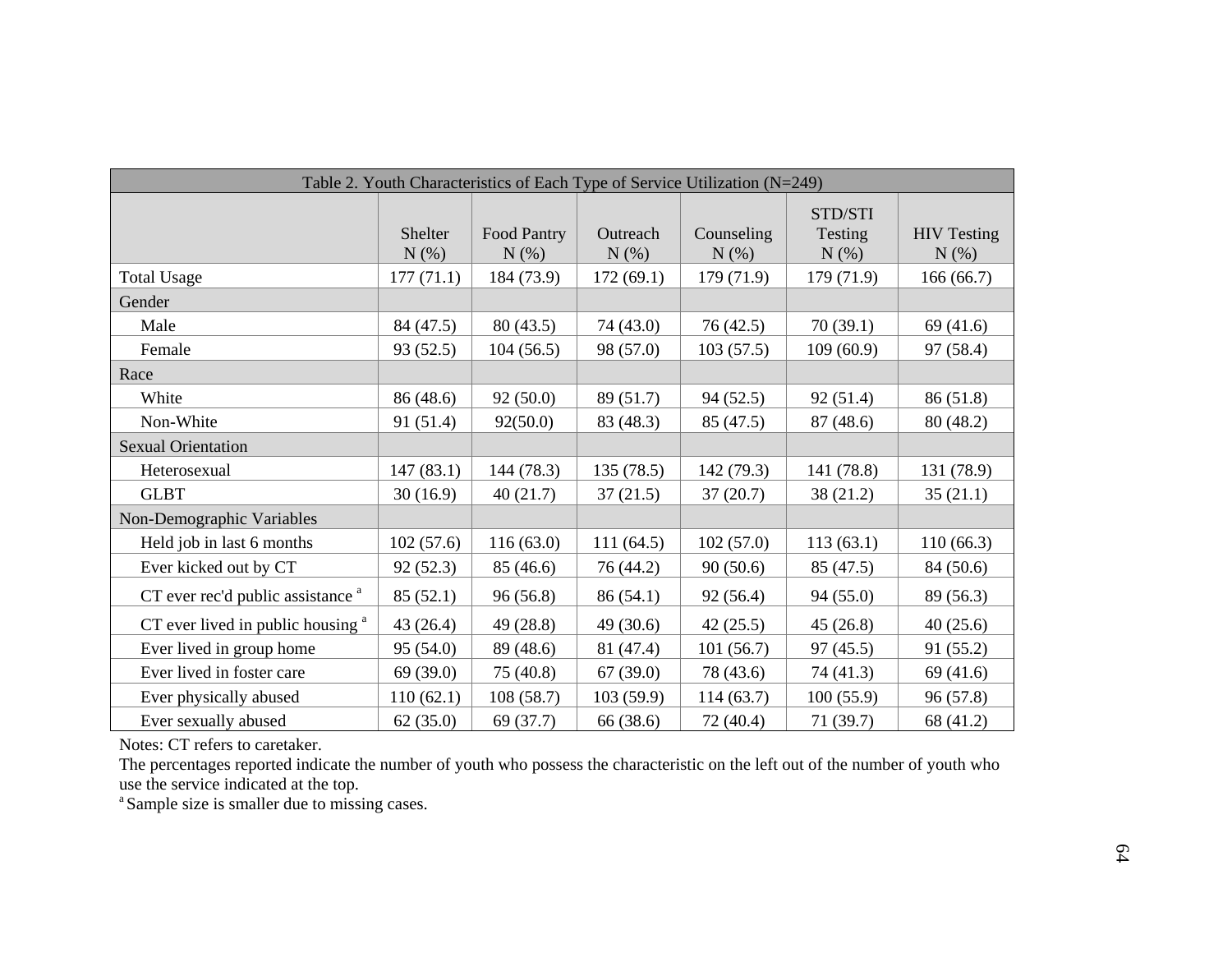| Table 2. Youth Characteristics of Each Type of Service Utilization (N=249) | | | | | | |
|---|---|---|---|---|---|---|
| | Shelter N (%) | Food Pantry N (%) | Outreach N (%) | Counseling N (%) | STD/STI Testing N (%) | HIV Testing N (%) |
| Total Usage | 177 (71.1) | 184 (73.9) | 172 (69.1) | 179 (71.9) | 179 (71.9) | 166 (66.7) |
| Gender | | | | | | |
| Male | 84 (47.5) | 80 (43.5) | 74 (43.0) | 76 (42.5) | 70 (39.1) | 69 (41.6) |
| Female | 93 (52.5) | 104 (56.5) | 98 (57.0) | 103 (57.5) | 109 (60.9) | 97 (58.4) |
| Race | | | | | | |
| White | 86 (48.6) | 92 (50.0) | 89 (51.7) | 94 (52.5) | 92 (51.4) | 86 (51.8) |
| Non-White | 91 (51.4) | 92(50.0) | 83 (48.3) | 85 (47.5) | 87 (48.6) | 80 (48.2) |
| Sexual Orientation | | | | | | |
| Heterosexual | 147 (83.1) | 144 (78.3) | 135 (78.5) | 142 (79.3) | 141 (78.8) | 131 (78.9) |
| GLBT | 30 (16.9) | 40 (21.7) | 37 (21.5) | 37 (20.7) | 38 (21.2) | 35 (21.1) |
| Non-Demographic Variables | | | | | | |
| Held job in last 6 months | 102 (57.6) | 116 (63.0) | 111 (64.5) | 102 (57.0) | 113 (63.1) | 110 (66.3) |
| Ever kicked out by CT | 92 (52.3) | 85 (46.6) | 76 (44.2) | 90 (50.6) | 85 (47.5) | 84 (50.6) |
| CT ever rec'd public assistance [a] | 85 (52.1) | 96 (56.8) | 86 (54.1) | 92 (56.4) | 94 (55.0) | 89 (56.3) |
| CT ever lived in public housing [a] | 43 (26.4) | 49 (28.8) | 49 (30.6) | 42 (25.5) | 45 (26.8) | 40 (25.6) |
| Ever lived in group home | 95 (54.0) | 89 (48.6) | 81 (47.4) | 101 (56.7) | 97 (45.5) | 91 (55.2) |
| Ever lived in foster care | 69 (39.0) | 75 (40.8) | 67 (39.0) | 78 (43.6) | 74 (41.3) | 69 (41.6) |
| Ever physically abused | 110 (62.1) | 108 (58.7) | 103 (59.9) | 114 (63.7) | 100 (55.9) | 96 (57.8) |
| Ever sexually abused | 62 (35.0) | 69 (37.7) | 66 (38.6) | 72 (40.4) | 71 (39.7) | 68 (41.2) |

Notes: CT refers to caretaker.

The percentages reported indicate the number of youth who possess the characteristic on the left out of the number of youth who use the service indicated at the top.

[a] Sample size is smaller due to missing cases.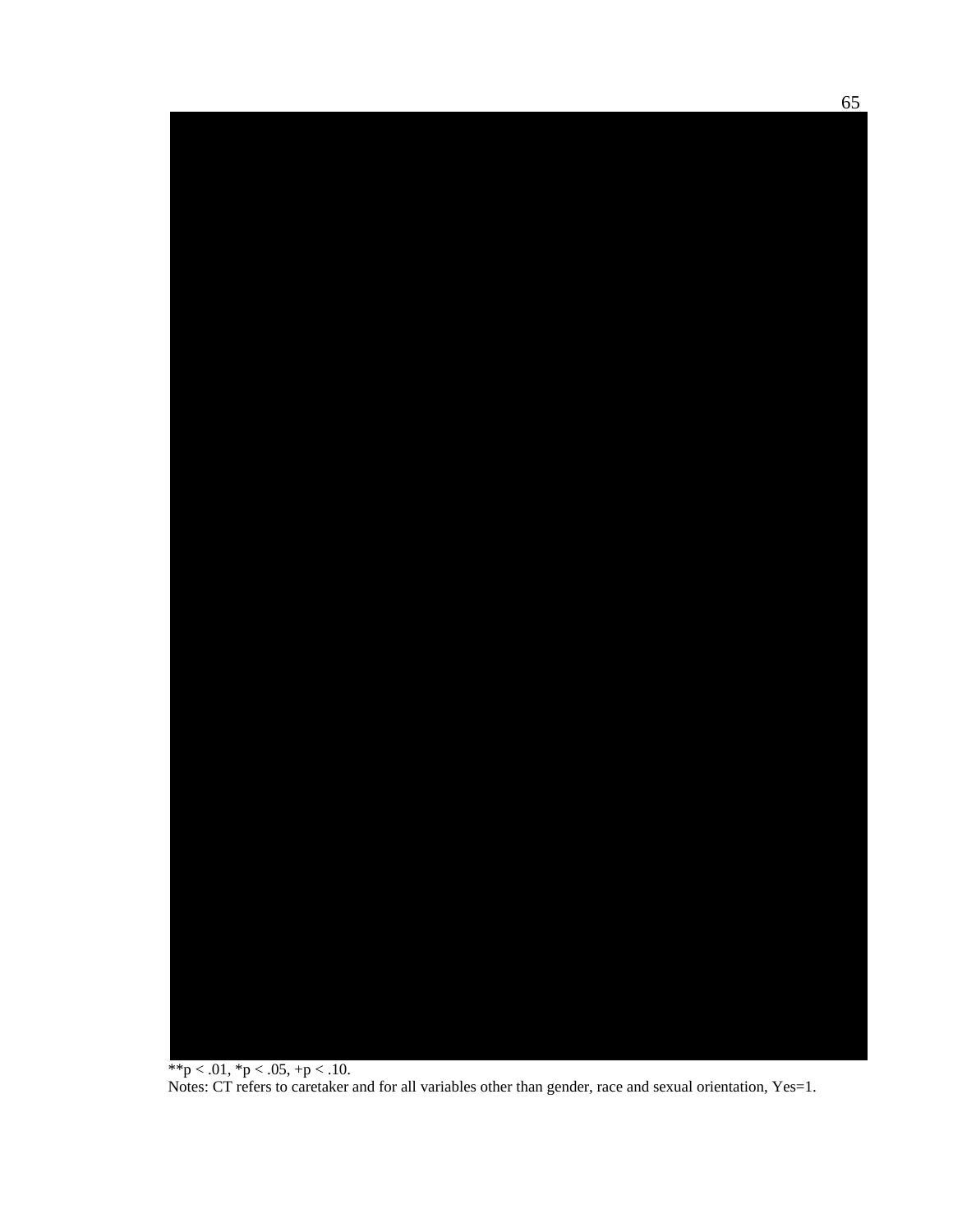**p < .01, *p < .05, +p < .10.

Notes: CT refers to caretaker and for all variables other than gender, race and sexual orientation, Yes=1.